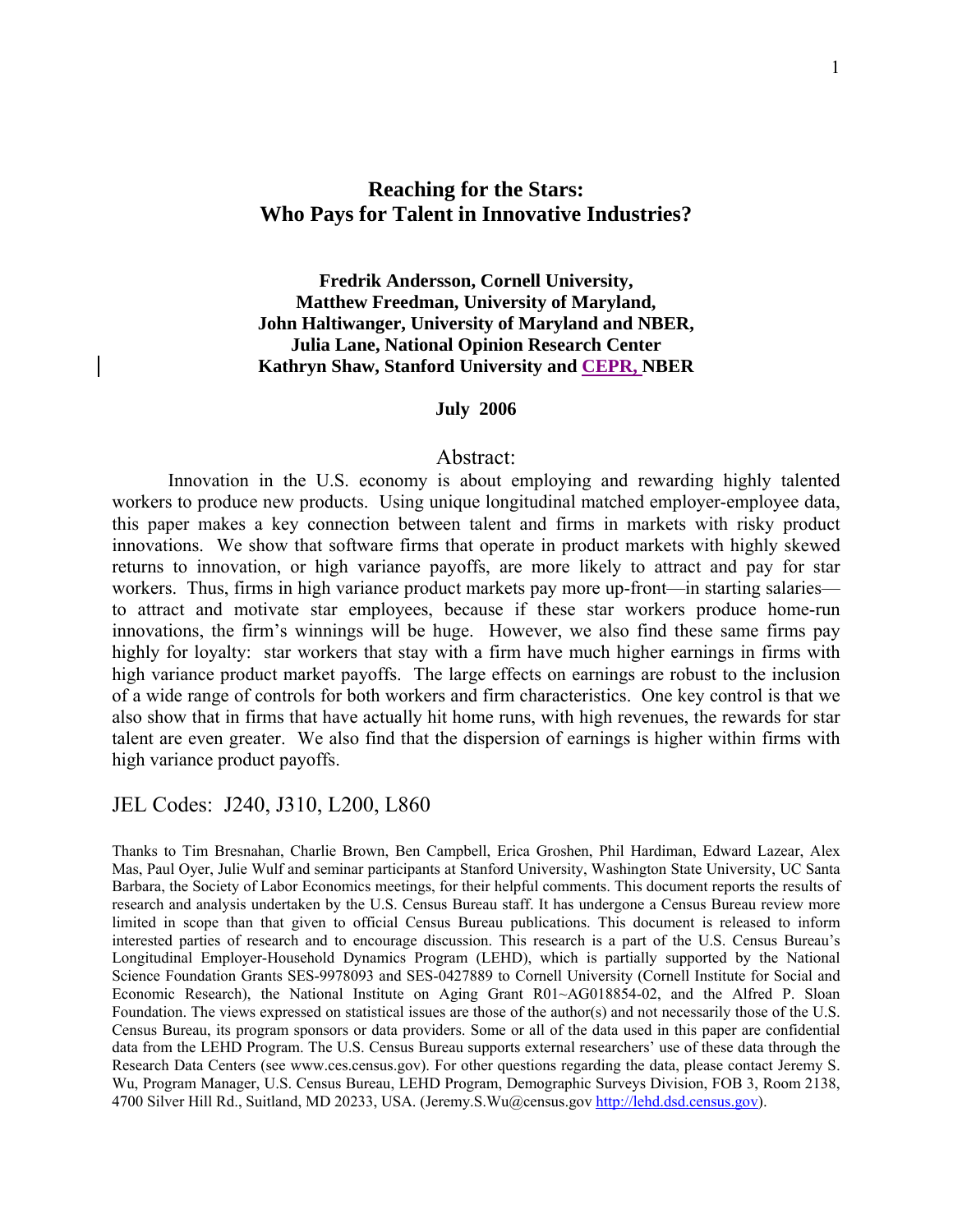# Reaching for the Stars: Who Pays for Talent in Innovative Industries?

**Fredrik Andersson, Cornell University,**
**Matthew Freedman, University of Maryland,**
**John Haltiwanger, University of Maryland and NBER,**
**Julia Lane, National Opinion Research Center**
**Kathryn Shaw, Stanford University and CEPR, NBER**

**July 2006**

## Abstract:

Innovation in the U.S. economy is about employing and rewarding highly talented workers to produce new products. Using unique longitudinal matched employer-employee data, this paper makes a key connection between talent and firms in markets with risky product innovations. We show that software firms that operate in product markets with highly skewed returns to innovation, or high variance payoffs, are more likely to attract and pay for star workers. Thus, firms in high variance product markets pay more up-front—in starting salaries—to attract and motivate star employees, because if these star workers produce home-run innovations, the firm's winnings will be huge. However, we also find these same firms pay highly for loyalty: star workers that stay with a firm have much higher earnings in firms with high variance product market payoffs. The large effects on earnings are robust to the inclusion of a wide range of controls for both workers and firm characteristics. One key control is that we also show that in firms that have actually hit home runs, with high revenues, the rewards for star talent are even greater. We also find the dispersion of earnings is higher within firms with high variance product payoffs.

JEL Codes: J240, J310, L200, L860

Thanks to Tim Bresnahan, Charlie Brown, Ben Campbell, Erica Groshen, Phil Hardiman, Edward Lazear, Alex Mas, Paul Oyer, Julie Wulf and seminar participants at Stanford University, Washington State University, UC Santa Barbara, the Society of Labor Economics meetings, for their helpful comments. This document reports the results of research and analysis undertaken by the U.S. Census Bureau staff. It has undergone a Census Bureau review more limited in scope than that given to official Census Bureau publications. This document is released to inform interested parties of research and to encourage discussion. This research is a part of the U.S. Census Bureau's Longitudinal Employer-Household Dynamics Program (LEHD), which is partially supported by the National Science Foundation Grants SES-9978093 and SES-0427889 to Cornell University (Cornell Institute for Social and Economic Research), the National Institute on Aging Grant R01~AG018854-02, and the Alfred P. Sloan Foundation. The views expressed on statistical issues are those of the author(s) and not necessarily those of the U.S. Census Bureau, its program sponsors or data providers. Some or all of the data used in this paper are confidential data from the LEHD Program. The U.S. Census Bureau supports external researchers' use of these data through the Research Data Centers (see www.ces.census.gov). For other questions regarding the data, please contact Jeremy S. Wu, Program Manager, U.S. Census Bureau, LEHD Program, Demographic Surveys Division, FOB 3, Room 2138, 4700 Silver Hill Rd., Suitland, MD 20233, USA. (Jeremy.S.Wu@census.gov http://lehd.dsd.census.gov).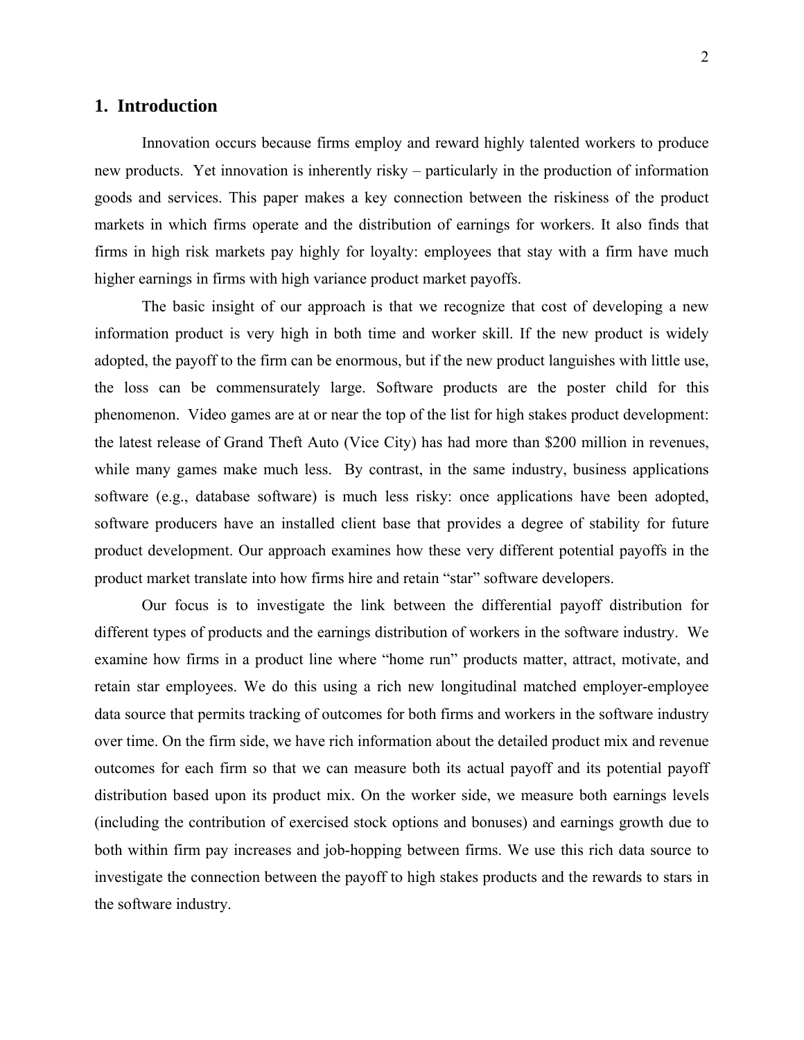## 1. Introduction

Innovation occurs because firms employ and reward highly talented workers to produce new products. Yet innovation is inherently risky – particularly in the production of information goods and services. This paper makes a key connection between the riskiness of the product markets in which firms operate and the distribution of earnings for workers. It also finds that firms in high risk markets pay highly for loyalty: employees that stay with a firm have much higher earnings in firms with high variance product market payoffs.

The basic insight of our approach is that we recognize that cost of developing a new information product is very high in both time and worker skill. If the new product is widely adopted, the payoff to the firm can be enormous, but if the new product languishes with little use, the loss can be commensurately large. Software products are the poster child for this phenomenon. Video games are at or near the top of the list for high stakes product development: the latest release of Grand Theft Auto (Vice City) has had more than $200 million in revenues, while many games make much less. By contrast, in the same industry, business applications software (e.g., database software) is much less risky: once applications have been adopted, software producers have an installed client base that provides a degree of stability for future product development. Our approach examines how these very different potential payoffs in the product market translate into how firms hire and retain "star" software developers.

Our focus is to investigate the link between the differential payoff distribution for different types of products and the earnings distribution of workers in the software industry. We examine how firms in a product line where "home run" products matter, attract, motivate, and retain star employees. We do this using a rich new longitudinal matched employer-employee data source that permits tracking of outcomes for both firms and workers in the software industry over time. On the firm side, we have rich information about the detailed product mix and revenue outcomes for each firm so that we can measure both its actual payoff and its potential payoff distribution based upon its product mix. On the worker side, we measure both earnings levels (including the contribution of exercised stock options and bonuses) and earnings growth due to both within firm pay increases and job-hopping between firms. We use this rich data source to investigate the connection between the payoff to high stakes products and the rewards to stars in the software industry.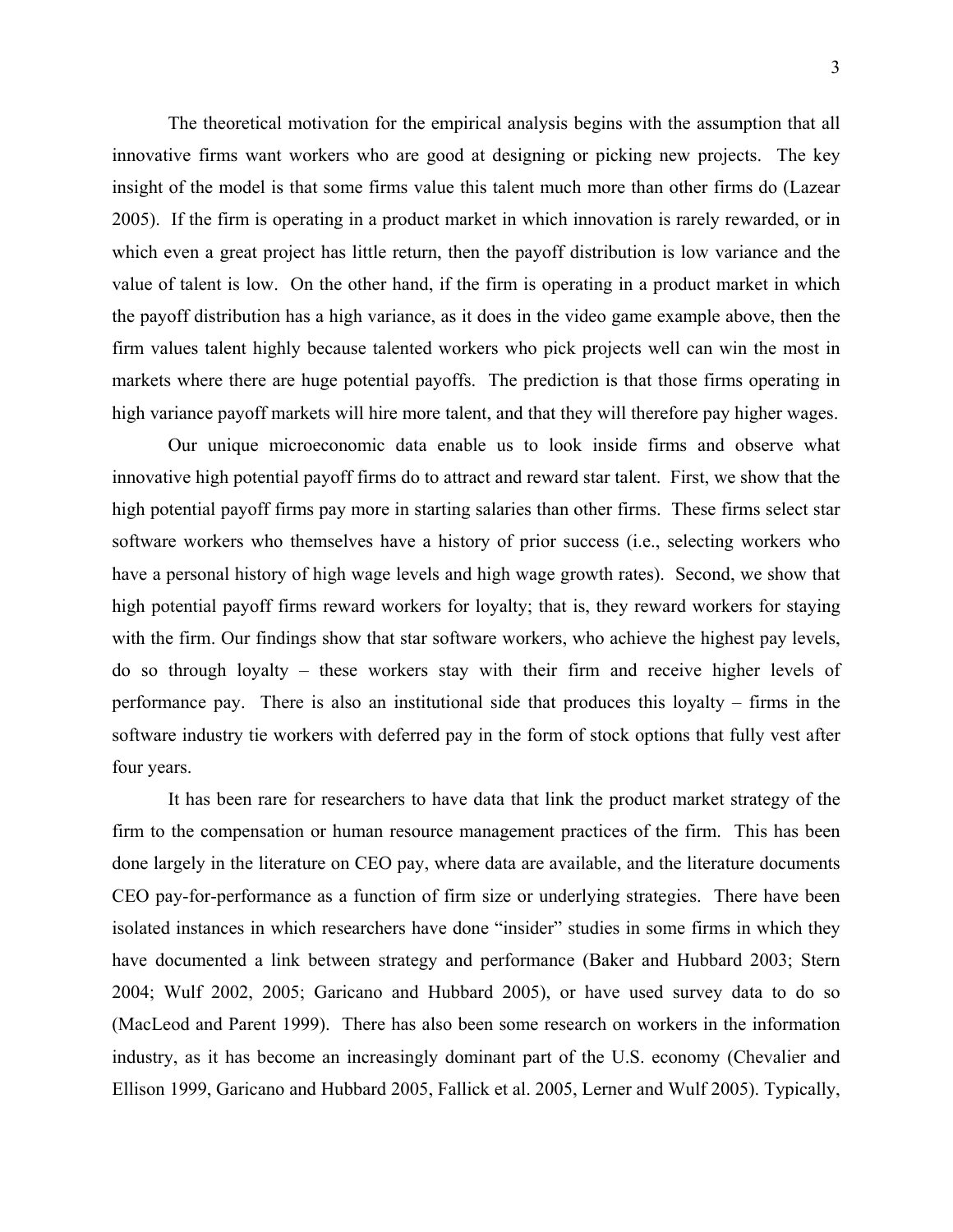The theoretical motivation for the empirical analysis begins with the assumption that all innovative firms want workers who are good at designing or picking new projects. The key insight of the model is that some firms value this talent much more than other firms do (Lazear 2005). If the firm is operating in a product market in which innovation is rarely rewarded, or in which even a great project has little return, then the payoff distribution is low variance and the value of talent is low. On the other hand, if the firm is operating in a product market in which the payoff distribution has a high variance, as it does in the video game example above, then the firm values talent highly because talented workers who pick projects well can win the most in markets where there are huge potential payoffs. The prediction is that those firms operating in high variance payoff markets will hire more talent, and that they will therefore pay higher wages.

Our unique microeconomic data enable us to look inside firms and observe what innovative high potential payoff firms do to attract and reward star talent. First, we show that the high potential payoff firms pay more in starting salaries than other firms. These firms select star software workers who themselves have a history of prior success (i.e., selecting workers who have a personal history of high wage levels and high wage growth rates). Second, we show that high potential payoff firms reward workers for loyalty; that is, they reward workers for staying with the firm. Our findings show that star software workers, who achieve the highest pay levels, do so through loyalty – these workers stay with their firm and receive higher levels of performance pay. There is also an institutional side that produces this loyalty – firms in the software industry tie workers with deferred pay in the form of stock options that fully vest after four years.

It has been rare for researchers to have data that link the product market strategy of the firm to the compensation or human resource management practices of the firm. This has been done largely in the literature on CEO pay, where data are available, and the literature documents CEO pay-for-performance as a function of firm size or underlying strategies. There have been isolated instances in which researchers have done "insider" studies in some firms in which they have documented a link between strategy and performance (Baker and Hubbard 2003; Stern 2004; Wulf 2002, 2005; Garicano and Hubbard 2005), or have used survey data to do so (MacLeod and Parent 1999). There has also been some research on workers in the information industry, as it has become an increasingly dominant part of the U.S. economy (Chevalier and Ellison 1999, Garicano and Hubbard 2005, Fallick et al. 2005, Lerner and Wulf 2005). Typically,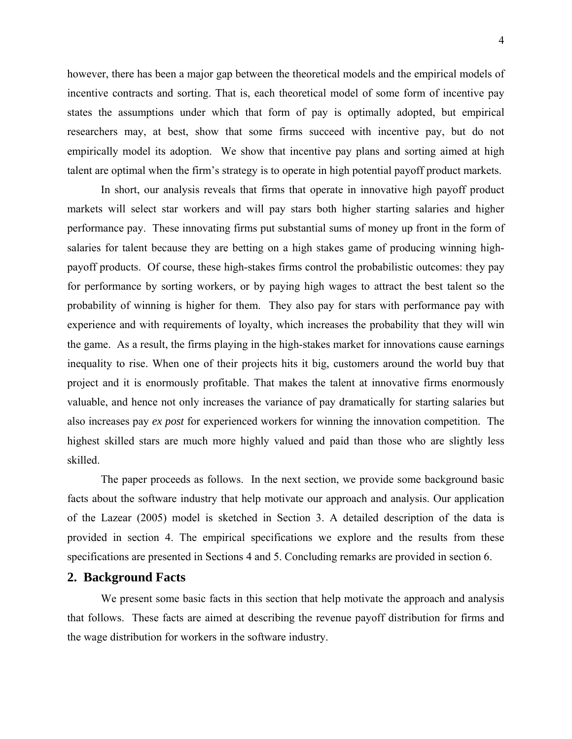however, there has been a major gap between the theoretical models and the empirical models of incentive contracts and sorting. That is, each theoretical model of some form of incentive pay states the assumptions under which that form of pay is optimally adopted, but empirical researchers may, at best, show that some firms succeed with incentive pay, but do not empirically model its adoption. We show that incentive pay plans and sorting aimed at high talent are optimal when the firm's strategy is to operate in high potential payoff product markets.

In short, our analysis reveals that firms that operate in innovative high payoff product markets will select star workers and will pay stars both higher starting salaries and higher performance pay. These innovating firms put substantial sums of money up front in the form of salaries for talent because they are betting on a high stakes game of producing winning high-payoff products. Of course, these high-stakes firms control the probabilistic outcomes: they pay for performance by sorting workers, or by paying high wages to attract the best talent so the probability of winning is higher for them. They also pay for stars with performance pay with experience and with requirements of loyalty, which increases the probability that they will win the game. As a result, the firms playing in the high-stakes market for innovations cause earnings inequality to rise. When one of their projects hits it big, customers around the world buy that project and it is enormously profitable. That makes the talent at innovative firms enormously valuable, and hence not only increases the variance of pay dramatically for starting salaries but also increases pay *ex post* for experienced workers for winning the innovation competition. The highest skilled stars are much more highly valued and paid than those who are slightly less skilled.

The paper proceeds as follows. In the next section, we provide some background basic facts about the software industry that help motivate our approach and analysis. Our application of the Lazear (2005) model is sketched in Section 3. A detailed description of the data is provided in section 4. The empirical specifications we explore and the results from these specifications are presented in Sections 4 and 5. Concluding remarks are provided in section 6.

## 2. Background Facts

We present some basic facts in this section that help motivate the approach and analysis that follows. These facts are aimed at describing the revenue payoff distribution for firms and the wage distribution for workers in the software industry.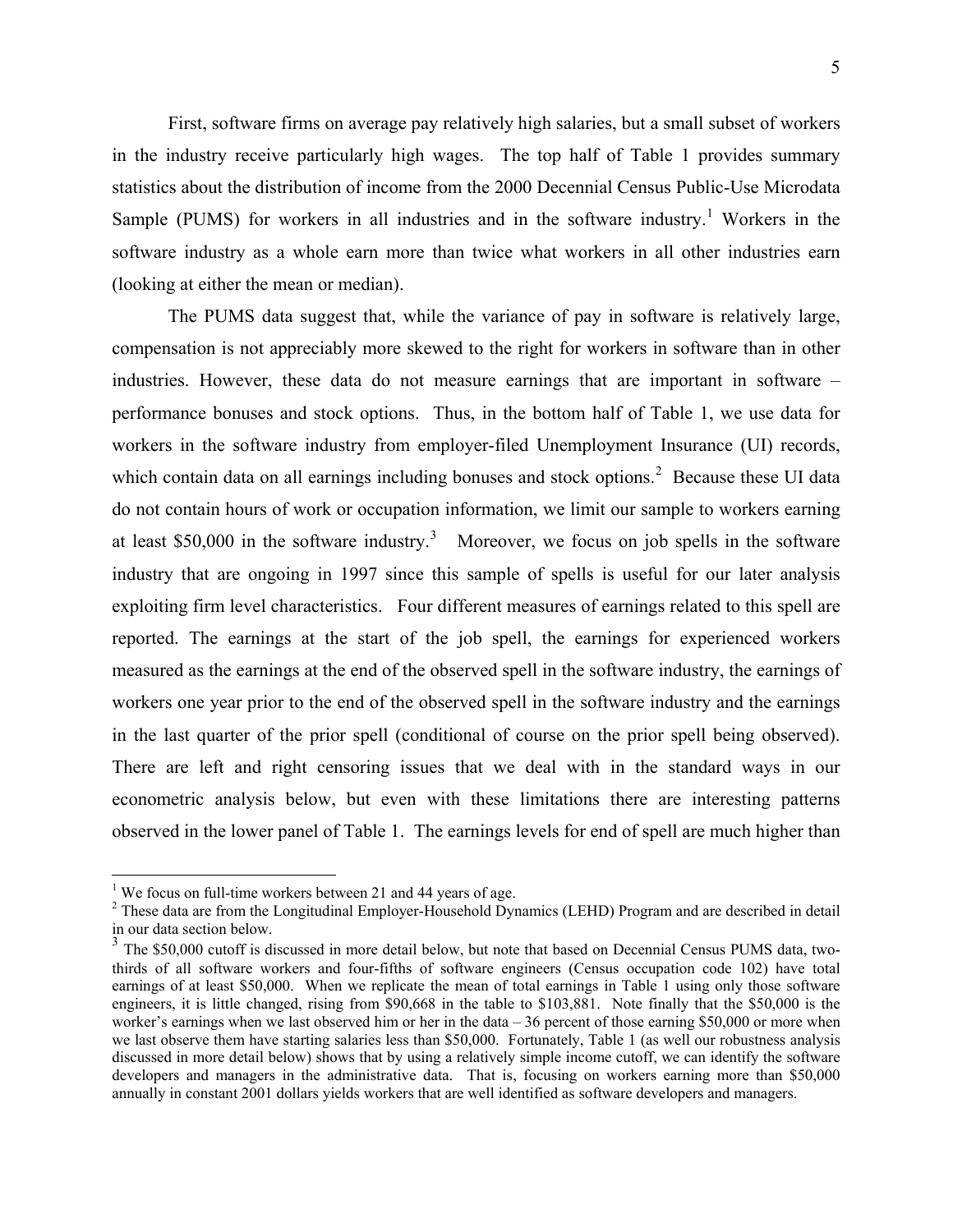First, software firms on average pay relatively high salaries, but a small subset of workers in the industry receive particularly high wages. The top half of Table 1 provides summary statistics about the distribution of income from the 2000 Decennial Census Public-Use Microdata Sample (PUMS) for workers in all industries and in the software industry.[1] Workers in the software industry as a whole earn more than twice what workers in all other industries earn (looking at either the mean or median).

The PUMS data suggest that, while the variance of pay in software is relatively large, compensation is not appreciably more skewed to the right for workers in software than in other industries. However, these data do not measure earnings that are important in software – performance bonuses and stock options. Thus, in the bottom half of Table 1, we use data for workers in the software industry from employer-filed Unemployment Insurance (UI) records, which contain data on all earnings including bonuses and stock options.[2] Because these UI data do not contain hours of work or occupation information, we limit our sample to workers earning at least $50,000 in the software industry.[3] Moreover, we focus on job spells in the software industry that are ongoing in 1997 since this sample of spells is useful for our later analysis exploiting firm level characteristics. Four different measures of earnings related to this spell are reported. The earnings at the start of the job spell, the earnings for experienced workers measured as the earnings at the end of the observed spell in the software industry, the earnings of workers one year prior to the end of the observed spell in the software industry and the earnings in the last quarter of the prior spell (conditional of course on the prior spell being observed). There are left and right censoring issues that we deal with in the standard ways in our econometric analysis below, but even with these limitations there are interesting patterns observed in the lower panel of Table 1. The earnings levels for end of spell are much higher than

---

[1] We focus on full-time workers between 21 and 44 years of age.

[2] These data are from the Longitudinal Employer-Household Dynamics (LEHD) Program and are described in detail in our data section below.

[3] The $50,000 cutoff is discussed in more detail below, but note that based on Decennial Census PUMS data, two-thirds of all software workers and four-fifths of software engineers (Census occupation code 102) have total earnings of at least $50,000. When we replicate the mean of total earnings in Table 1 using only those software engineers, it is little changed, rising from $90,668 in the table to $103,881. Note finally that the $50,000 is the worker's earnings when we last observed him or her in the data – 36 percent of those earning $50,000 or more when we last observe them have starting salaries less than $50,000. Fortunately, Table 1 (as well our robustness analysis discussed in more detail below) shows that by using a relatively simple income cutoff, we can identify the software developers and managers in the administrative data. That is, focusing on workers earning more than $50,000 annually in constant 2001 dollars yields workers that are well identified as software developers and managers.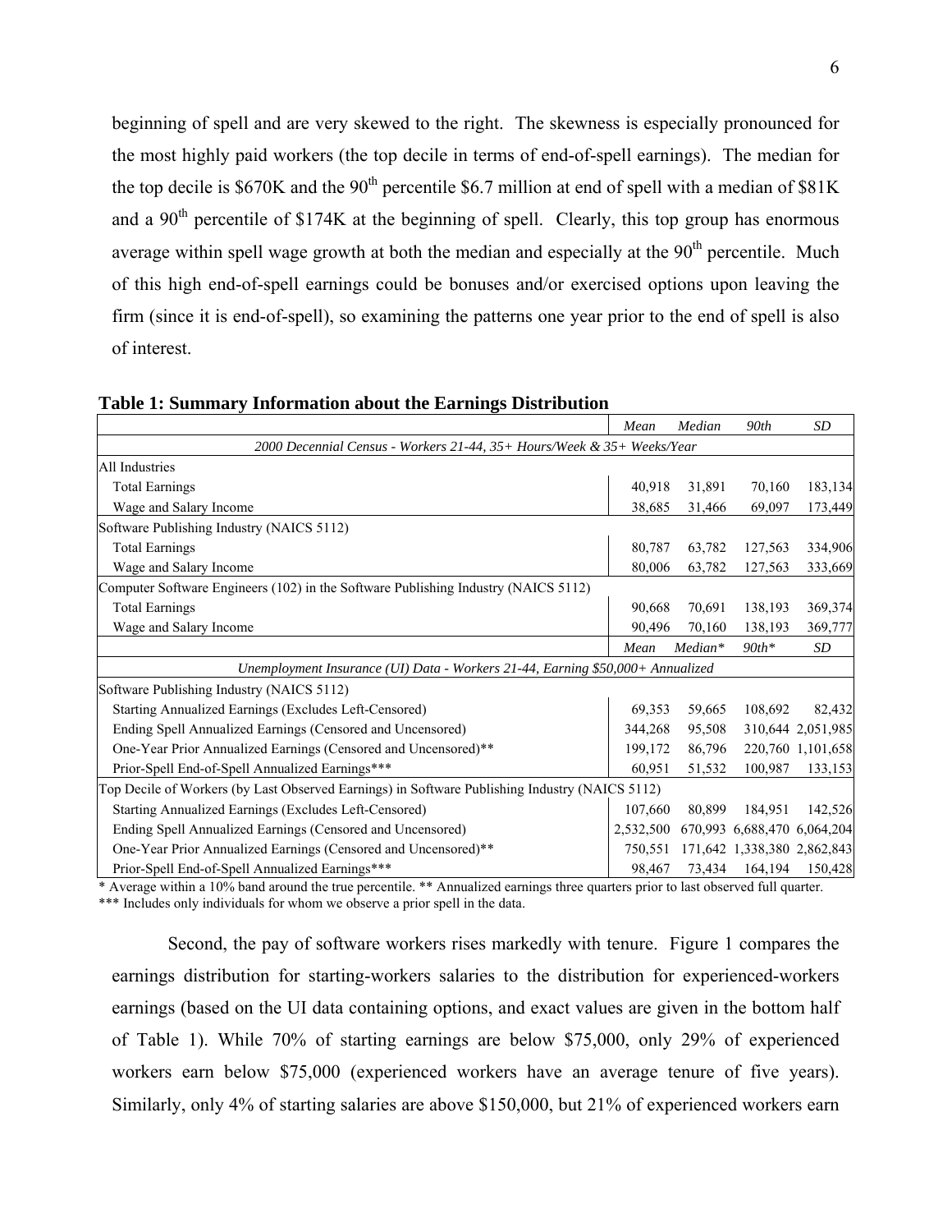beginning of spell and are very skewed to the right. The skewness is especially pronounced for the most highly paid workers (the top decile in terms of end-of-spell earnings). The median for the top decile is \$670K and the 90[th] percentile \$6.7 million at end of spell with a median of \$81K and a 90[th] percentile of \$174K at the beginning of spell. Clearly, this top group has enormous average within spell wage growth at both the median and especially at the 90[th] percentile. Much of this high end-of-spell earnings could be bonuses and/or exercised options upon leaving the firm (since it is end-of-spell), so examining the patterns one year prior to the end of spell is also of interest.

**Table 1: Summary Information about the Earnings Distribution**

| | *Mean* | *Median* | *90th* | *SD* |
|---|---|---|---|---|
| *2000 Decennial Census - Workers 21-44, 35+ Hours/Week & 35+ Weeks/Year* | | | | |
| All Industries | | | | |
| Total Earnings | 40,918 | 31,891 | 70,160 | 183,134 |
| Wage and Salary Income | 38,685 | 31,466 | 69,097 | 173,449 |
| Software Publishing Industry (NAICS 5112) | | | | |
| Total Earnings | 80,787 | 63,782 | 127,563 | 334,906 |
| Wage and Salary Income | 80,006 | 63,782 | 127,563 | 333,669 |
| Computer Software Engineers (102) in the Software Publishing Industry (NAICS 5112) | | | | |
| Total Earnings | 90,668 | 70,691 | 138,193 | 369,374 |
| Wage and Salary Income | 90,496 | 70,160 | 138,193 | 369,777 |
| | *Mean* | *Median\** | *90th\** | *SD* |
| *Unemployment Insurance (UI) Data - Workers 21-44, Earning \$50,000+ Annualized* | | | | |
| Software Publishing Industry (NAICS 5112) | | | | |
| Starting Annualized Earnings (Excludes Left-Censored) | 69,353 | 59,665 | 108,692 | 82,432 |
| Ending Spell Annualized Earnings (Censored and Uncensored) | 344,268 | 95,508 | 310,644 | 2,051,985 |
| One-Year Prior Annualized Earnings (Censored and Uncensored)** | 199,172 | 86,796 | 220,760 | 1,101,658 |
| Prior-Spell End-of-Spell Annualized Earnings*** | 60,951 | 51,532 | 100,987 | 133,153 |
| Top Decile of Workers (by Last Observed Earnings) in Software Publishing Industry (NAICS 5112) | | | | |
| Starting Annualized Earnings (Excludes Left-Censored) | 107,660 | 80,899 | 184,951 | 142,526 |
| Ending Spell Annualized Earnings (Censored and Uncensored) | 2,532,500 | 670,993 | 6,688,470 | 6,064,204 |
| One-Year Prior Annualized Earnings (Censored and Uncensored)** | 750,551 | 171,642 | 1,338,380 | 2,862,843 |
| Prior-Spell End-of-Spell Annualized Earnings*** | 98,467 | 73,434 | 164,194 | 150,428 |

\* Average within a 10% band around the true percentile. ** Annualized earnings three quarters prior to last observed full quarter.
*** Includes only individuals for whom we observe a prior spell in the data.

Second, the pay of software workers rises markedly with tenure. Figure 1 compares the earnings distribution for starting-workers salaries to the distribution for experienced-workers earnings (based on the UI data containing options, and exact values are given in the bottom half of Table 1). While 70% of starting earnings are below \$75,000, only 29% of experienced workers earn below \$75,000 (experienced workers have an average tenure of five years). Similarly, only 4% of starting salaries are above \$150,000, but 21% of experienced workers earn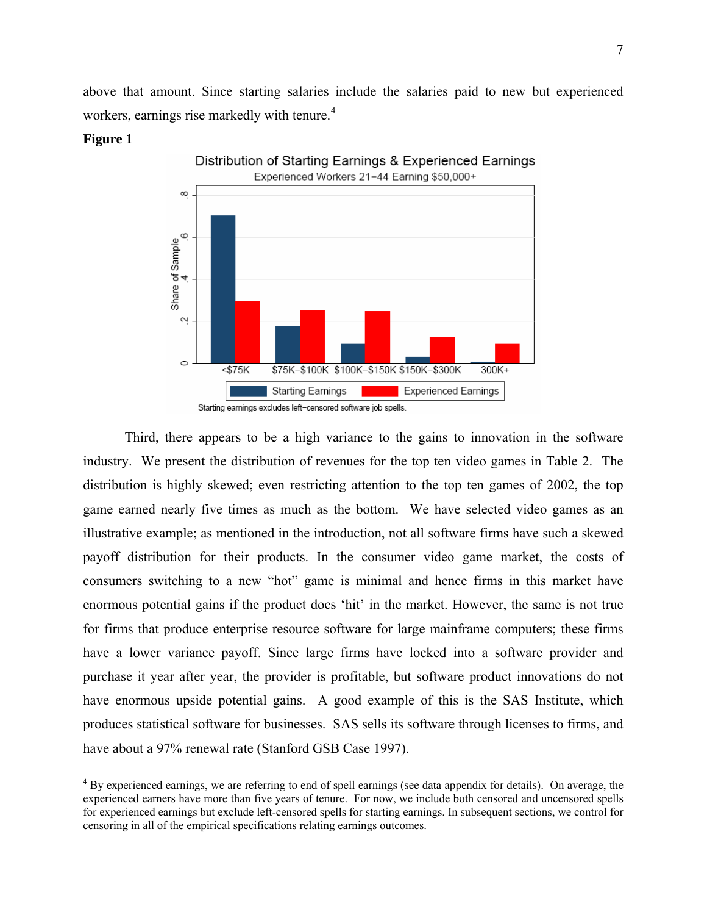above that amount. Since starting salaries include the salaries paid to new but experienced workers, earnings rise markedly with tenure.[4]

**Figure 1**

Distribution of Starting Earnings & Experienced Earnings
Experienced Workers 21−44 Earning $50,000+

Starting earnings excludes left−censored software job spells.

Third, there appears to be a high variance to the gains to innovation in the software industry. We present the distribution of revenues for the top ten video games in Table 2. The distribution is highly skewed; even restricting attention to the top ten games of 2002, the top game earned nearly five times as much as the bottom. We have selected video games as an illustrative example; as mentioned in the introduction, not all software firms have such a skewed payoff distribution for their products. In the consumer video game market, the costs of consumers switching to a new "hot" game is minimal and hence firms in this market have enormous potential gains if the product does 'hit' in the market. However, the same is not true for firms that produce enterprise resource software for large mainframe computers; these firms have a lower variance payoff. Since large firms have locked into a software provider and purchase it year after year, the provider is profitable, but software product innovations do not have enormous upside potential gains. A good example of this is the SAS Institute, which produces statistical software for businesses. SAS sells its software through licenses to firms, and have about a 97% renewal rate (Stanford GSB Case 1997).

---

[4] By experienced earnings, we are referring to end of spell earnings (see data appendix for details). On average, the experienced earners have more than five years of tenure. For now, we include both censored and uncensored spells for experienced earnings but exclude left-censored spells for starting earnings. In subsequent sections, we control for censoring in all of the empirical specifications relating earnings outcomes.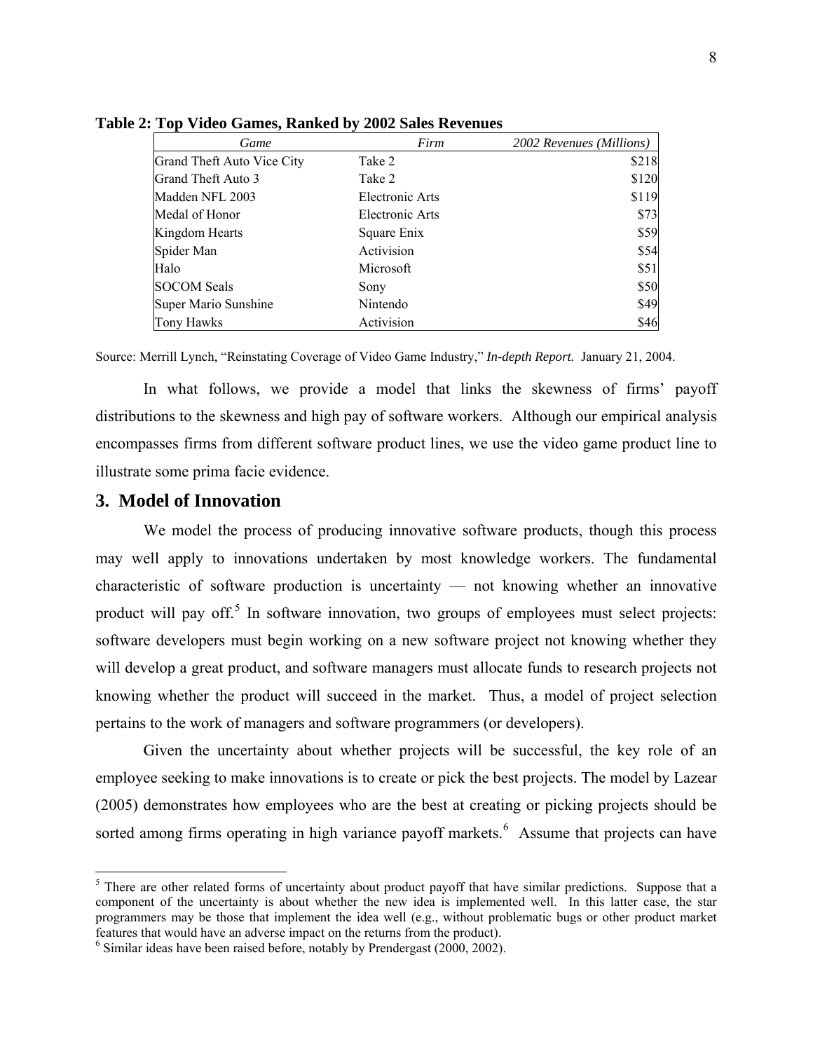**Table 2: Top Video Games, Ranked by 2002 Sales Revenues**

| *Game* | *Firm* | *2002 Revenues (Millions)* |
|---|---|---|
| Grand Theft Auto Vice City | Take 2 | $218 |
| Grand Theft Auto 3 | Take 2 | $120 |
| Madden NFL 2003 | Electronic Arts | $119 |
| Medal of Honor | Electronic Arts | $73 |
| Kingdom Hearts | Square Enix | $59 |
| Spider Man | Activision | $54 |
| Halo | Microsoft | $51 |
| SOCOM Seals | Sony | $50 |
| Super Mario Sunshine | Nintendo | $49 |
| Tony Hawks | Activision | $46 |

Source: Merrill Lynch, "Reinstating Coverage of Video Game Industry," ***In-depth Report.*** January 21, 2004.

In what follows, we provide a model that links the skewness of firms' payoff distributions to the skewness and high pay of software workers. Although our empirical analysis encompasses firms from different software product lines, we use the video game product line to illustrate some prima facie evidence.

## 3. Model of Innovation

We model the process of producing innovative software products, though this process may well apply to innovations undertaken by most knowledge workers. The fundamental characteristic of software production is uncertainty — not knowing whether an innovative product will pay off.[5] In software innovation, two groups of employees must select projects: software developers must begin working on a new software project not knowing whether they will develop a great product, and software managers must allocate funds to research projects not knowing whether the product will succeed in the market. Thus, a model of project selection pertains to the work of managers and software programmers (or developers).

Given the uncertainty about whether projects will be successful, the key role of an employee seeking to make innovations is to create or pick the best projects. The model by Lazear (2005) demonstrates how employees who are the best at creating or picking projects should be sorted among firms operating in high variance payoff markets.[6] Assume that projects can have

[5] There are other related forms of uncertainty about product payoff that have similar predictions. Suppose that a component of the uncertainty is about whether the new idea is implemented well. In this latter case, the star programmers may be those that implement the idea well (e.g., without problematic bugs or other product market features that would have an adverse impact on the returns from the product).

[6] Similar ideas have been raised before, notably by Prendergast (2000, 2002).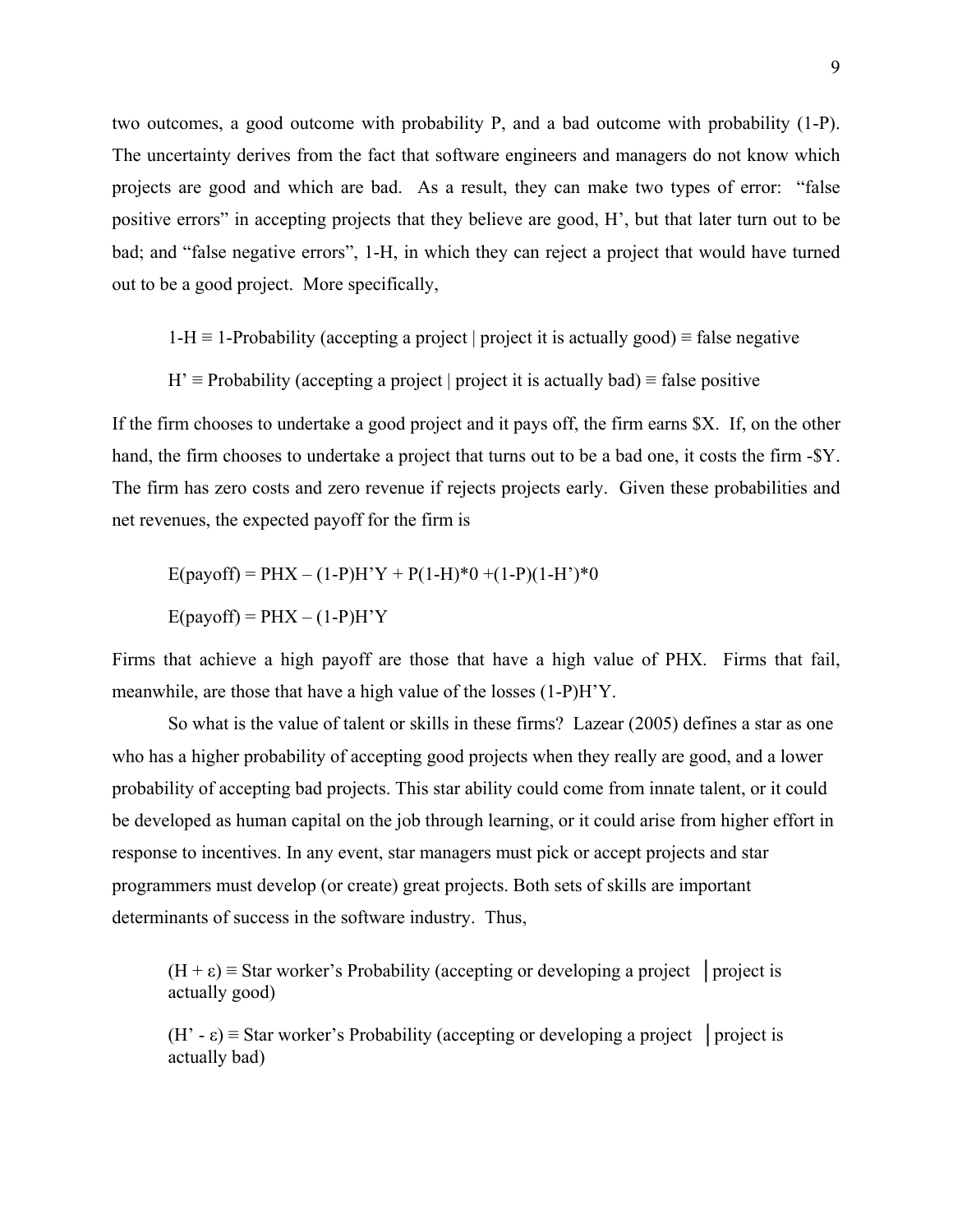two outcomes, a good outcome with probability P, and a bad outcome with probability (1-P). The uncertainty derives from the fact that software engineers and managers do not know which projects are good and which are bad. As a result, they can make two types of error: "false positive errors" in accepting projects that they believe are good, H', but that later turn out to be bad; and "false negative errors", 1-H, in which they can reject a project that would have turned out to be a good project. More specifically,

$$1\text{-}H \equiv 1\text{-Probability (accepting a project | project it is actually good)} \equiv \text{false negative}$$

$$H' \equiv \text{Probability (accepting a project | project it is actually bad)} \equiv \text{false positive}$$

If the firm chooses to undertake a good project and it pays off, the firm earns \$X. If, on the other hand, the firm chooses to undertake a project that turns out to be a bad one, it costs the firm -\$Y. The firm has zero costs and zero revenue if rejects projects early. Given these probabilities and net revenues, the expected payoff for the firm is

$$E(\text{payoff}) = PHX - (1-P)H'Y + P(1-H)*0 + (1-P)(1-H')*0$$

$$E(\text{payoff}) = PHX - (1-P)H'Y$$

Firms that achieve a high payoff are those that have a high value of PHX. Firms that fail, meanwhile, are those that have a high value of the losses (1-P)H'Y.

So what is the value of talent or skills in these firms? Lazear (2005) defines a star as one who has a higher probability of accepting good projects when they really are good, and a lower probability of accepting bad projects. This star ability could come from innate talent, or it could be developed as human capital on the job through learning, or it could arise from higher effort in response to incentives. In any event, star managers must pick or accept projects and star programmers must develop (or create) great projects. Both sets of skills are important determinants of success in the software industry. Thus,

$$(H + \varepsilon) \equiv \text{Star worker's Probability (accepting or developing a project | project is actually good)}$$

$$(H' - \varepsilon) \equiv \text{Star worker's Probability (accepting or developing a project | project is actually bad)}$$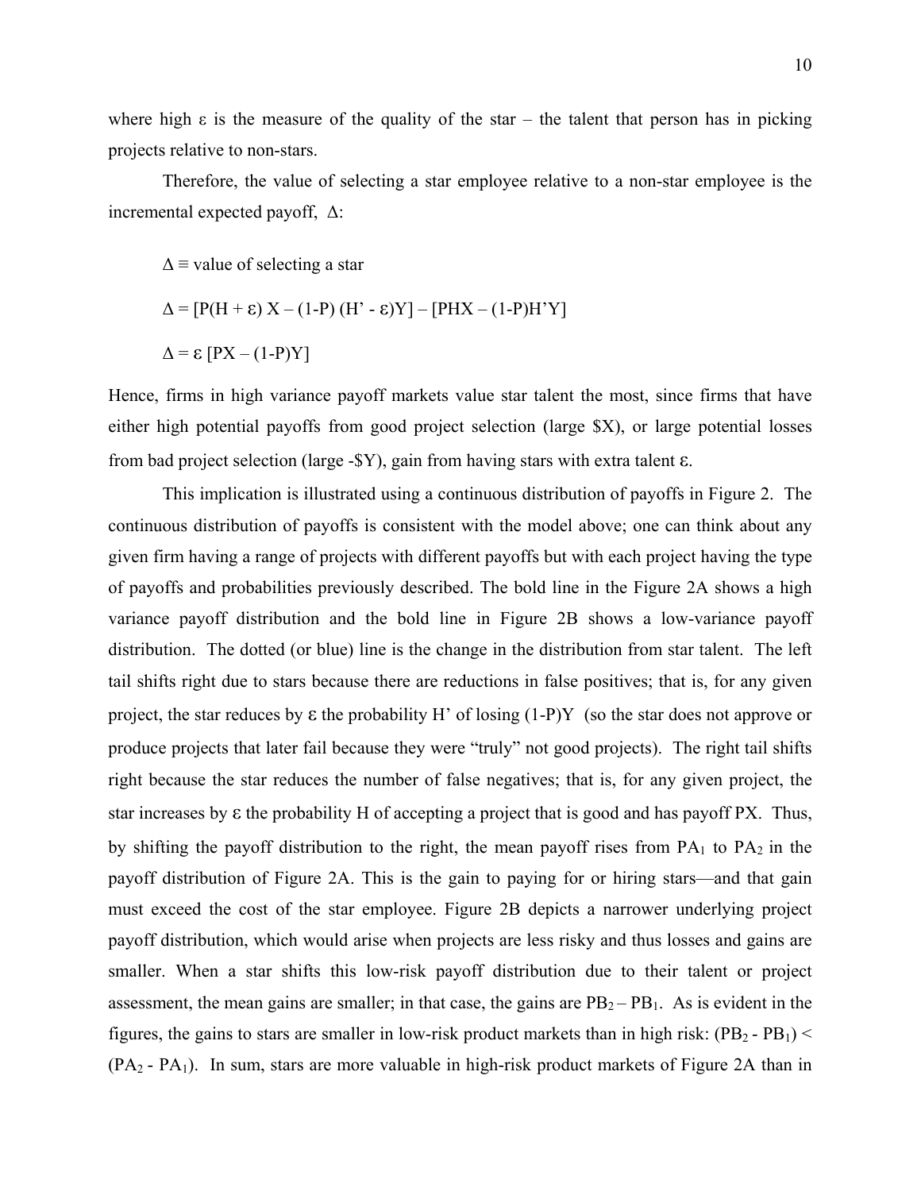where high $\varepsilon$ is the measure of the quality of the star – the talent that person has in picking projects relative to non-stars.

Therefore, the value of selecting a star employee relative to a non-star employee is the incremental expected payoff, $\Delta$:

$$\Delta \equiv \text{value of selecting a star}$$

$$\Delta = [P(H + \varepsilon) X - (1\text{-}P)(H' - \varepsilon)Y] - [PHX - (1\text{-}P)H'Y]$$

$$\Delta = \varepsilon\,[PX - (1\text{-}P)Y]$$

Hence, firms in high variance payoff markets value star talent the most, since firms that have either high potential payoffs from good project selection (large \$X), or large potential losses from bad project selection (large -\$Y), gain from having stars with extra talent $\varepsilon$.

This implication is illustrated using a continuous distribution of payoffs in Figure 2. The continuous distribution of payoffs is consistent with the model above; one can think about any given firm having a range of projects with different payoffs but with each project having the type of payoffs and probabilities previously described. The bold line in the Figure 2A shows a high variance payoff distribution and the bold line in Figure 2B shows a low-variance payoff distribution. The dotted (or blue) line is the change in the distribution from star talent. The left tail shifts right due to stars because there are reductions in false positives; that is, for any given project, the star reduces by $\varepsilon$ the probability H' of losing (1-P)Y (so the star does not approve or produce projects that later fail because they were "truly" not good projects). The right tail shifts right because the star reduces the number of false negatives; that is, for any given project, the star increases by $\varepsilon$ the probability H of accepting a project that is good and has payoff PX. Thus, by shifting the payoff distribution to the right, the mean payoff rises from $PA_1$ to $PA_2$ in the payoff distribution of Figure 2A. This is the gain to paying for or hiring stars—and that gain must exceed the cost of the star employee. Figure 2B depicts a narrower underlying project payoff distribution, which would arise when projects are less risky and thus losses and gains are smaller. When a star shifts this low-risk payoff distribution due to their talent or project assessment, the mean gains are smaller; in that case, the gains are $PB_2 - PB_1$. As is evident in the figures, the gains to stars are smaller in low-risk product markets than in high risk: $(PB_2 - PB_1) < (PA_2 - PA_1)$. In sum, stars are more valuable in high-risk product markets of Figure 2A than in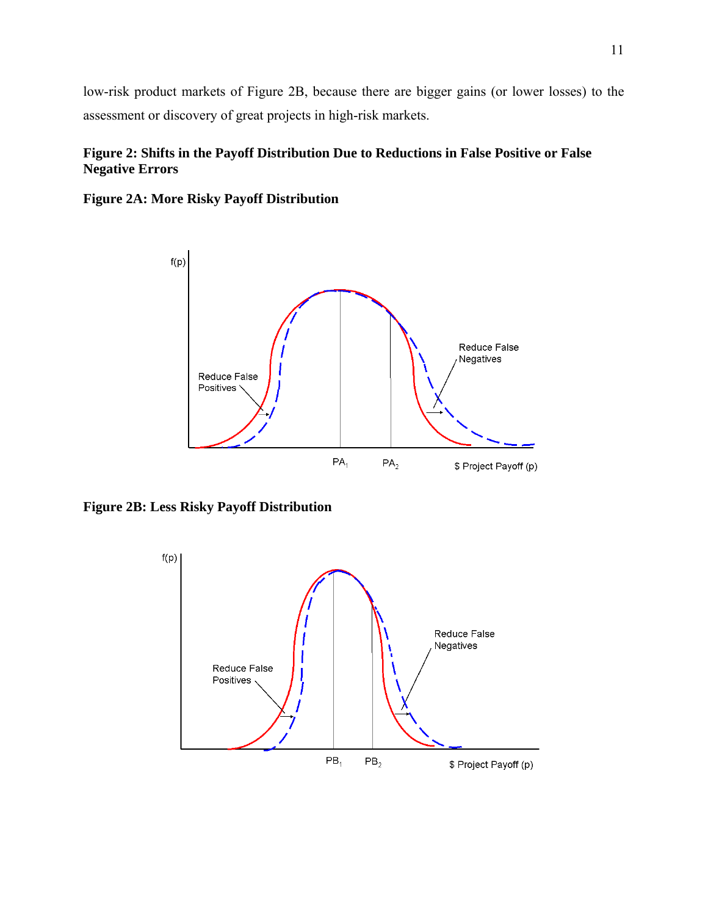low-risk product markets of Figure 2B, because there are bigger gains (or lower losses) to the assessment or discovery of great projects in high-risk markets.

**Figure 2: Shifts in the Payoff Distribution Due to Reductions in False Positive or False Negative Errors**

**Figure 2A: More Risky Payoff Distribution**

f(p)

Reduce False Positives

Reduce False Negatives

$PA_1$ $PA_2$ $ Project Payoff (p)

**Figure 2B: Less Risky Payoff Distribution**

f(p)

Reduce False Positives

Reduce False Negatives

$PB_1$ $PB_2$ $ Project Payoff (p)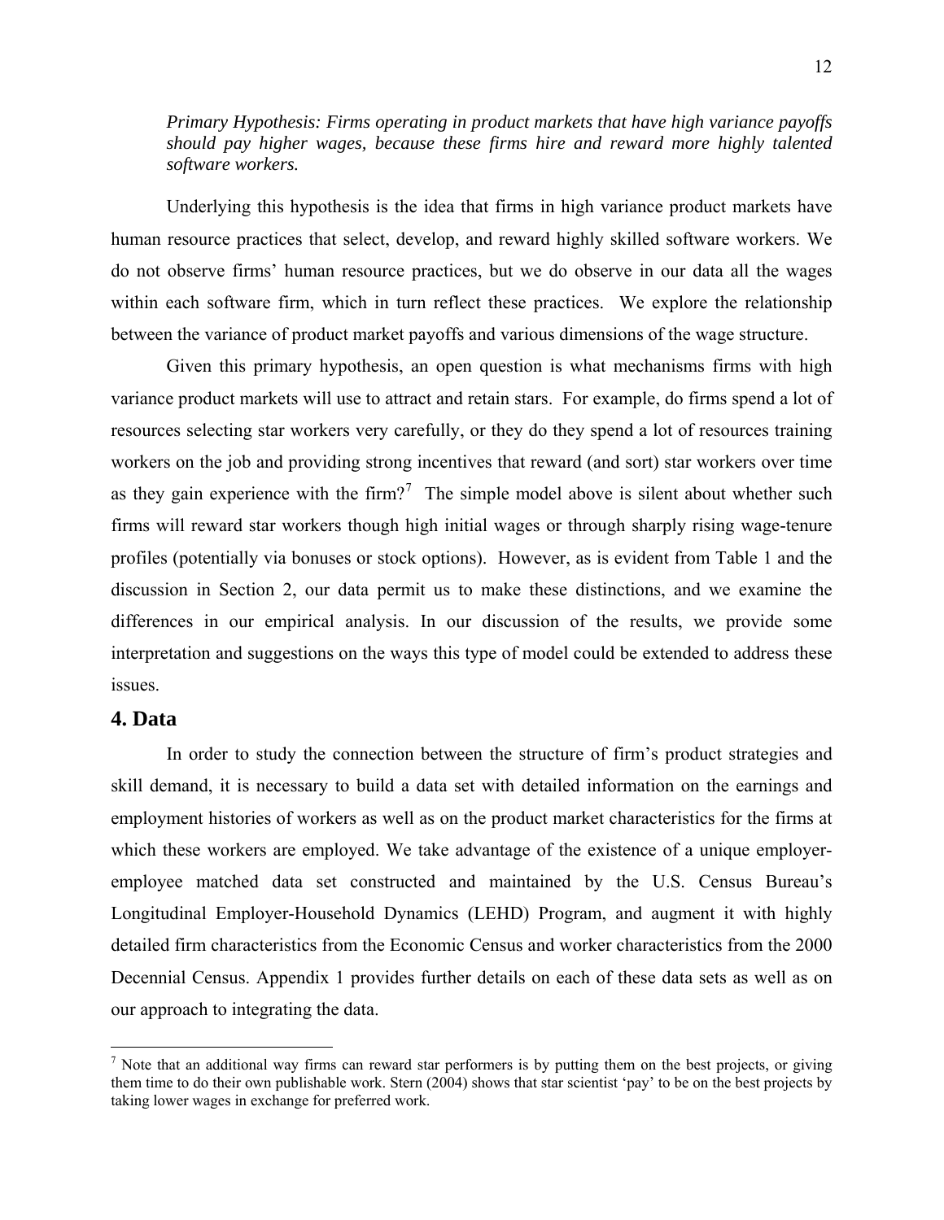*Primary Hypothesis: Firms operating in product markets that have high variance payoffs should pay higher wages, because these firms hire and reward more highly talented software workers.*

Underlying this hypothesis is the idea that firms in high variance product markets have human resource practices that select, develop, and reward highly skilled software workers. We do not observe firms' human resource practices, but we do observe in our data all the wages within each software firm, which in turn reflect these practices. We explore the relationship between the variance of product market payoffs and various dimensions of the wage structure.

Given this primary hypothesis, an open question is what mechanisms firms with high variance product markets will use to attract and retain stars. For example, do firms spend a lot of resources selecting star workers very carefully, or they do they spend a lot of resources training workers on the job and providing strong incentives that reward (and sort) star workers over time as they gain experience with the firm?[7] The simple model above is silent about whether such firms will reward star workers though high initial wages or through sharply rising wage-tenure profiles (potentially via bonuses or stock options). However, as is evident from Table 1 and the discussion in Section 2, our data permit us to make these distinctions, and we examine the differences in our empirical analysis. In our discussion of the results, we provide some interpretation and suggestions on the ways this type of model could be extended to address these issues.

## 4. Data

In order to study the connection between the structure of firm's product strategies and skill demand, it is necessary to build a data set with detailed information on the earnings and employment histories of workers as well as on the product market characteristics for the firms at which these workers are employed. We take advantage of the existence of a unique employer-employee matched data set constructed and maintained by the U.S. Census Bureau's Longitudinal Employer-Household Dynamics (LEHD) Program, and augment it with highly detailed firm characteristics from the Economic Census and worker characteristics from the 2000 Decennial Census. Appendix 1 provides further details on each of these data sets as well as on our approach to integrating the data.

[7] Note that an additional way firms can reward star performers is by putting them on the best projects, or giving them time to do their own publishable work. Stern (2004) shows that star scientist 'pay' to be on the best projects by taking lower wages in exchange for preferred work.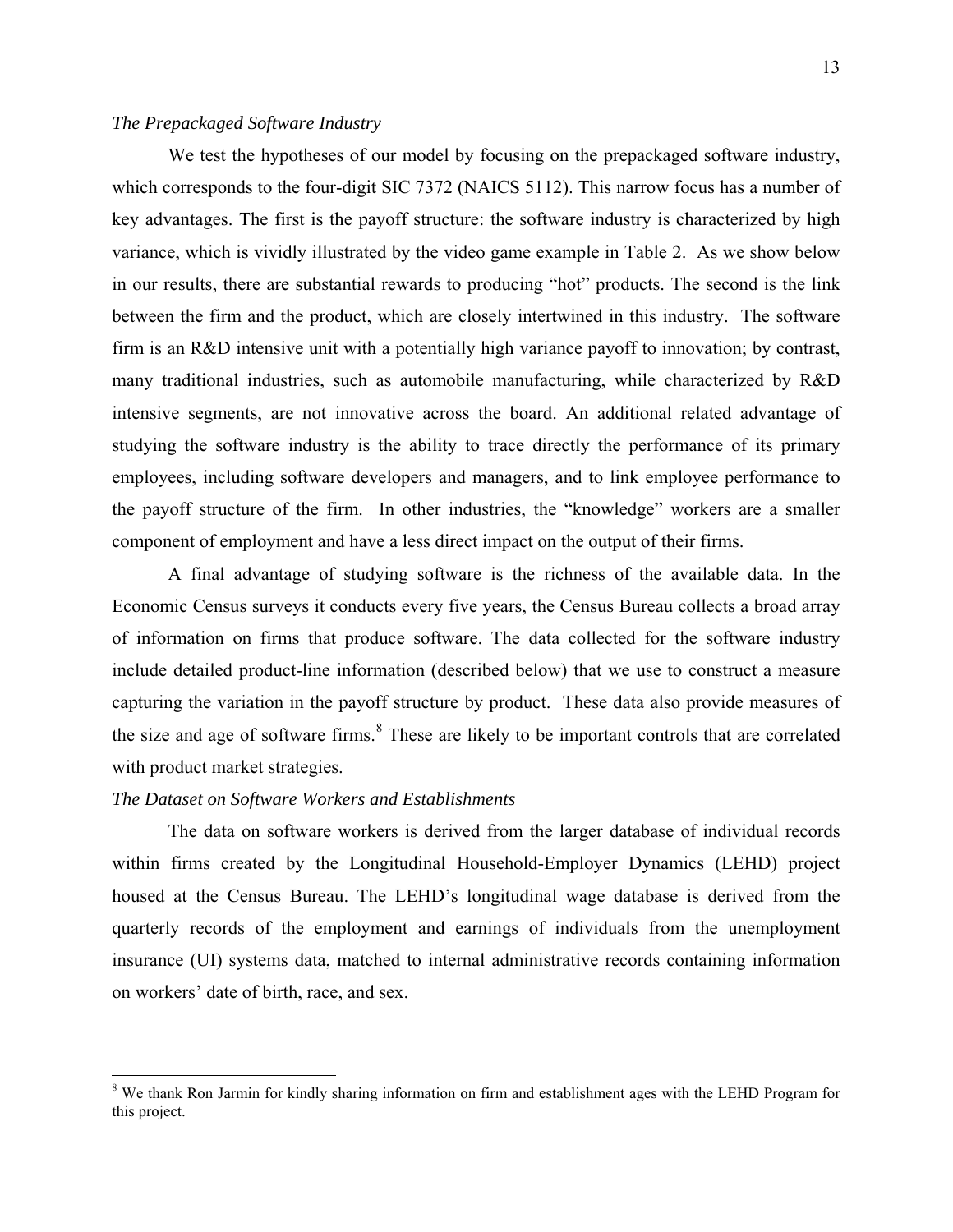*The Prepackaged Software Industry*

We test the hypotheses of our model by focusing on the prepackaged software industry, which corresponds to the four-digit SIC 7372 (NAICS 5112). This narrow focus has a number of key advantages. The first is the payoff structure: the software industry is characterized by high variance, which is vividly illustrated by the video game example in Table 2. As we show below in our results, there are substantial rewards to producing "hot" products. The second is the link between the firm and the product, which are closely intertwined in this industry. The software firm is an R&D intensive unit with a potentially high variance payoff to innovation; by contrast, many traditional industries, such as automobile manufacturing, while characterized by R&D intensive segments, are not innovative across the board. An additional related advantage of studying the software industry is the ability to trace directly the performance of its primary employees, including software developers and managers, and to link employee performance to the payoff structure of the firm. In other industries, the "knowledge" workers are a smaller component of employment and have a less direct impact on the output of their firms.

A final advantage of studying software is the richness of the available data. In the Economic Census surveys it conducts every five years, the Census Bureau collects a broad array of information on firms that produce software. The data collected for the software industry include detailed product-line information (described below) that we use to construct a measure capturing the variation in the payoff structure by product. These data also provide measures of the size and age of software firms.[8] These are likely to be important controls that are correlated with product market strategies.

*The Dataset on Software Workers and Establishments*

The data on software workers is derived from the larger database of individual records within firms created by the Longitudinal Household-Employer Dynamics (LEHD) project housed at the Census Bureau. The LEHD's longitudinal wage database is derived from the quarterly records of the employment and earnings of individuals from the unemployment insurance (UI) systems data, matched to internal administrative records containing information on workers' date of birth, race, and sex.

[8] We thank Ron Jarmin for kindly sharing information on firm and establishment ages with the LEHD Program for this project.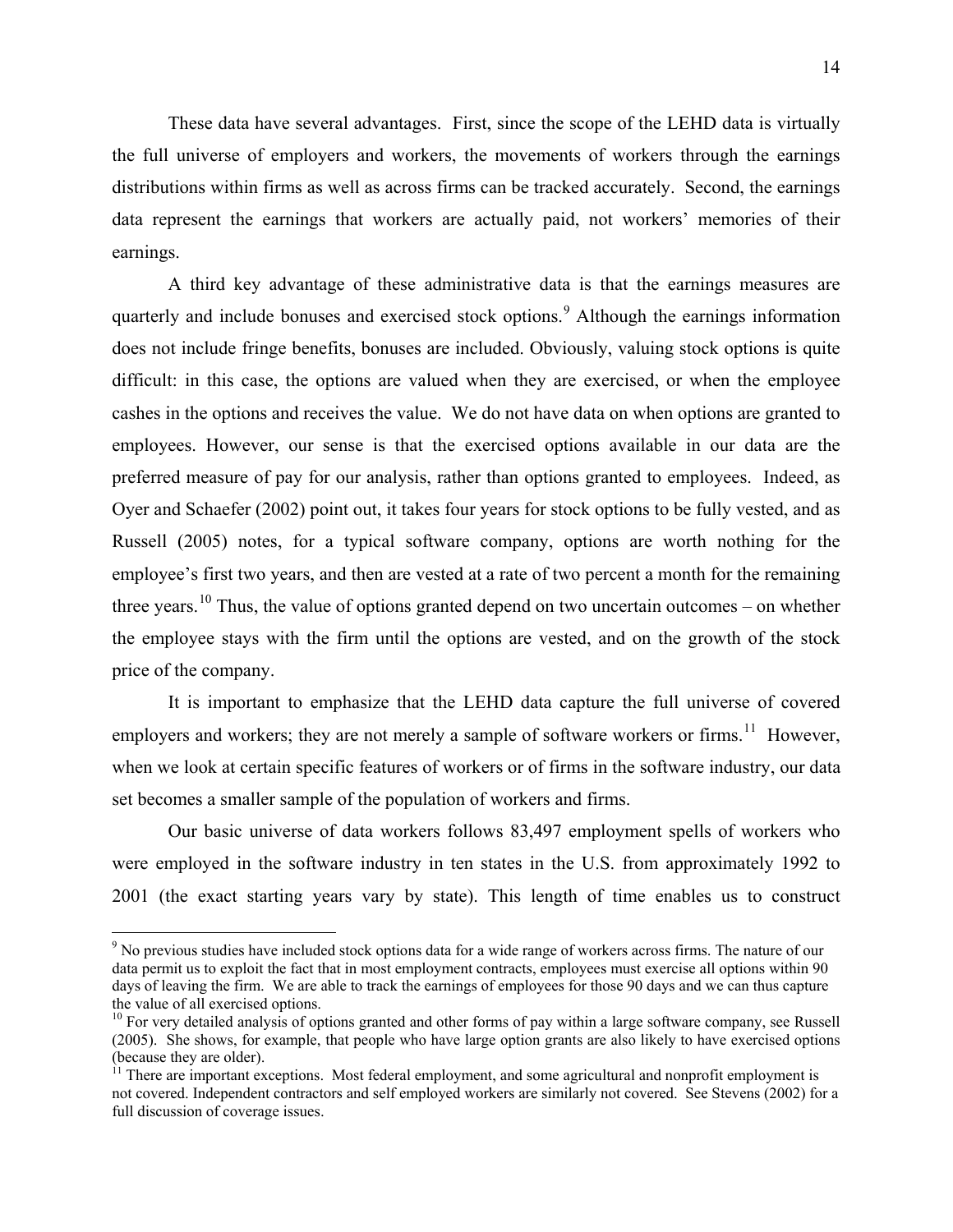These data have several advantages. First, since the scope of the LEHD data is virtually the full universe of employers and workers, the movements of workers through the earnings distributions within firms as well as across firms can be tracked accurately. Second, the earnings data represent the earnings that workers are actually paid, not workers' memories of their earnings.

A third key advantage of these administrative data is that the earnings measures are quarterly and include bonuses and exercised stock options.[9] Although the earnings information does not include fringe benefits, bonuses are included. Obviously, valuing stock options is quite difficult: in this case, the options are valued when they are exercised, or when the employee cashes in the options and receives the value. We do not have data on when options are granted to employees. However, our sense is that the exercised options available in our data are the preferred measure of pay for our analysis, rather than options granted to employees. Indeed, as Oyer and Schaefer (2002) point out, it takes four years for stock options to be fully vested, and as Russell (2005) notes, for a typical software company, options are worth nothing for the employee's first two years, and then are vested at a rate of two percent a month for the remaining three years.[10] Thus, the value of options granted depend on two uncertain outcomes – on whether the employee stays with the firm until the options are vested, and on the growth of the stock price of the company.

It is important to emphasize that the LEHD data capture the full universe of covered employers and workers; they are not merely a sample of software workers or firms.[11] However, when we look at certain specific features of workers or of firms in the software industry, our data set becomes a smaller sample of the population of workers and firms.

Our basic universe of data workers follows 83,497 employment spells of workers who were employed in the software industry in ten states in the U.S. from approximately 1992 to 2001 (the exact starting years vary by state). This length of time enables us to construct

---

[9] No previous studies have included stock options data for a wide range of workers across firms. The nature of our data permit us to exploit the fact that in most employment contracts, employees must exercise all options within 90 days of leaving the firm. We are able to track the earnings of employees for those 90 days and we can thus capture the value of all exercised options.

[10] For very detailed analysis of options granted and other forms of pay within a large software company, see Russell (2005). She shows, for example, that people who have large option grants are also likely to have exercised options (because they are older).

[11] There are important exceptions. Most federal employment, and some agricultural and nonprofit employment is not covered. Independent contractors and self employed workers are similarly not covered. See Stevens (2002) for a full discussion of coverage issues.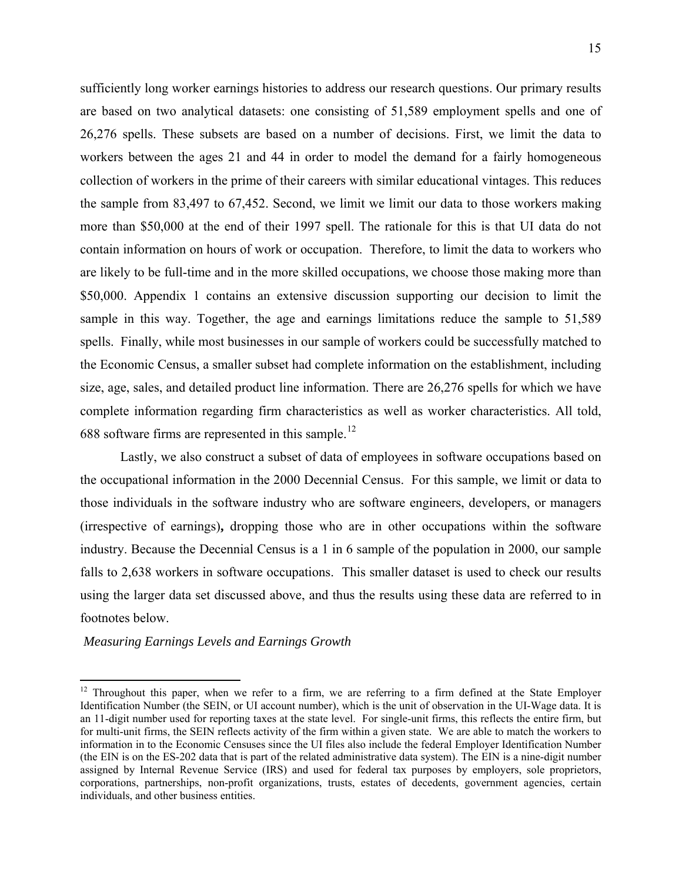sufficiently long worker earnings histories to address our research questions. Our primary results are based on two analytical datasets: one consisting of 51,589 employment spells and one of 26,276 spells. These subsets are based on a number of decisions. First, we limit the data to workers between the ages 21 and 44 in order to model the demand for a fairly homogeneous collection of workers in the prime of their careers with similar educational vintages. This reduces the sample from 83,497 to 67,452. Second, we limit we limit our data to those workers making more than $50,000 at the end of their 1997 spell. The rationale for this is that UI data do not contain information on hours of work or occupation. Therefore, to limit the data to workers who are likely to be full-time and in the more skilled occupations, we choose those making more than $50,000. Appendix 1 contains an extensive discussion supporting our decision to limit the sample in this way. Together, the age and earnings limitations reduce the sample to 51,589 spells. Finally, while most businesses in our sample of workers could be successfully matched to the Economic Census, a smaller subset had complete information on the establishment, including size, age, sales, and detailed product line information. There are 26,276 spells for which we have complete information regarding firm characteristics as well as worker characteristics. All told, 688 software firms are represented in this sample.[12]

Lastly, we also construct a subset of data of employees in software occupations based on the occupational information in the 2000 Decennial Census. For this sample, we limit or data to those individuals in the software industry who are software engineers, developers, or managers (irrespective of earnings)**,** dropping those who are in other occupations within the software industry. Because the Decennial Census is a 1 in 6 sample of the population in 2000, our sample falls to 2,638 workers in software occupations. This smaller dataset is used to check our results using the larger data set discussed above, and thus the results using these data are referred to in footnotes below.

*Measuring Earnings Levels and Earnings Growth*

[12] Throughout this paper, when we refer to a firm, we are referring to a firm defined at the State Employer Identification Number (the SEIN, or UI account number), which is the unit of observation in the UI-Wage data. It is an 11-digit number used for reporting taxes at the state level. For single-unit firms, this reflects the entire firm, but for multi-unit firms, the SEIN reflects activity of the firm within a given state. We are able to match the workers to information in to the Economic Censuses since the UI files also include the federal Employer Identification Number (the EIN is on the ES-202 data that is part of the related administrative data system). The EIN is a nine-digit number assigned by Internal Revenue Service (IRS) and used for federal tax purposes by employers, sole proprietors, corporations, partnerships, non-profit organizations, trusts, estates of decedents, government agencies, certain individuals, and other business entities.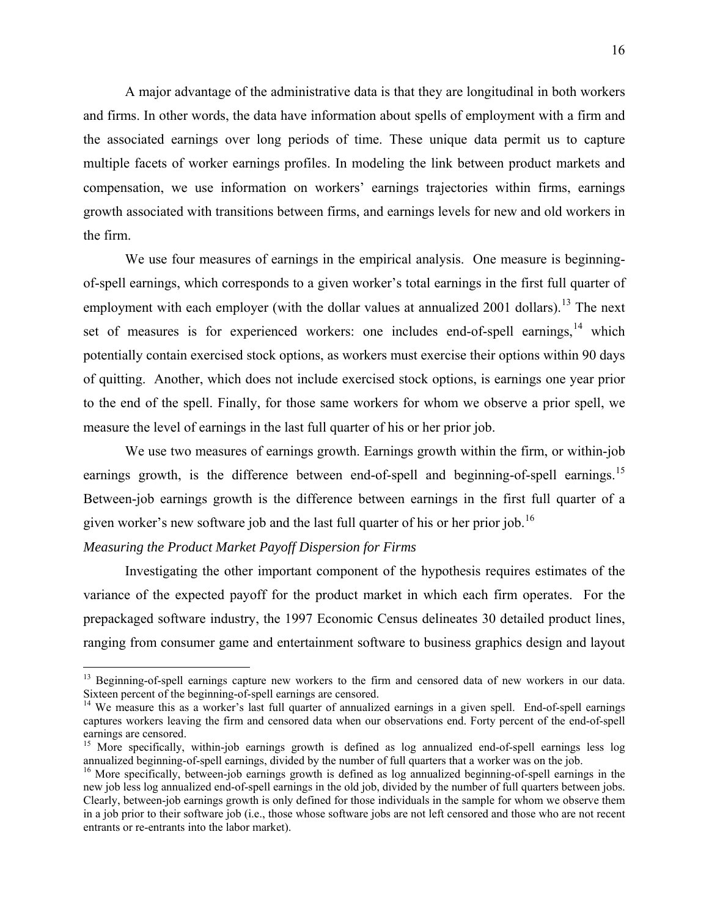A major advantage of the administrative data is that they are longitudinal in both workers and firms. In other words, the data have information about spells of employment with a firm and the associated earnings over long periods of time. These unique data permit us to capture multiple facets of worker earnings profiles. In modeling the link between product markets and compensation, we use information on workers' earnings trajectories within firms, earnings growth associated with transitions between firms, and earnings levels for new and old workers in the firm.

We use four measures of earnings in the empirical analysis. One measure is beginning-of-spell earnings, which corresponds to a given worker's total earnings in the first full quarter of employment with each employer (with the dollar values at annualized 2001 dollars).[13] The next set of measures is for experienced workers: one includes end-of-spell earnings,[14] which potentially contain exercised stock options, as workers must exercise their options within 90 days of quitting. Another, which does not include exercised stock options, is earnings one year prior to the end of the spell. Finally, for those same workers for whom we observe a prior spell, we measure the level of earnings in the last full quarter of his or her prior job.

We use two measures of earnings growth. Earnings growth within the firm, or within-job earnings growth, is the difference between end-of-spell and beginning-of-spell earnings.[15] Between-job earnings growth is the difference between earnings in the first full quarter of a given worker's new software job and the last full quarter of his or her prior job.[16]

*Measuring the Product Market Payoff Dispersion for Firms*

Investigating the other important component of the hypothesis requires estimates of the variance of the expected payoff for the product market in which each firm operates. For the prepackaged software industry, the 1997 Economic Census delineates 30 detailed product lines, ranging from consumer game and entertainment software to business graphics design and layout

---

[13] Beginning-of-spell earnings capture new workers to the firm and censored data of new workers in our data. Sixteen percent of the beginning-of-spell earnings are censored.

[14] We measure this as a worker's last full quarter of annualized earnings in a given spell. End-of-spell earnings captures workers leaving the firm and censored data when our observations end. Forty percent of the end-of-spell earnings are censored.

[15] More specifically, within-job earnings growth is defined as log annualized end-of-spell earnings less log annualized beginning-of-spell earnings, divided by the number of full quarters that a worker was on the job.

[16] More specifically, between-job earnings growth is defined as log annualized beginning-of-spell earnings in the new job less log annualized end-of-spell earnings in the old job, divided by the number of full quarters between jobs. Clearly, between-job earnings growth is only defined for those individuals in the sample for whom we observe them in a job prior to their software job (i.e., those whose software jobs are not left censored and those who are not recent entrants or re-entrants into the labor market).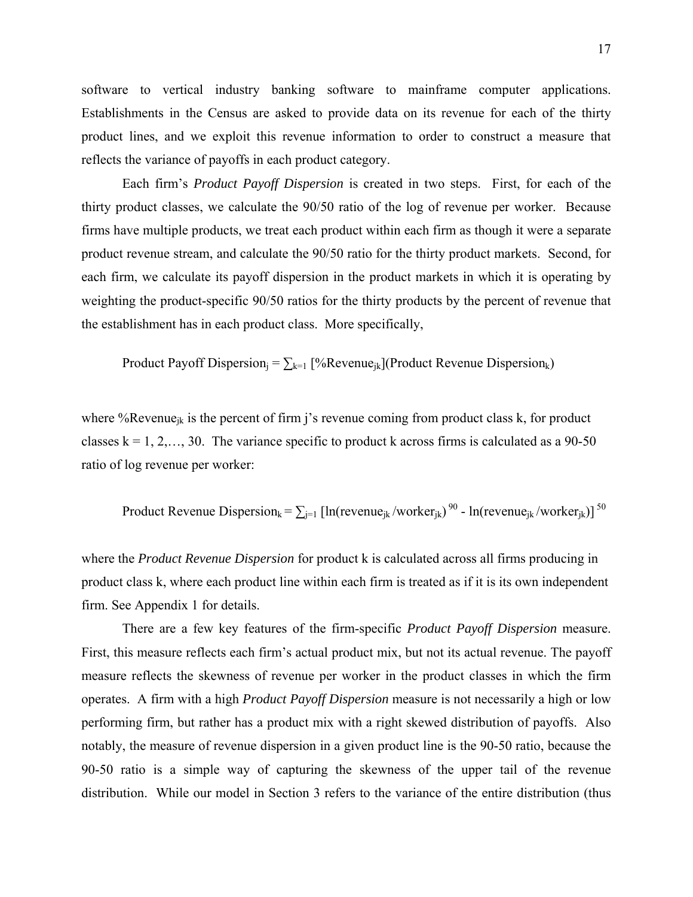software to vertical industry banking software to mainframe computer applications. Establishments in the Census are asked to provide data on its revenue for each of the thirty product lines, and we exploit this revenue information to order to construct a measure that reflects the variance of payoffs in each product category.

Each firm's *Product Payoff Dispersion* is created in two steps. First, for each of the thirty product classes, we calculate the 90/50 ratio of the log of revenue per worker. Because firms have multiple products, we treat each product within each firm as though it were a separate product revenue stream, and calculate the 90/50 ratio for the thirty product markets. Second, for each firm, we calculate its payoff dispersion in the product markets in which it is operating by weighting the product-specific 90/50 ratios for the thirty products by the percent of revenue that the establishment has in each product class. More specifically,

$$\text{Product Payoff Dispersion}_j = \sum_{k=1} [\%\text{Revenue}_{jk}](\text{Product Revenue Dispersion}_k)$$

where $\%\text{Revenue}_{jk}$ is the percent of firm j's revenue coming from product class k, for product classes $k = 1, 2, \ldots, 30$. The variance specific to product k across firms is calculated as a 90-50 ratio of log revenue per worker:

$$\text{Product Revenue Dispersion}_k = \sum_{j=1} [\ln(\text{revenue}_{jk} / \text{worker}_{jk})^{90} - \ln(\text{revenue}_{jk} / \text{worker}_{jk})]^{50}$$

where the *Product Revenue Dispersion* for product k is calculated across all firms producing in product class k, where each product line within each firm is treated as if it is its own independent firm. See Appendix 1 for details.

There are a few key features of the firm-specific *Product Payoff Dispersion* measure. First, this measure reflects each firm's actual product mix, but not its actual revenue. The payoff measure reflects the skewness of revenue per worker in the product classes in which the firm operates. A firm with a high *Product Payoff Dispersion* measure is not necessarily a high or low performing firm, but rather has a product mix with a right skewed distribution of payoffs. Also notably, the measure of revenue dispersion in a given product line is the 90-50 ratio, because the 90-50 ratio is a simple way of capturing the skewness of the upper tail of the revenue distribution. While our model in Section 3 refers to the variance of the entire distribution (thus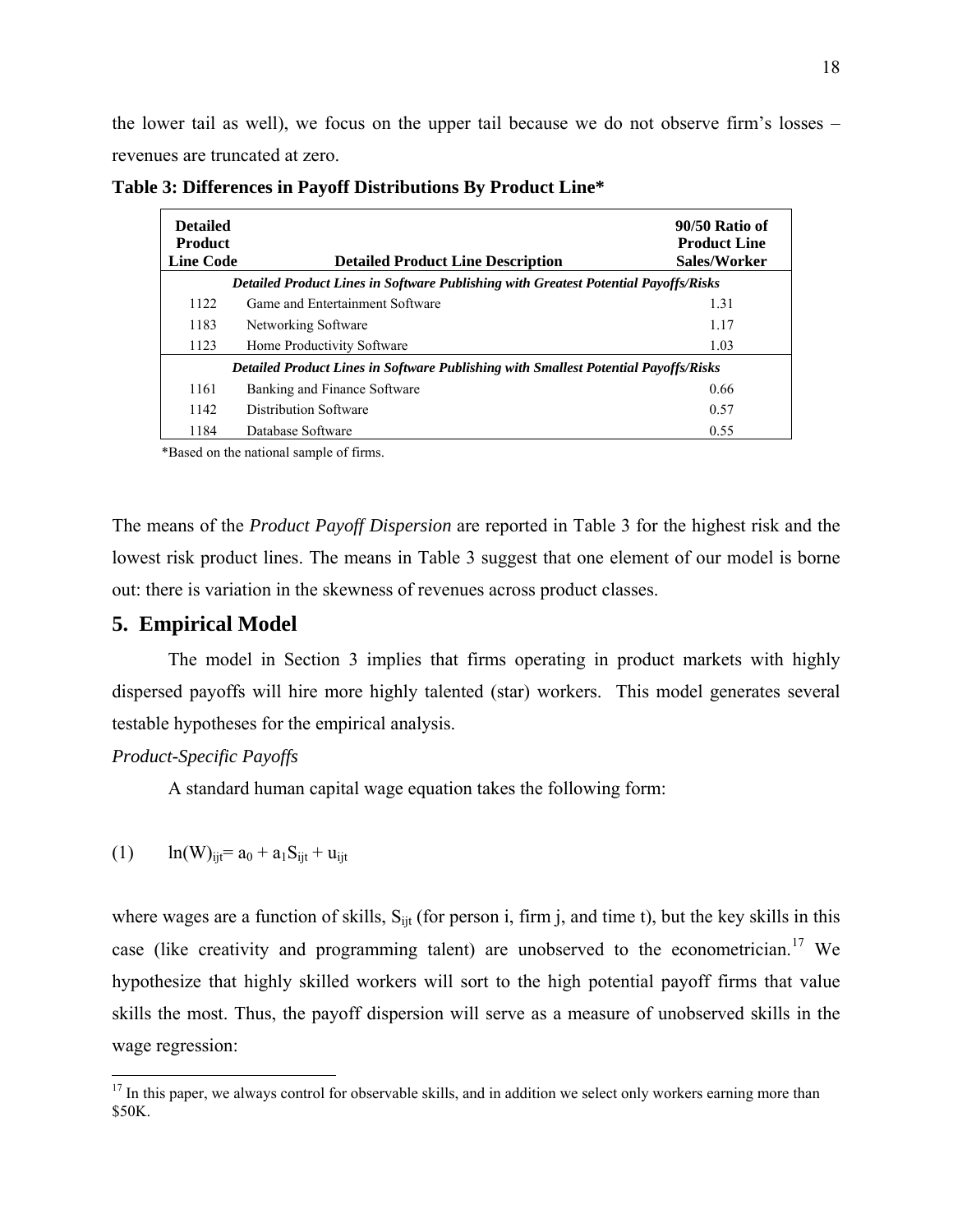the lower tail as well), we focus on the upper tail because we do not observe firm's losses – revenues are truncated at zero.

**Table 3: Differences in Payoff Distributions By Product Line***

| Detailed Product Line Code | Detailed Product Line Description | 90/50 Ratio of Product Line Sales/Worker |
|---|---|---|
| ***Detailed Product Lines in Software Publishing with Greatest Potential Payoffs/Risks*** | | |
| 1122 | Game and Entertainment Software | 1.31 |
| 1183 | Networking Software | 1.17 |
| 1123 | Home Productivity Software | 1.03 |
| ***Detailed Product Lines in Software Publishing with Smallest Potential Payoffs/Risks*** | | |
| 1161 | Banking and Finance Software | 0.66 |
| 1142 | Distribution Software | 0.57 |
| 1184 | Database Software | 0.55 |

*Based on the national sample of firms.

The means of the *Product Payoff Dispersion* are reported in Table 3 for the highest risk and the lowest risk product lines. The means in Table 3 suggest that one element of our model is borne out: there is variation in the skewness of revenues across product classes.

## 5. Empirical Model

The model in Section 3 implies that firms operating in product markets with highly dispersed payoffs will hire more highly talented (star) workers. This model generates several testable hypotheses for the empirical analysis.

*Product-Specific Payoffs*

A standard human capital wage equation takes the following form:

$$(1) \qquad \ln(W)_{ijt} = a_0 + a_1 S_{ijt} + u_{ijt}$$

where wages are a function of skills, $S_{ijt}$ (for person i, firm j, and time t), but the key skills in this case (like creativity and programming talent) are unobserved to the econometrician.[17] We hypothesize that highly skilled workers will sort to the high potential payoff firms that value skills the most. Thus, the payoff dispersion will serve as a measure of unobserved skills in the wage regression:

[17] In this paper, we always control for observable skills, and in addition we select only workers earning more than $50K.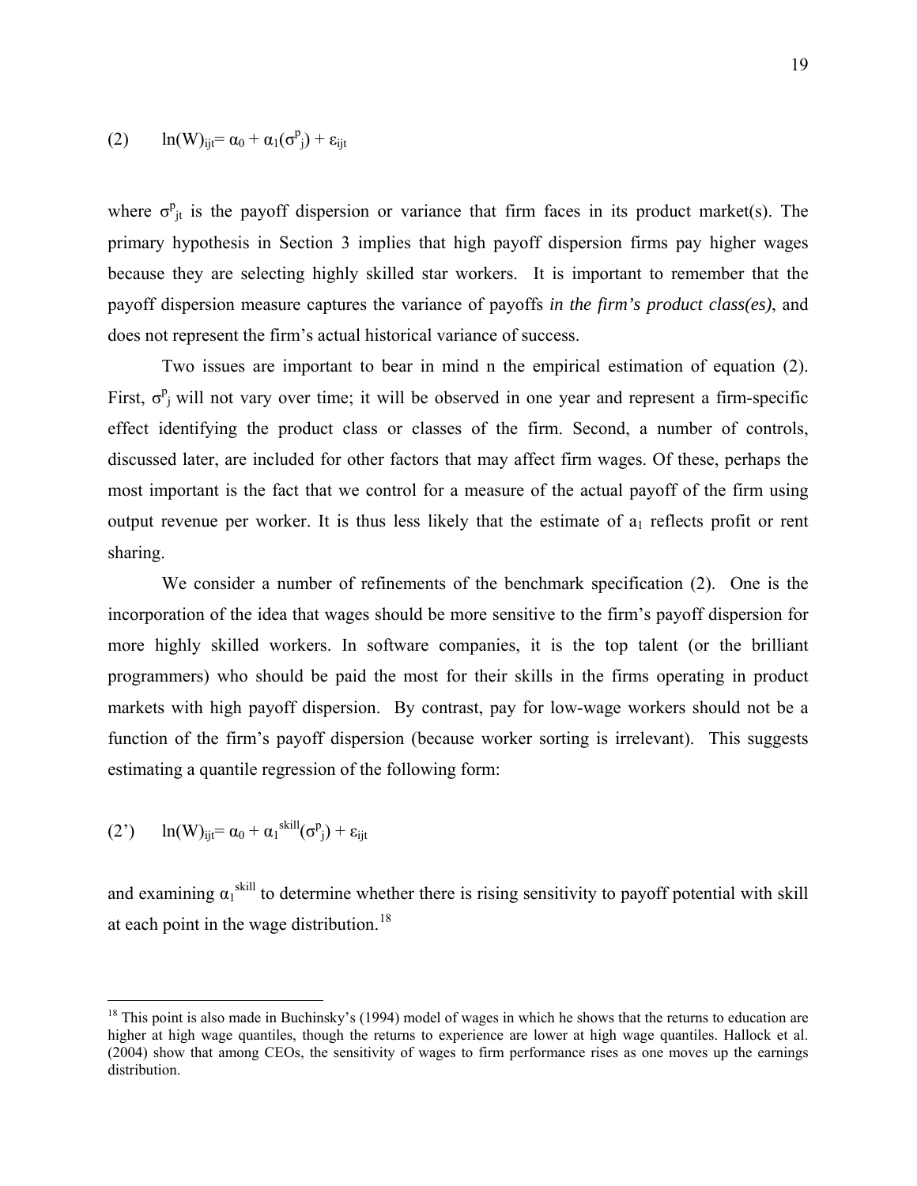$$(2) \qquad \ln(W)_{ijt} = \alpha_0 + \alpha_1(\sigma^p_j) + \varepsilon_{ijt}$$

where $\sigma^p_{jt}$ is the payoff dispersion or variance that firm faces in its product market(s). The primary hypothesis in Section 3 implies that high payoff dispersion firms pay higher wages because they are selecting highly skilled star workers. It is important to remember that the payoff dispersion measure captures the variance of payoffs *in the firm's product class(es)*, and does not represent the firm's actual historical variance of success.

Two issues are important to bear in mind n the empirical estimation of equation (2). First, $\sigma^p_j$ will not vary over time; it will be observed in one year and represent a firm-specific effect identifying the product class or classes of the firm. Second, a number of controls, discussed later, are included for other factors that may affect firm wages. Of these, perhaps the most important is the fact that we control for a measure of the actual payoff of the firm using output revenue per worker. It is thus less likely that the estimate of $a_1$ reflects profit or rent sharing.

We consider a number of refinements of the benchmark specification (2). One is the incorporation of the idea that wages should be more sensitive to the firm's payoff dispersion for more highly skilled workers. In software companies, it is the top talent (or the brilliant programmers) who should be paid the most for their skills in the firms operating in product markets with high payoff dispersion. By contrast, pay for low-wage workers should not be a function of the firm's payoff dispersion (because worker sorting is irrelevant). This suggests estimating a quantile regression of the following form:

$$(2') \qquad \ln(W)_{ijt} = \alpha_0 + \alpha_1^{skill}(\sigma^p_j) + \varepsilon_{ijt}$$

and examining $\alpha_1^{skill}$ to determine whether there is rising sensitivity to payoff potential with skill at each point in the wage distribution.[18]

[18] This point is also made in Buchinsky's (1994) model of wages in which he shows that the returns to education are higher at high wage quantiles, though the returns to experience are lower at high wage quantiles. Hallock et al. (2004) show that among CEOs, the sensitivity of wages to firm performance rises as one moves up the earnings distribution.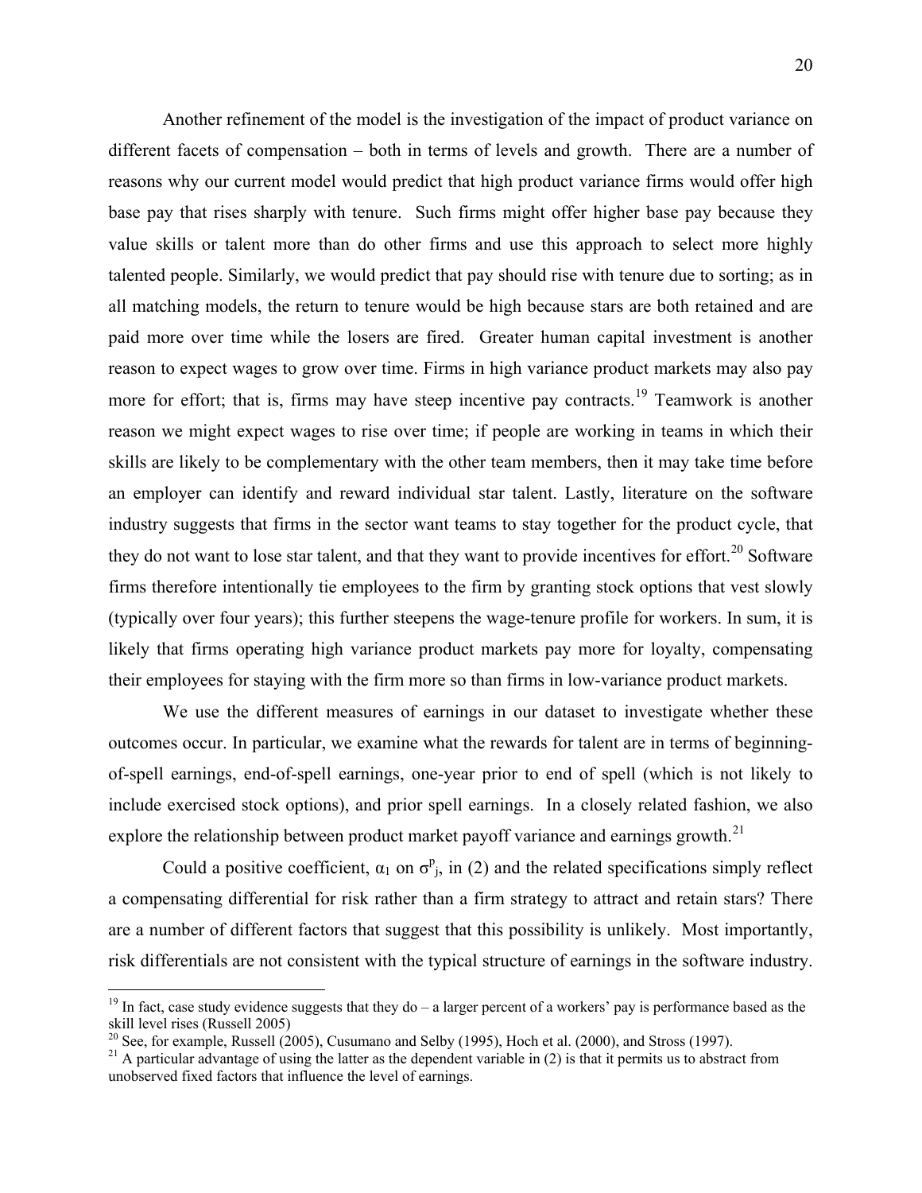Another refinement of the model is the investigation of the impact of product variance on different facets of compensation – both in terms of levels and growth. There are a number of reasons why our current model would predict that high product variance firms would offer high base pay that rises sharply with tenure. Such firms might offer higher base pay because they value skills or talent more than do other firms and use this approach to select more highly talented people. Similarly, we would predict that pay should rise with tenure due to sorting; as in all matching models, the return to tenure would be high because stars are both retained and are paid more over time while the losers are fired. Greater human capital investment is another reason to expect wages to grow over time. Firms in high variance product markets may also pay more for effort; that is, firms may have steep incentive pay contracts.[19] Teamwork is another reason we might expect wages to rise over time; if people are working in teams in which their skills are likely to be complementary with the other team members, then it may take time before an employer can identify and reward individual star talent. Lastly, literature on the software industry suggests that firms in the sector want teams to stay together for the product cycle, that they do not want to lose star talent, and that they want to provide incentives for effort.[20] Software firms therefore intentionally tie employees to the firm by granting stock options that vest slowly (typically over four years); this further steepens the wage-tenure profile for workers. In sum, it is likely that firms operating high variance product markets pay more for loyalty, compensating their employees for staying with the firm more so than firms in low-variance product markets.

We use the different measures of earnings in our dataset to investigate whether these outcomes occur. In particular, we examine what the rewards for talent are in terms of beginning-of-spell earnings, end-of-spell earnings, one-year prior to end of spell (which is not likely to include exercised stock options), and prior spell earnings. In a closely related fashion, we also explore the relationship between product market payoff variance and earnings growth.[21]

Could a positive coefficient, $\alpha_1$ on $\sigma^p_j$, in (2) and the related specifications simply reflect a compensating differential for risk rather than a firm strategy to attract and retain stars? There are a number of different factors that suggest that this possibility is unlikely. Most importantly, risk differentials are not consistent with the typical structure of earnings in the software industry.

---

[19] In fact, case study evidence suggests that they do – a larger percent of a workers' pay is performance based as the skill level rises (Russell 2005)

[20] See, for example, Russell (2005), Cusumano and Selby (1995), Hoch et al. (2000), and Stross (1997).

[21] A particular advantage of using the latter as the dependent variable in (2) is that it permits us to abstract from unobserved fixed factors that influence the level of earnings.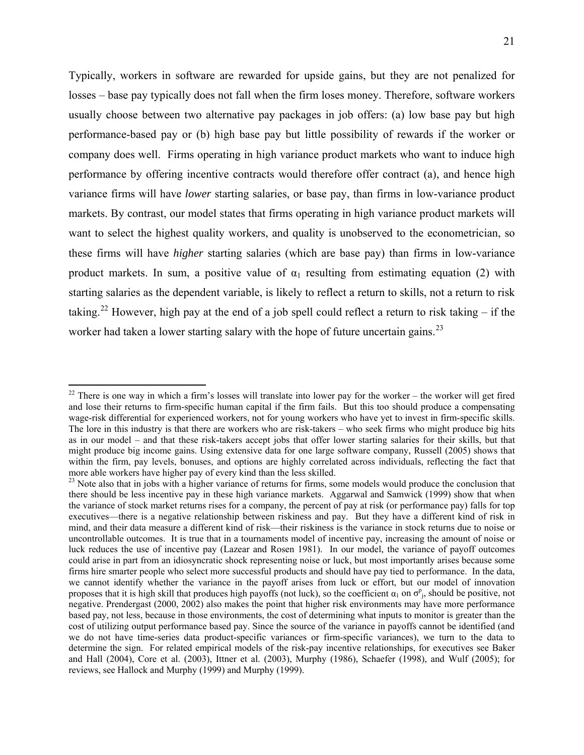Typically, workers in software are rewarded for upside gains, but they are not penalized for losses – base pay typically does not fall when the firm loses money. Therefore, software workers usually choose between two alternative pay packages in job offers: (a) low base pay but high performance-based pay or (b) high base pay but little possibility of rewards if the worker or company does well. Firms operating in high variance product markets who want to induce high performance by offering incentive contracts would therefore offer contract (a), and hence high variance firms will have *lower* starting salaries, or base pay, than firms in low-variance product markets. By contrast, our model states that firms operating in high variance product markets will want to select the highest quality workers, and quality is unobserved to the econometrician, so these firms will have *higher* starting salaries (which are base pay) than firms in low-variance product markets. In sum, a positive value of $\alpha_1$ resulting from estimating equation (2) with starting salaries as the dependent variable, is likely to reflect a return to skills, not a return to risk taking.[22] However, high pay at the end of a job spell could reflect a return to risk taking – if the worker had taken a lower starting salary with the hope of future uncertain gains.[23]

---

[22] There is one way in which a firm's losses will translate into lower pay for the worker – the worker will get fired and lose their returns to firm-specific human capital if the firm fails. But this too should produce a compensating wage-risk differential for experienced workers, not for young workers who have yet to invest in firm-specific skills. The lore in this industry is that there are workers who are risk-takers – who seek firms who might produce big hits as in our model – and that these risk-takers accept jobs that offer lower starting salaries for their skills, but that might produce big income gains. Using extensive data for one large software company, Russell (2005) shows that within the firm, pay levels, bonuses, and options are highly correlated across individuals, reflecting the fact that more able workers have higher pay of every kind than the less skilled.

[23] Note also that in jobs with a higher variance of returns for firms, some models would produce the conclusion that there should be less incentive pay in these high variance markets. Aggarwal and Samwick (1999) show that when the variance of stock market returns rises for a company, the percent of pay at risk (or performance pay) falls for top executives—there is a negative relationship between riskiness and pay. But they have a different kind of risk in mind, and their data measure a different kind of risk—their riskiness is the variance in stock returns due to noise or uncontrollable outcomes. It is true that in a tournaments model of incentive pay, increasing the amount of noise or luck reduces the use of incentive pay (Lazear and Rosen 1981). In our model, the variance of payoff outcomes could arise in part from an idiosyncratic shock representing noise or luck, but most importantly arises because some firms hire smarter people who select more successful products and should have pay tied to performance. In the data, we cannot identify whether the variance in the payoff arises from luck or effort, but our model of innovation proposes that it is high skill that produces high payoffs (not luck), so the coefficient $\alpha_1$ on $\sigma^p_j$, should be positive, not negative. Prendergast (2000, 2002) also makes the point that higher risk environments may have more performance based pay, not less, because in those environments, the cost of determining what inputs to monitor is greater than the cost of utilizing output performance based pay. Since the source of the variance in payoffs cannot be identified (and we do not have time-series data product-specific variances or firm-specific variances), we turn to the data to determine the sign. For related empirical models of the risk-pay incentive relationships, for executives see Baker and Hall (2004), Core et al. (2003), Ittner et al. (2003), Murphy (1986), Schaefer (1998), and Wulf (2005); for reviews, see Hallock and Murphy (1999) and Murphy (1999).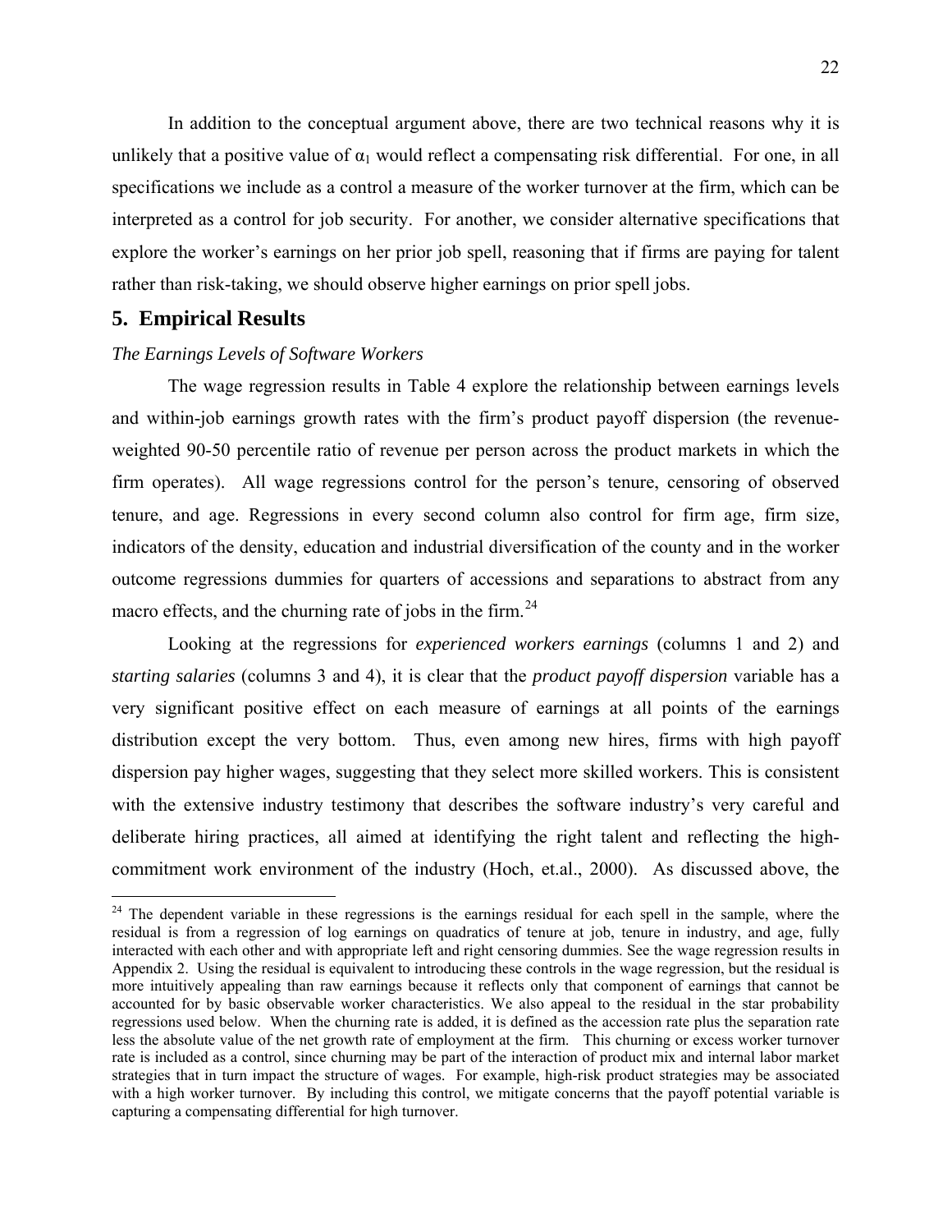In addition to the conceptual argument above, there are two technical reasons why it is unlikely that a positive value of $\alpha_1$ would reflect a compensating risk differential. For one, in all specifications we include as a control a measure of the worker turnover at the firm, which can be interpreted as a control for job security. For another, we consider alternative specifications that explore the worker's earnings on her prior job spell, reasoning that if firms are paying for talent rather than risk-taking, we should observe higher earnings on prior spell jobs.

## 5. Empirical Results

*The Earnings Levels of Software Workers*

The wage regression results in Table 4 explore the relationship between earnings levels and within-job earnings growth rates with the firm's product payoff dispersion (the revenue-weighted 90-50 percentile ratio of revenue per person across the product markets in which the firm operates). All wage regressions control for the person's tenure, censoring of observed tenure, and age. Regressions in every second column also control for firm age, firm size, indicators of the density, education and industrial diversification of the county and in the worker outcome regressions dummies for quarters of accessions and separations to abstract from any macro effects, and the churning rate of jobs in the firm.[24]

Looking at the regressions for *experienced workers earnings* (columns 1 and 2) and *starting salaries* (columns 3 and 4), it is clear that the *product payoff dispersion* variable has a very significant positive effect on each measure of earnings at all points of the earnings distribution except the very bottom. Thus, even among new hires, firms with high payoff dispersion pay higher wages, suggesting that they select more skilled workers. This is consistent with the extensive industry testimony that describes the software industry's very careful and deliberate hiring practices, all aimed at identifying the right talent and reflecting the high-commitment work environment of the industry (Hoch, et.al., 2000). As discussed above, the

[24] The dependent variable in these regressions is the earnings residual for each spell in the sample, where the residual is from a regression of log earnings on quadratics of tenure at job, tenure in industry, and age, fully interacted with each other and with appropriate left and right censoring dummies. See the wage regression results in Appendix 2. Using the residual is equivalent to introducing these controls in the wage regression, but the residual is more intuitively appealing than raw earnings because it reflects only that component of earnings that cannot be accounted for by basic observable worker characteristics. We also appeal to the residual in the star probability regressions used below. When the churning rate is added, it is defined as the accession rate plus the separation rate less the absolute value of the net growth rate of employment at the firm. This churning or excess worker turnover rate is included as a control, since churning may be part of the interaction of product mix and internal labor market strategies that in turn impact the structure of wages. For example, high-risk product strategies may be associated with a high worker turnover. By including this control, we mitigate concerns that the payoff potential variable is capturing a compensating differential for high turnover.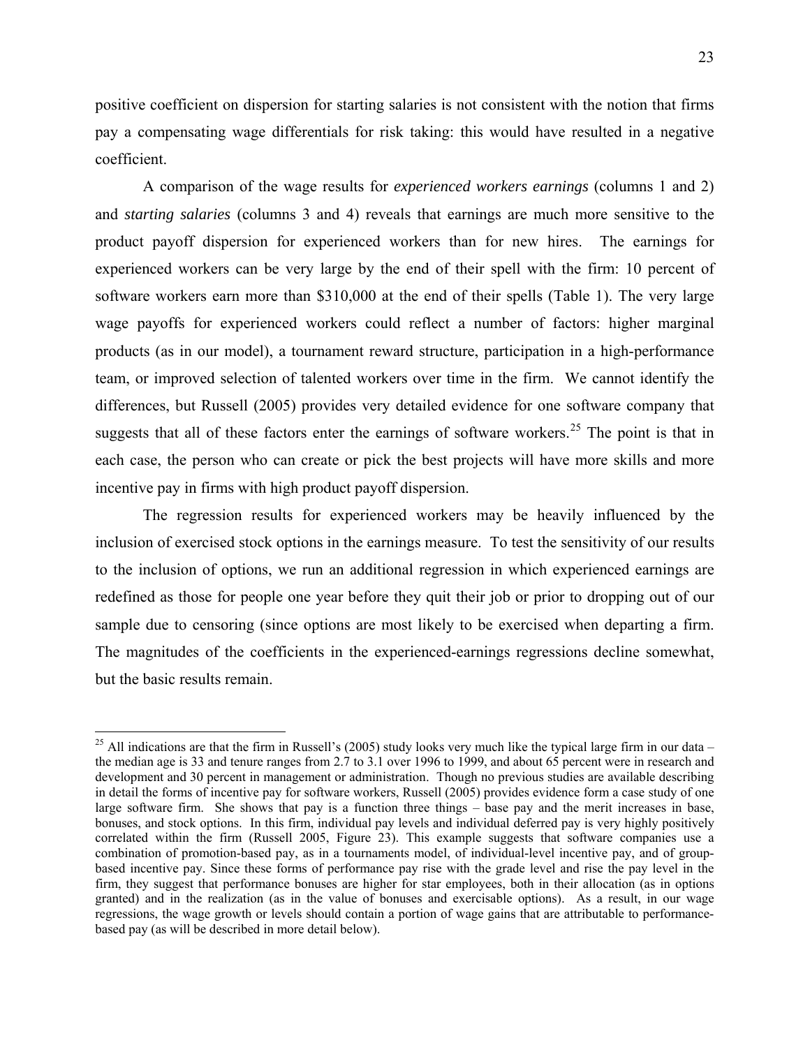positive coefficient on dispersion for starting salaries is not consistent with the notion that firms pay a compensating wage differentials for risk taking: this would have resulted in a negative coefficient.

A comparison of the wage results for *experienced workers earnings* (columns 1 and 2) and *starting salaries* (columns 3 and 4) reveals that earnings are much more sensitive to the product payoff dispersion for experienced workers than for new hires. The earnings for experienced workers can be very large by the end of their spell with the firm: 10 percent of software workers earn more than $310,000 at the end of their spells (Table 1). The very large wage payoffs for experienced workers could reflect a number of factors: higher marginal products (as in our model), a tournament reward structure, participation in a high-performance team, or improved selection of talented workers over time in the firm. We cannot identify the differences, but Russell (2005) provides very detailed evidence for one software company that suggests that all of these factors enter the earnings of software workers.[25] The point is that in each case, the person who can create or pick the best projects will have more skills and more incentive pay in firms with high product payoff dispersion.

The regression results for experienced workers may be heavily influenced by the inclusion of exercised stock options in the earnings measure. To test the sensitivity of our results to the inclusion of options, we run an additional regression in which experienced earnings are redefined as those for people one year before they quit their job or prior to dropping out of our sample due to censoring (since options are most likely to be exercised when departing a firm. The magnitudes of the coefficients in the experienced-earnings regressions decline somewhat, but the basic results remain.

---

[25] All indications are that the firm in Russell's (2005) study looks very much like the typical large firm in our data – the median age is 33 and tenure ranges from 2.7 to 3.1 over 1996 to 1999, and about 65 percent were in research and development and 30 percent in management or administration. Though no previous studies are available describing in detail the forms of incentive pay for software workers, Russell (2005) provides evidence form a case study of one large software firm. She shows that pay is a function three things – base pay and the merit increases in base, bonuses, and stock options. In this firm, individual pay levels and individual deferred pay is very highly positively correlated within the firm (Russell 2005, Figure 23). This example suggests that software companies use a combination of promotion-based pay, as in a tournaments model, of individual-level incentive pay, and of group-based incentive pay. Since these forms of performance pay rise with the grade level and rise the pay level in the firm, they suggest that performance bonuses are higher for star employees, both in their allocation (as in options granted) and in the realization (as in the value of bonuses and exercisable options). As a result, in our wage regressions, the wage growth or levels should contain a portion of wage gains that are attributable to performance-based pay (as will be described in more detail below).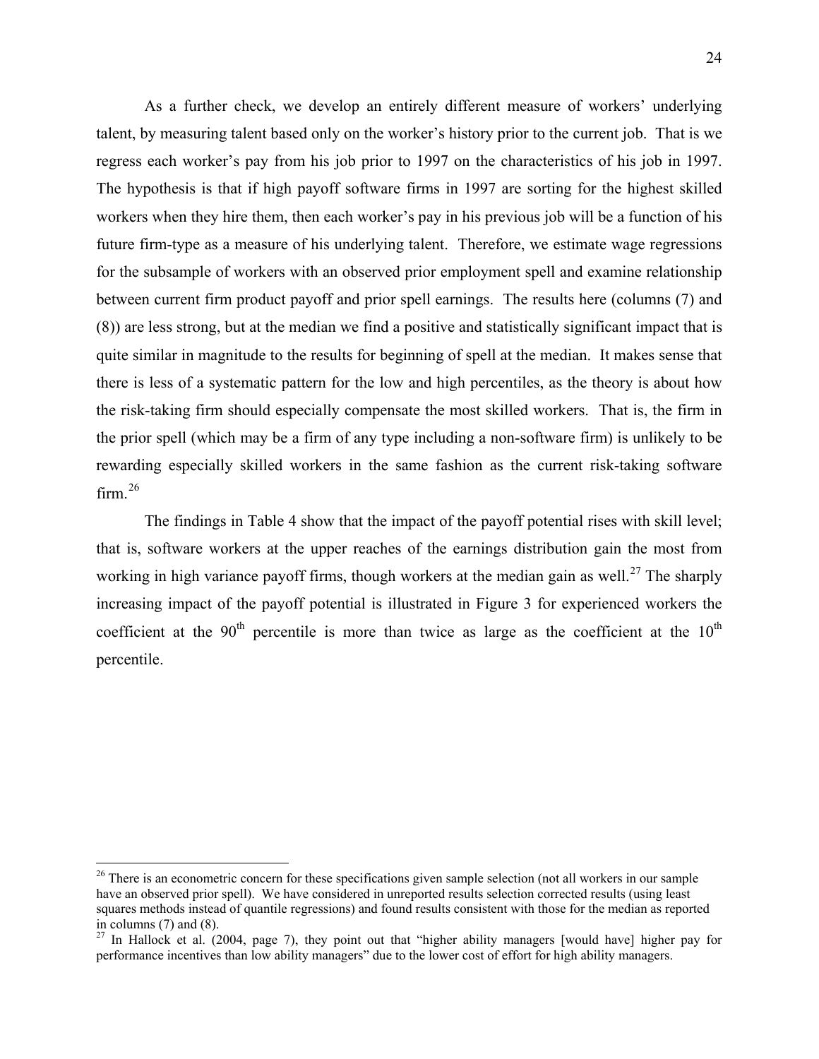As a further check, we develop an entirely different measure of workers' underlying talent, by measuring talent based only on the worker's history prior to the current job. That is we regress each worker's pay from his job prior to 1997 on the characteristics of his job in 1997. The hypothesis is that if high payoff software firms in 1997 are sorting for the highest skilled workers when they hire them, then each worker's pay in his previous job will be a function of his future firm-type as a measure of his underlying talent. Therefore, we estimate wage regressions for the subsample of workers with an observed prior employment spell and examine relationship between current firm product payoff and prior spell earnings. The results here (columns (7) and (8)) are less strong, but at the median we find a positive and statistically significant impact that is quite similar in magnitude to the results for beginning of spell at the median. It makes sense that there is less of a systematic pattern for the low and high percentiles, as the theory is about how the risk-taking firm should especially compensate the most skilled workers. That is, the firm in the prior spell (which may be a firm of any type including a non-software firm) is unlikely to be rewarding especially skilled workers in the same fashion as the current risk-taking software firm.[26]

The findings in Table 4 show that the impact of the payoff potential rises with skill level; that is, software workers at the upper reaches of the earnings distribution gain the most from working in high variance payoff firms, though workers at the median gain as well.[27] The sharply increasing impact of the payoff potential is illustrated in Figure 3 for experienced workers the coefficient at the 90th percentile is more than twice as large as the coefficient at the 10th percentile.

---

[26] There is an econometric concern for these specifications given sample selection (not all workers in our sample have an observed prior spell). We have considered in unreported results selection corrected results (using least squares methods instead of quantile regressions) and found results consistent with those for the median as reported in columns (7) and (8).

[27] In Hallock et al. (2004, page 7), they point out that "higher ability managers [would have] higher pay for performance incentives than low ability managers" due to the lower cost of effort for high ability managers.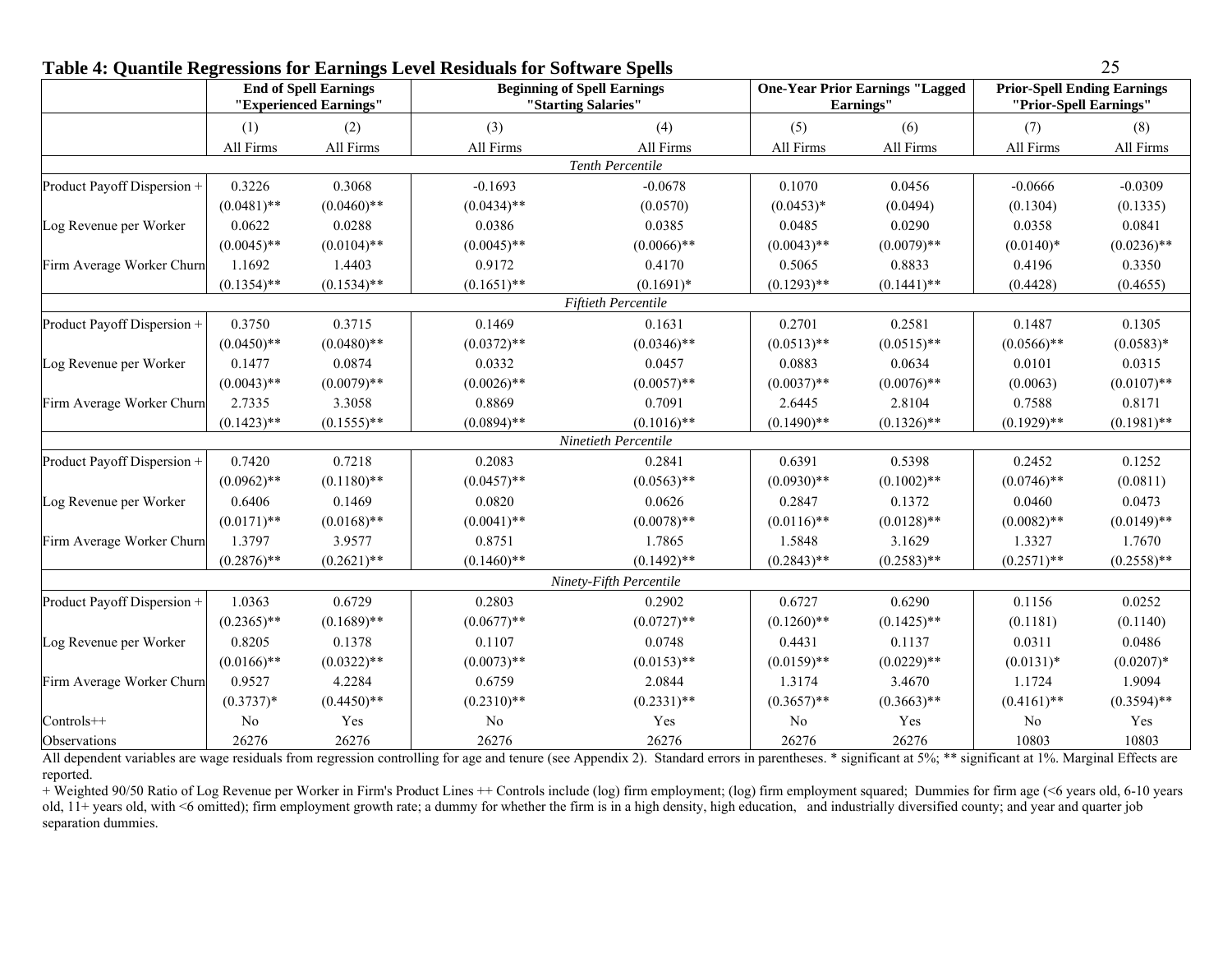## Table 4: Quantile Regressions for Earnings Level Residuals for Software Spells

| | End of Spell Earnings "Experienced Earnings" | | Beginning of Spell Earnings "Starting Salaries" | | One-Year Prior Earnings "Lagged Earnings" | | Prior-Spell Ending Earnings "Prior-Spell Earnings" | |
|---|---|---|---|---|---|---|---|---|
| | (1) | (2) | (3) | (4) | (5) | (6) | (7) | (8) |
| | All Firms | All Firms | All Firms | All Firms | All Firms | All Firms | All Firms | All Firms |
| | | | | *Tenth Percentile* | | | | |
| Product Payoff Dispersion + | 0.3226 | 0.3068 | -0.1693 | -0.0678 | 0.1070 | 0.0456 | -0.0666 | -0.0309 |
| | (0.0481)** | (0.0460)** | (0.0434)** | (0.0570) | (0.0453)* | (0.0494) | (0.1304) | (0.1335) |
| Log Revenue per Worker | 0.0622 | 0.0288 | 0.0386 | 0.0385 | 0.0485 | 0.0290 | 0.0358 | 0.0841 |
| | (0.0045)** | (0.0104)** | (0.0045)** | (0.0066)** | (0.0043)** | (0.0079)** | (0.0140)* | (0.0236)** |
| Firm Average Worker Churn | 1.1692 | 1.4403 | 0.9172 | 0.4170 | 0.5065 | 0.8833 | 0.4196 | 0.3350 |
| | (0.1354)** | (0.1534)** | (0.1651)** | (0.1691)* | (0.1293)** | (0.1441)** | (0.4428) | (0.4655) |
| | | | | *Fiftieth Percentile* | | | | |
| Product Payoff Dispersion + | 0.3750 | 0.3715 | 0.1469 | 0.1631 | 0.2701 | 0.2581 | 0.1487 | 0.1305 |
| | (0.0450)** | (0.0480)** | (0.0372)** | (0.0346)** | (0.0513)** | (0.0515)** | (0.0566)** | (0.0583)* |
| Log Revenue per Worker | 0.1477 | 0.0874 | 0.0332 | 0.0457 | 0.0883 | 0.0634 | 0.0101 | 0.0315 |
| | (0.0043)** | (0.0079)** | (0.0026)** | (0.0057)** | (0.0037)** | (0.0076)** | (0.0063) | (0.0107)** |
| Firm Average Worker Churn | 2.7335 | 3.3058 | 0.8869 | 0.7091 | 2.6445 | 2.8104 | 0.7588 | 0.8171 |
| | (0.1423)** | (0.1555)** | (0.0894)** | (0.1016)** | (0.1490)** | (0.1326)** | (0.1929)** | (0.1981)** |
| | | | | *Ninetieth Percentile* | | | | |
| Product Payoff Dispersion + | 0.7420 | 0.7218 | 0.2083 | 0.2841 | 0.6391 | 0.5398 | 0.2452 | 0.1252 |
| | (0.0962)** | (0.1180)** | (0.0457)** | (0.0563)** | (0.0930)** | (0.1002)** | (0.0746)** | (0.0811) |
| Log Revenue per Worker | 0.6406 | 0.1469 | 0.0820 | 0.0626 | 0.2847 | 0.1372 | 0.0460 | 0.0473 |
| | (0.0171)** | (0.0168)** | (0.0041)** | (0.0078)** | (0.0116)** | (0.0128)** | (0.0082)** | (0.0149)** |
| Firm Average Worker Churn | 1.3797 | 3.9577 | 0.8751 | 1.7865 | 1.5848 | 3.1629 | 1.3327 | 1.7670 |
| | (0.2876)** | (0.2621)** | (0.1460)** | (0.1492)** | (0.2843)** | (0.2583)** | (0.2571)** | (0.2558)** |
| | | | | *Ninety-Fifth Percentile* | | | | |
| Product Payoff Dispersion + | 1.0363 | 0.6729 | 0.2803 | 0.2902 | 0.6727 | 0.6290 | 0.1156 | 0.0252 |
| | (0.2365)** | (0.1689)** | (0.0677)** | (0.0727)** | (0.1260)** | (0.1425)** | (0.1181) | (0.1140) |
| Log Revenue per Worker | 0.8205 | 0.1378 | 0.1107 | 0.0748 | 0.4431 | 0.1137 | 0.0311 | 0.0486 |
| | (0.0166)** | (0.0322)** | (0.0073)** | (0.0153)** | (0.0159)** | (0.0229)** | (0.0131)* | (0.0207)* |
| Firm Average Worker Churn | 0.9527 | 4.2284 | 0.6759 | 2.0844 | 1.3174 | 3.4670 | 1.1724 | 1.9094 |
| | (0.3737)* | (0.4450)** | (0.2310)** | (0.2331)** | (0.3657)** | (0.3663)** | (0.4161)** | (0.3594)** |
| Controls++ | No | Yes | No | Yes | No | Yes | No | Yes |
| Observations | 26276 | 26276 | 26276 | 26276 | 26276 | 26276 | 10803 | 10803 |

All dependent variables are wage residuals from regression controlling for age and tenure (see Appendix 2). Standard errors in parentheses. * significant at 5%; ** significant at 1%. Marginal Effects are reported.

+ Weighted 90/50 Ratio of Log Revenue per Worker in Firm's Product Lines ++ Controls include (log) firm employment; (log) firm employment squared; Dummies for firm age (<6 years old, 6-10 years old, 11+ years old, with <6 omitted); firm employment growth rate; a dummy for whether the firm is in a high density, high education, and industrially diversified county; and year and quarter job separation dummies.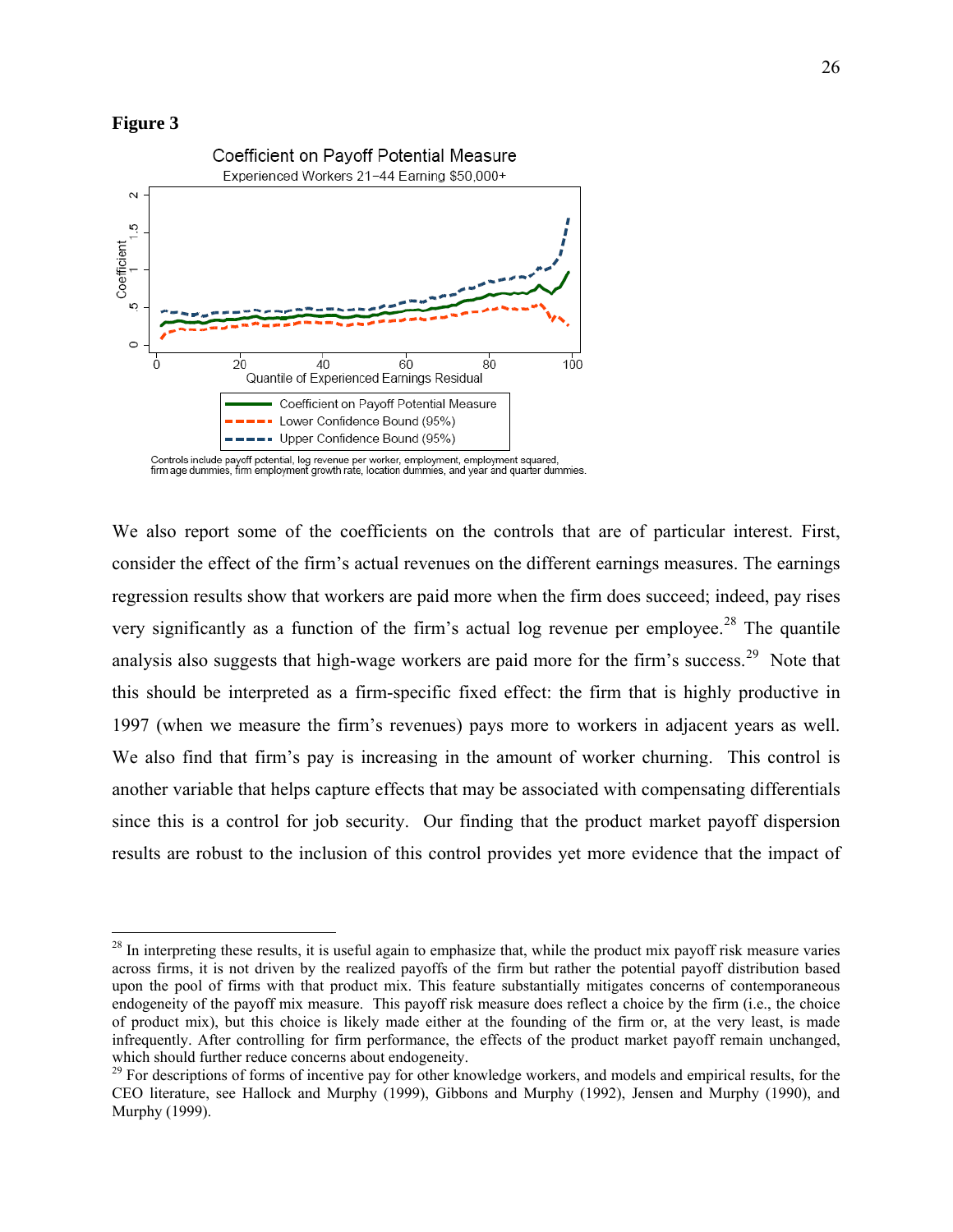**Figure 3**

Coefficient on Payoff Potential Measure

Experienced Workers 21–44 Earning $50,000+

Controls include payoff potential, log revenue per worker, employment, employment squared, firm age dummies, firm employment growth rate, location dummies, and year and quarter dummies.

We also report some of the coefficients on the controls that are of particular interest. First, consider the effect of the firm's actual revenues on the different earnings measures. The earnings regression results show that workers are paid more when the firm does succeed; indeed, pay rises very significantly as a function of the firm's actual log revenue per employee.[28] The quantile analysis also suggests that high-wage workers are paid more for the firm's success.[29] Note that this should be interpreted as a firm-specific fixed effect: the firm that is highly productive in 1997 (when we measure the firm's revenues) pays more to workers in adjacent years as well. We also find that firm's pay is increasing in the amount of worker churning. This control is another variable that helps capture effects that may be associated with compensating differentials since this is a control for job security. Our finding that the product market payoff dispersion results are robust to the inclusion of this control provides yet more evidence that the impact of

---

[28] In interpreting these results, it is useful again to emphasize that, while the product mix payoff risk measure varies across firms, it is not driven by the realized payoffs of the firm but rather the potential payoff distribution based upon the pool of firms with that product mix. This feature substantially mitigates concerns of contemporaneous endogeneity of the payoff mix measure. This payoff risk measure does reflect a choice by the firm (i.e., the choice of product mix), but this choice is likely made either at the founding of the firm or, at the very least, is made infrequently. After controlling for firm performance, the effects of the product market payoff remain unchanged, which should further reduce concerns about endogeneity.

[29] For descriptions of forms of incentive pay for other knowledge workers, and models and empirical results, for the CEO literature, see Hallock and Murphy (1999), Gibbons and Murphy (1992), Jensen and Murphy (1990), and Murphy (1999).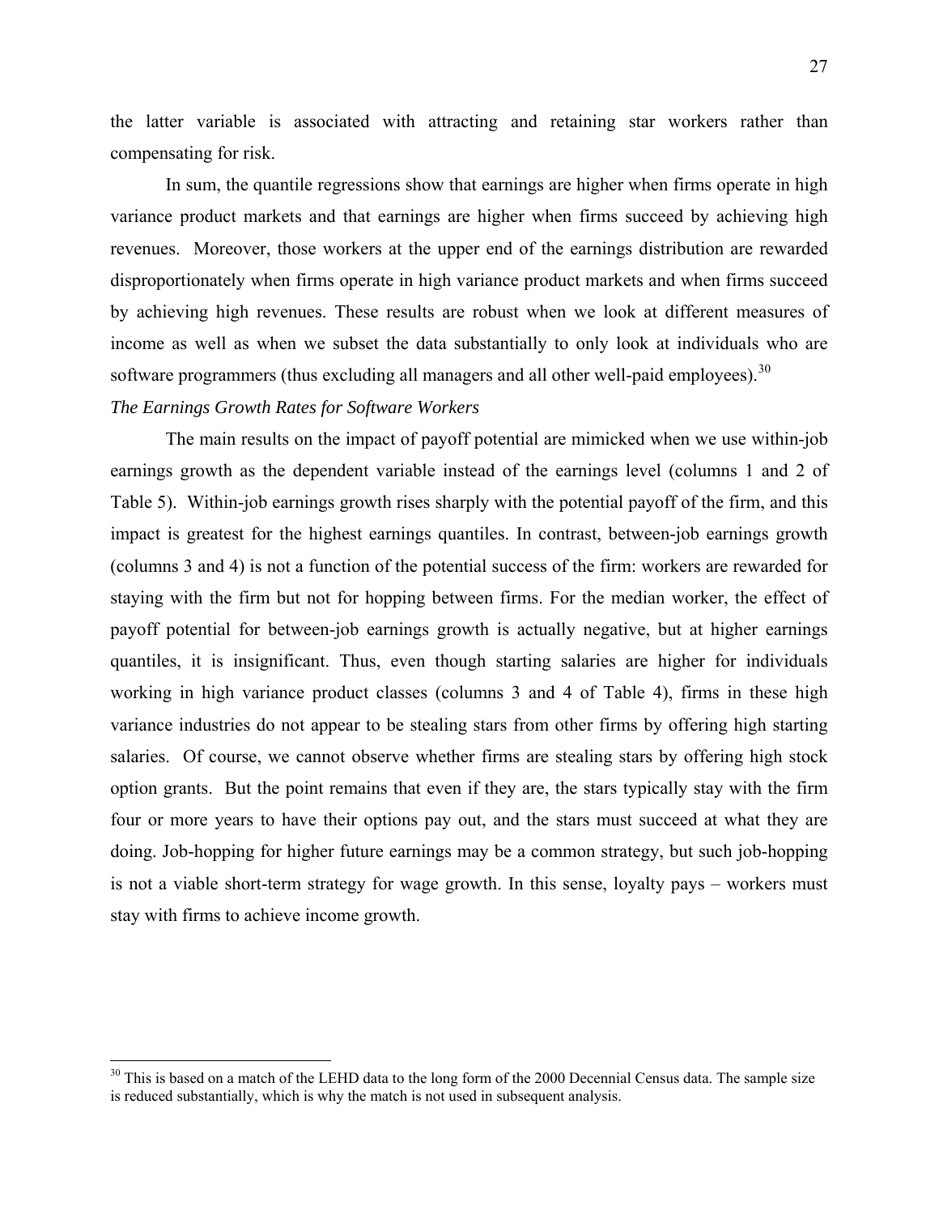the latter variable is associated with attracting and retaining star workers rather than compensating for risk.

In sum, the quantile regressions show that earnings are higher when firms operate in high variance product markets and that earnings are higher when firms succeed by achieving high revenues. Moreover, those workers at the upper end of the earnings distribution are rewarded disproportionately when firms operate in high variance product markets and when firms succeed by achieving high revenues. These results are robust when we look at different measures of income as well as when we subset the data substantially to only look at individuals who are software programmers (thus excluding all managers and all other well-paid employees).[30]

*The Earnings Growth Rates for Software Workers*

The main results on the impact of payoff potential are mimicked when we use within-job earnings growth as the dependent variable instead of the earnings level (columns 1 and 2 of Table 5). Within-job earnings growth rises sharply with the potential payoff of the firm, and this impact is greatest for the highest earnings quantiles. In contrast, between-job earnings growth (columns 3 and 4) is not a function of the potential success of the firm: workers are rewarded for staying with the firm but not for hopping between firms. For the median worker, the effect of payoff potential for between-job earnings growth is actually negative, but at higher earnings quantiles, it is insignificant. Thus, even though starting salaries are higher for individuals working in high variance product classes (columns 3 and 4 of Table 4), firms in these high variance industries do not appear to be stealing stars from other firms by offering high starting salaries. Of course, we cannot observe whether firms are stealing stars by offering high stock option grants. But the point remains that even if they are, the stars typically stay with the firm four or more years to have their options pay out, and the stars must succeed at what they are doing. Job-hopping for higher future earnings may be a common strategy, but such job-hopping is not a viable short-term strategy for wage growth. In this sense, loyalty pays – workers must stay with firms to achieve income growth.

[30] This is based on a match of the LEHD data to the long form of the 2000 Decennial Census data. The sample size is reduced substantially, which is why the match is not used in subsequent analysis.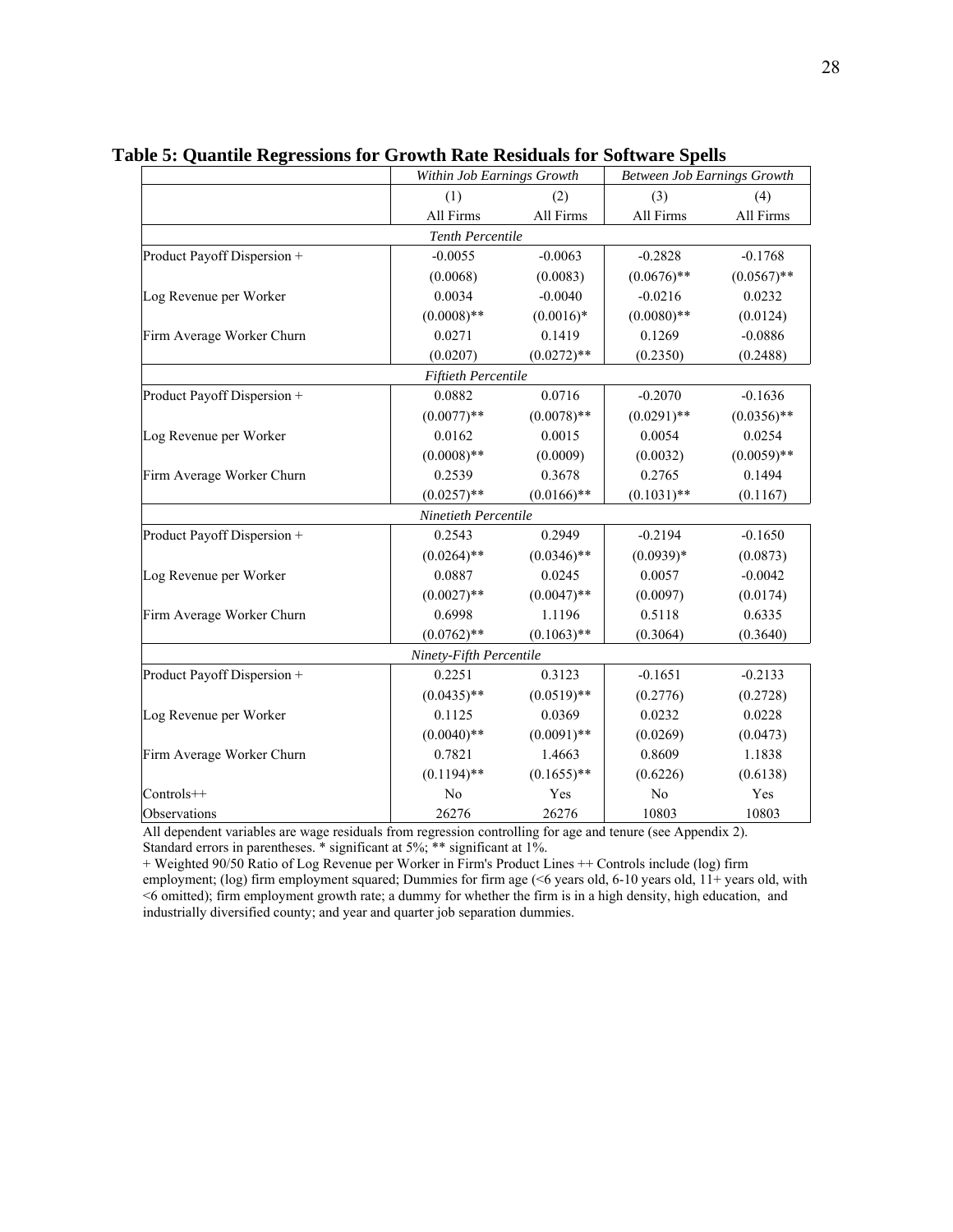**Table 5: Quantile Regressions for Growth Rate Residuals for Software Spells**

| | *Within Job Earnings Growth* | | *Between Job Earnings Growth* | |
|---|---|---|---|---|
| | (1) | (2) | (3) | (4) |
| | All Firms | All Firms | All Firms | All Firms |
| *Tenth Percentile* | | | | |
| Product Payoff Dispersion + | -0.0055 | -0.0063 | -0.2828 | -0.1768 |
| | (0.0068) | (0.0083) | (0.0676)** | (0.0567)** |
| Log Revenue per Worker | 0.0034 | -0.0040 | -0.0216 | 0.0232 |
| | (0.0008)** | (0.0016)* | (0.0080)** | (0.0124) |
| Firm Average Worker Churn | 0.0271 | 0.1419 | 0.1269 | -0.0886 |
| | (0.0207) | (0.0272)** | (0.2350) | (0.2488) |
| *Fiftieth Percentile* | | | | |
| Product Payoff Dispersion + | 0.0882 | 0.0716 | -0.2070 | -0.1636 |
| | (0.0077)** | (0.0078)** | (0.0291)** | (0.0356)** |
| Log Revenue per Worker | 0.0162 | 0.0015 | 0.0054 | 0.0254 |
| | (0.0008)** | (0.0009) | (0.0032) | (0.0059)** |
| Firm Average Worker Churn | 0.2539 | 0.3678 | 0.2765 | 0.1494 |
| | (0.0257)** | (0.0166)** | (0.1031)** | (0.1167) |
| *Ninetieth Percentile* | | | | |
| Product Payoff Dispersion + | 0.2543 | 0.2949 | -0.2194 | -0.1650 |
| | (0.0264)** | (0.0346)** | (0.0939)* | (0.0873) |
| Log Revenue per Worker | 0.0887 | 0.0245 | 0.0057 | -0.0042 |
| | (0.0027)** | (0.0047)** | (0.0097) | (0.0174) |
| Firm Average Worker Churn | 0.6998 | 1.1196 | 0.5118 | 0.6335 |
| | (0.0762)** | (0.1063)** | (0.3064) | (0.3640) |
| *Ninety-Fifth Percentile* | | | | |
| Product Payoff Dispersion + | 0.2251 | 0.3123 | -0.1651 | -0.2133 |
| | (0.0435)** | (0.0519)** | (0.2776) | (0.2728) |
| Log Revenue per Worker | 0.1125 | 0.0369 | 0.0232 | 0.0228 |
| | (0.0040)** | (0.0091)** | (0.0269) | (0.0473) |
| Firm Average Worker Churn | 0.7821 | 1.4663 | 0.8609 | 1.1838 |
| | (0.1194)** | (0.1655)** | (0.6226) | (0.6138) |
| Controls++ | No | Yes | No | Yes |
| Observations | 26276 | 26276 | 10803 | 10803 |

All dependent variables are wage residuals from regression controlling for age and tenure (see Appendix 2).
Standard errors in parentheses. * significant at 5%; ** significant at 1%.
+ Weighted 90/50 Ratio of Log Revenue per Worker in Firm's Product Lines ++ Controls include (log) firm employment; (log) firm employment squared; Dummies for firm age (<6 years old, 6-10 years old, 11+ years old, with <6 omitted); firm employment growth rate; a dummy for whether the firm is in a high density, high education, and industrially diversified county; and year and quarter job separation dummies.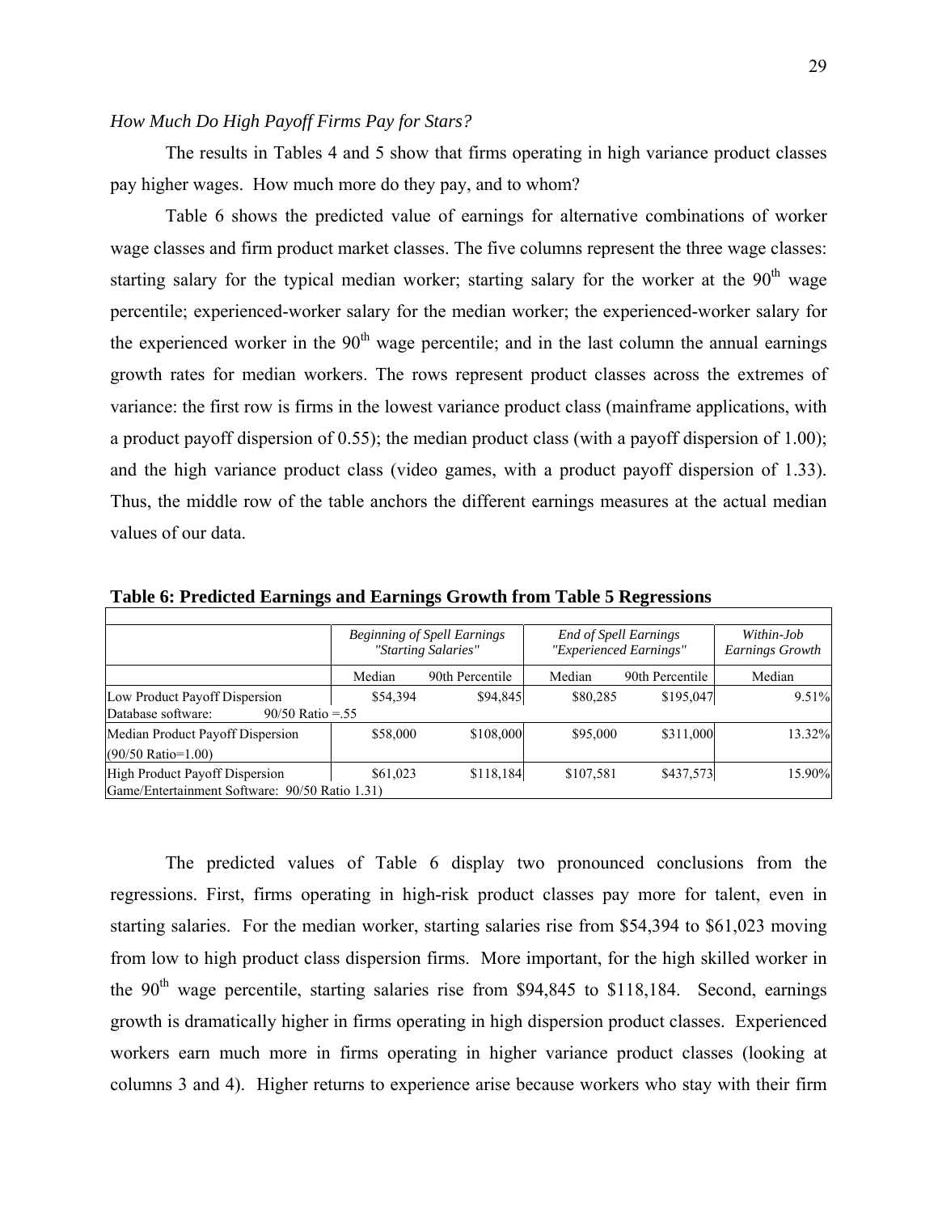*How Much Do High Payoff Firms Pay for Stars?*

The results in Tables 4 and 5 show that firms operating in high variance product classes pay higher wages. How much more do they pay, and to whom?

Table 6 shows the predicted value of earnings for alternative combinations of worker wage classes and firm product market classes. The five columns represent the three wage classes: starting salary for the typical median worker; starting salary for the worker at the 90th wage percentile; experienced-worker salary for the median worker; the experienced-worker salary for the experienced worker in the 90th wage percentile; and in the last column the annual earnings growth rates for median workers. The rows represent product classes across the extremes of variance: the first row is firms in the lowest variance product class (mainframe applications, with a product payoff dispersion of 0.55); the median product class (with a payoff dispersion of 1.00); and the high variance product class (video games, with a product payoff dispersion of 1.33). Thus, the middle row of the table anchors the different earnings measures at the actual median values of our data.

**Table 6: Predicted Earnings and Earnings Growth from Table 5 Regressions**

| | *Beginning of Spell Earnings "Starting Salaries"* | | *End of Spell Earnings "Experienced Earnings"* | | *Within-Job Earnings Growth* |
|---|---|---|---|---|---|
| | Median | 90th Percentile | Median | 90th Percentile | Median |
| Low Product Payoff Dispersion<br>Database software: 90/50 Ratio =.55 | \$54,394 | \$94,845 | \$80,285 | \$195,047 | 9.51% |
| Median Product Payoff Dispersion<br>(90/50 Ratio=1.00) | \$58,000 | \$108,000 | \$95,000 | \$311,000 | 13.32% |
| High Product Payoff Dispersion<br>Game/Entertainment Software: 90/50 Ratio 1.31) | \$61,023 | \$118,184 | \$107,581 | \$437,573 | 15.90% |

The predicted values of Table 6 display two pronounced conclusions from the regressions. First, firms operating in high-risk product classes pay more for talent, even in starting salaries. For the median worker, starting salaries rise from \$54,394 to \$61,023 moving from low to high product class dispersion firms. More important, for the high skilled worker in the 90th wage percentile, starting salaries rise from \$94,845 to \$118,184. Second, earnings growth is dramatically higher in firms operating in high dispersion product classes. Experienced workers earn much more in firms operating in higher variance product classes (looking at columns 3 and 4). Higher returns to experience arise because workers who stay with their firm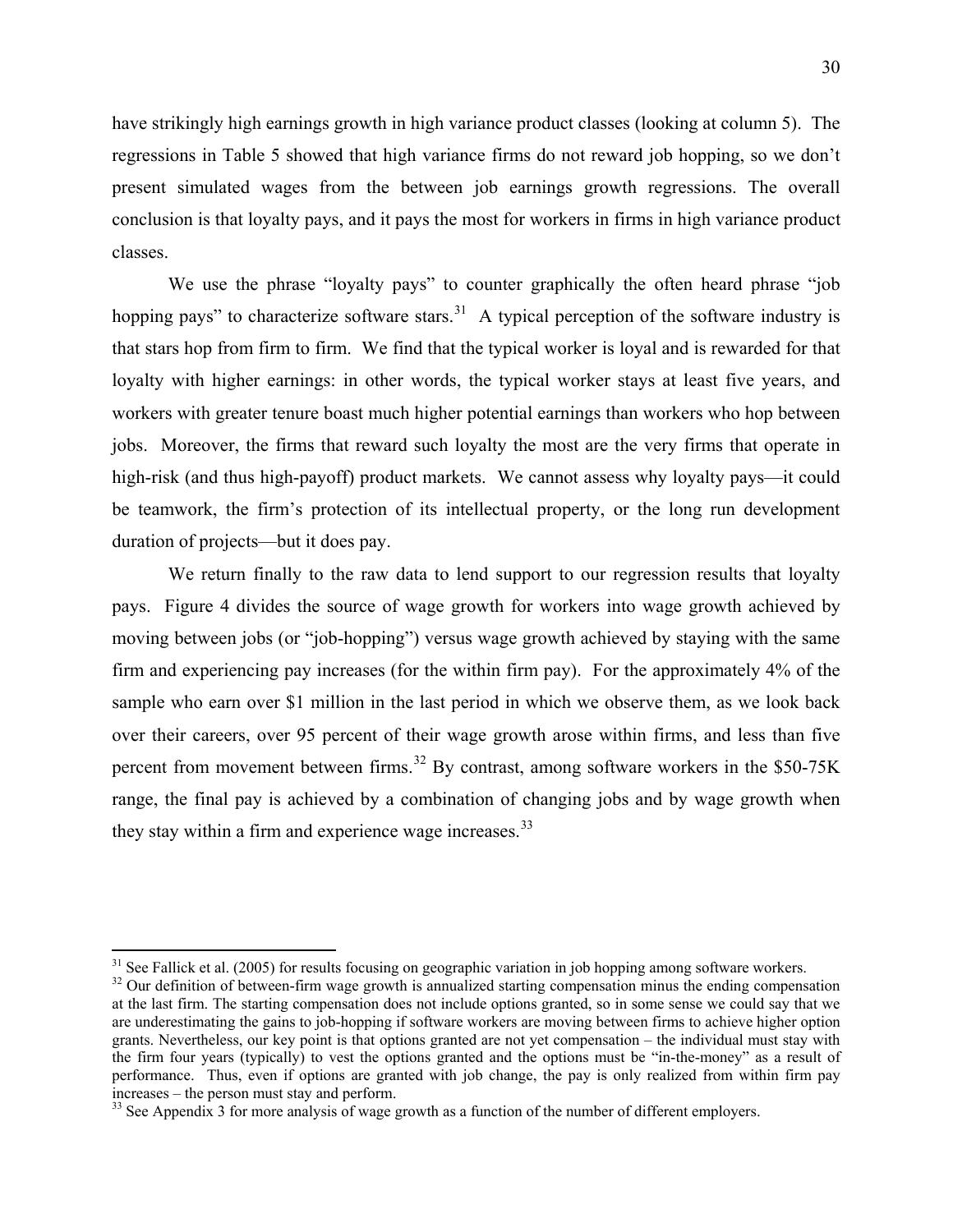have strikingly high earnings growth in high variance product classes (looking at column 5). The regressions in Table 5 showed that high variance firms do not reward job hopping, so we don't present simulated wages from the between job earnings growth regressions. The overall conclusion is that loyalty pays, and it pays the most for workers in firms in high variance product classes.

We use the phrase "loyalty pays" to counter graphically the often heard phrase "job hopping pays" to characterize software stars.[31] A typical perception of the software industry is that stars hop from firm to firm. We find that the typical worker is loyal and is rewarded for that loyalty with higher earnings: in other words, the typical worker stays at least five years, and workers with greater tenure boast much higher potential earnings than workers who hop between jobs. Moreover, the firms that reward such loyalty the most are the very firms that operate in high-risk (and thus high-payoff) product markets. We cannot assess why loyalty pays—it could be teamwork, the firm's protection of its intellectual property, or the long run development duration of projects—but it does pay.

We return finally to the raw data to lend support to our regression results that loyalty pays. Figure 4 divides the source of wage growth for workers into wage growth achieved by moving between jobs (or "job-hopping") versus wage growth achieved by staying with the same firm and experiencing pay increases (for the within firm pay). For the approximately 4% of the sample who earn over $1 million in the last period in which we observe them, as we look back over their careers, over 95 percent of their wage growth arose within firms, and less than five percent from movement between firms.[32] By contrast, among software workers in the $50-75K range, the final pay is achieved by a combination of changing jobs and by wage growth when they stay within a firm and experience wage increases.[33]

---

[31] See Fallick et al. (2005) for results focusing on geographic variation in job hopping among software workers.

[32] Our definition of between-firm wage growth is annualized starting compensation minus the ending compensation at the last firm. The starting compensation does not include options granted, so in some sense we could say that we are underestimating the gains to job-hopping if software workers are moving between firms to achieve higher option grants. Nevertheless, our key point is that options granted are not yet compensation – the individual must stay with the firm four years (typically) to vest the options granted and the options must be "in-the-money" as a result of performance. Thus, even if options are granted with job change, the pay is only realized from within firm pay increases – the person must stay and perform.

[33] See Appendix 3 for more analysis of wage growth as a function of the number of different employers.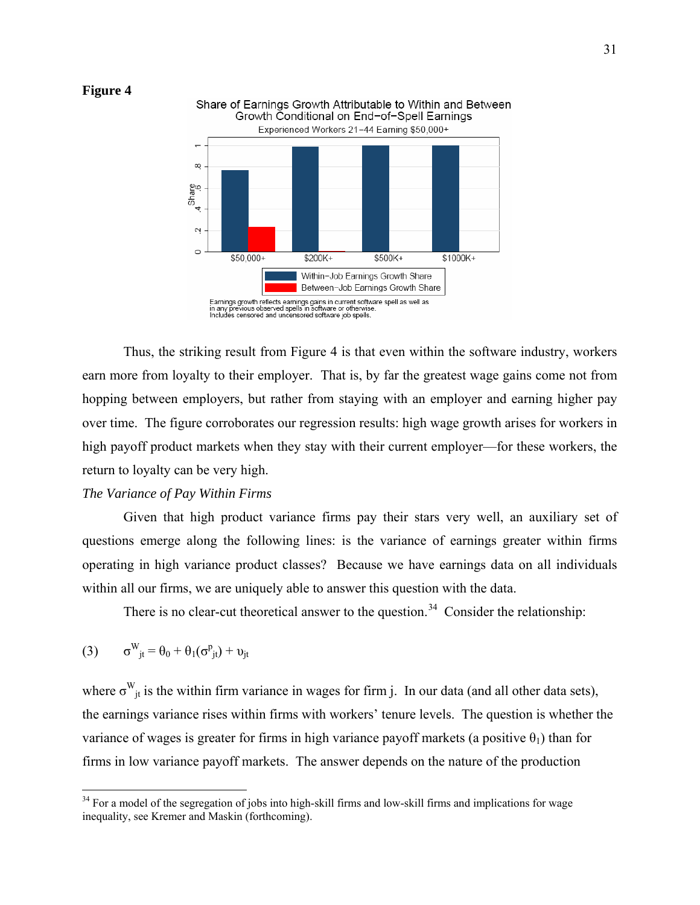**Figure 4**

Share of Earnings Growth Attributable to Within and Between Growth Conditional on End-of-Spell Earnings

Experienced Workers 21-44 Earning $50,000+

Earnings growth reflects earnings gains in current software spell as well as in any previous observed spells in software or otherwise. Includes censored and uncensored software job spells.

Thus, the striking result from Figure 4 is that even within the software industry, workers earn more from loyalty to their employer. That is, by far the greatest wage gains come not from hopping between employers, but rather from staying with an employer and earning higher pay over time. The figure corroborates our regression results: high wage growth arises for workers in high payoff product markets when they stay with their current employer—for these workers, the return to loyalty can be very high.

*The Variance of Pay Within Firms*

Given that high product variance firms pay their stars very well, an auxiliary set of questions emerge along the following lines: is the variance of earnings greater within firms operating in high variance product classes? Because we have earnings data on all individuals within all our firms, we are uniquely able to answer this question with the data.

There is no clear-cut theoretical answer to the question.[34] Consider the relationship:

$$\text{(3)} \qquad \sigma^{W}_{jt} = \theta_0 + \theta_1(\sigma^{p}_{jt}) + \upsilon_{jt}$$

where $\sigma^{W}_{jt}$ is the within firm variance in wages for firm j. In our data (and all other data sets), the earnings variance rises within firms with workers' tenure levels. The question is whether the variance of wages is greater for firms in high variance payoff markets (a positive $\theta_1$) than for firms in low variance payoff markets. The answer depends on the nature of the production

[34] For a model of the segregation of jobs into high-skill firms and low-skill firms and implications for wage inequality, see Kremer and Maskin (forthcoming).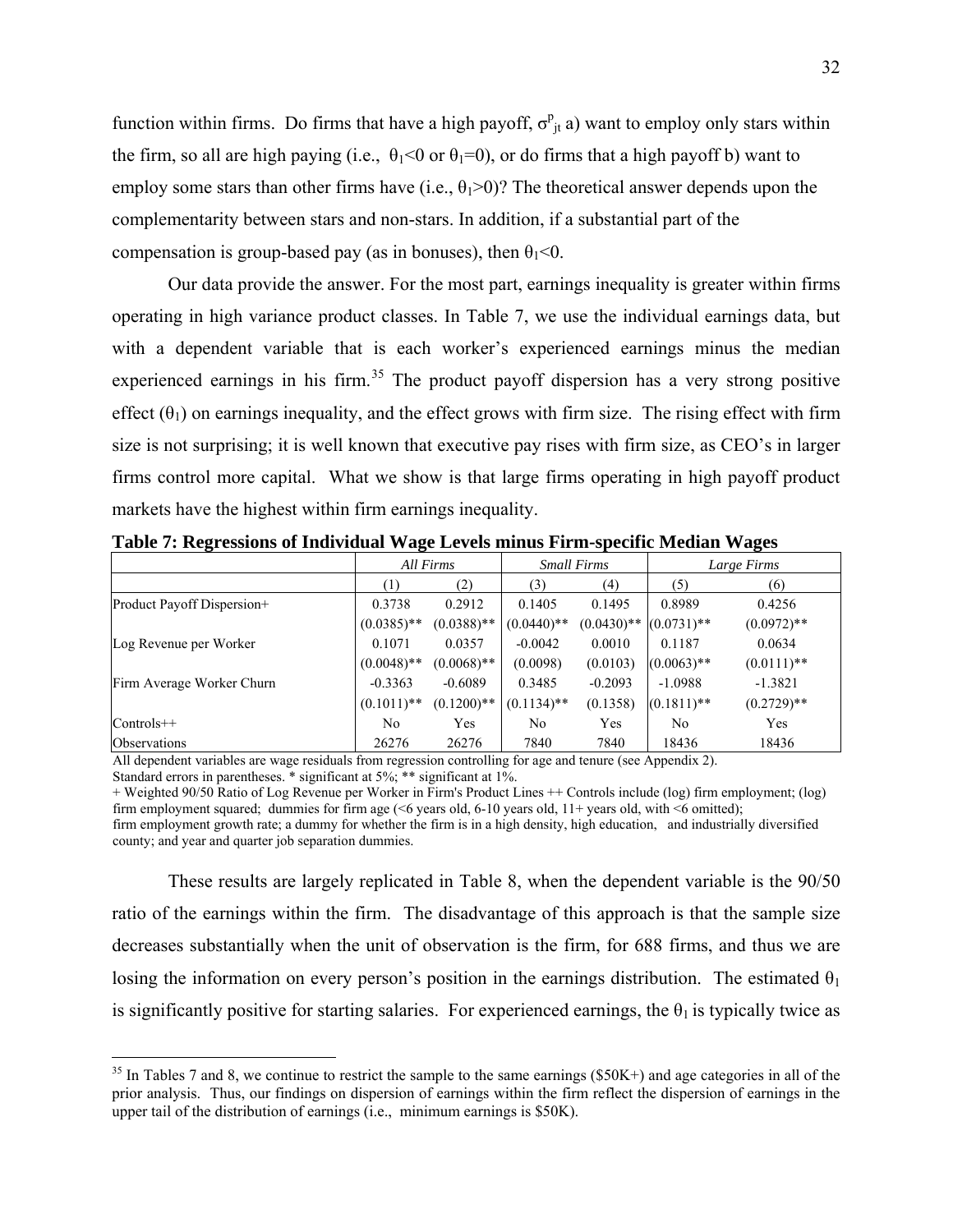function within firms. Do firms that have a high payoff, $\sigma^{p}_{jt}$ a) want to employ only stars within the firm, so all are high paying (i.e., $\theta_1<0$ or $\theta_1=0$), or do firms that a high payoff b) want to employ some stars than other firms have (i.e., $\theta_1>0$)? The theoretical answer depends upon the complementarity between stars and non-stars. In addition, if a substantial part of the compensation is group-based pay (as in bonuses), then $\theta_1<0$.

Our data provide the answer. For the most part, earnings inequality is greater within firms operating in high variance product classes. In Table 7, we use the individual earnings data, but with a dependent variable that is each worker's experienced earnings minus the median experienced earnings in his firm.[35] The product payoff dispersion has a very strong positive effect ($\theta_1$) on earnings inequality, and the effect grows with firm size. The rising effect with firm size is not surprising; it is well known that executive pay rises with firm size, as CEO's in larger firms control more capital. What we show is that large firms operating in high payoff product markets have the highest within firm earnings inequality.

**Table 7: Regressions of Individual Wage Levels minus Firm-specific Median Wages**

| | *All Firms* | | *Small Firms* | | *Large Firms* | |
|---|---|---|---|---|---|---|
| | (1) | (2) | (3) | (4) | (5) | (6) |
| Product Payoff Dispersion+ | 0.3738 | 0.2912 | 0.1405 | 0.1495 | 0.8989 | 0.4256 |
| | (0.0385)** | (0.0388)** | (0.0440)** | (0.0430)** | (0.0731)** | (0.0972)** |
| Log Revenue per Worker | 0.1071 | 0.0357 | -0.0042 | 0.0010 | 0.1187 | 0.0634 |
| | (0.0048)** | (0.0068)** | (0.0098) | (0.0103) | (0.0063)** | (0.0111)** |
| Firm Average Worker Churn | -0.3363 | -0.6089 | 0.3485 | -0.2093 | -1.0988 | -1.3821 |
| | (0.1011)** | (0.1200)** | (0.1134)** | (0.1358) | (0.1811)** | (0.2729)** |
| Controls++ | No | Yes | No | Yes | No | Yes |
| Observations | 26276 | 26276 | 7840 | 7840 | 18436 | 18436 |

All dependent variables are wage residuals from regression controlling for age and tenure (see Appendix 2).
Standard errors in parentheses. * significant at 5%; ** significant at 1%.
+ Weighted 90/50 Ratio of Log Revenue per Worker in Firm's Product Lines ++ Controls include (log) firm employment; (log) firm employment squared; dummies for firm age (<6 years old, 6-10 years old, 11+ years old, with <6 omitted); firm employment growth rate; a dummy for whether the firm is in a high density, high education, and industrially diversified county; and year and quarter job separation dummies.

These results are largely replicated in Table 8, when the dependent variable is the 90/50 ratio of the earnings within the firm. The disadvantage of this approach is that the sample size decreases substantially when the unit of observation is the firm, for 688 firms, and thus we are losing the information on every person's position in the earnings distribution. The estimated $\theta_1$ is significantly positive for starting salaries. For experienced earnings, the $\theta_1$ is typically twice as

[35] In Tables 7 and 8, we continue to restrict the sample to the same earnings ($50K+) and age categories in all of the prior analysis. Thus, our findings on dispersion of earnings within the firm reflect the dispersion of earnings in the upper tail of the distribution of earnings (i.e., minimum earnings is $50K).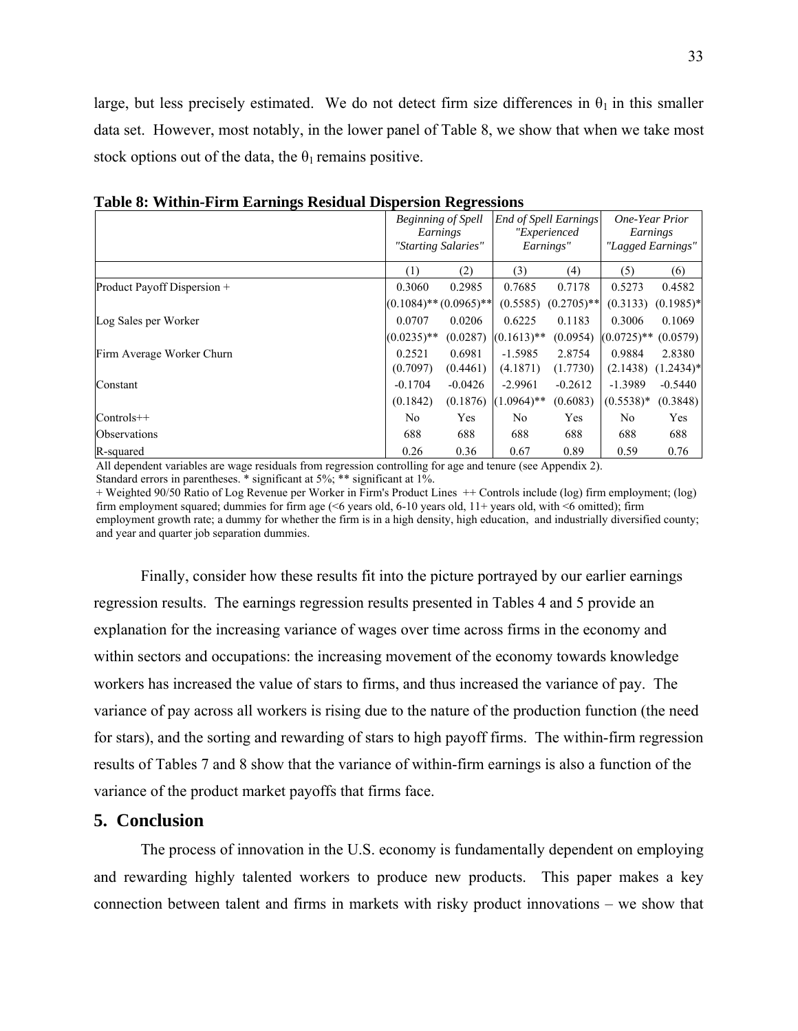large, but less precisely estimated. We do not detect firm size differences in $\theta_1$ in this smaller data set. However, most notably, in the lower panel of Table 8, we show that when we take most stock options out of the data, the $\theta_1$ remains positive.

**Table 8: Within-Firm Earnings Residual Dispersion Regressions**

| | *Beginning of Spell Earnings "Starting Salaries"* | | *End of Spell Earnings "Experienced Earnings"* | | *One-Year Prior Earnings "Lagged Earnings"* | |
|---|---|---|---|---|---|---|
| | (1) | (2) | (3) | (4) | (5) | (6) |
| Product Payoff Dispersion + | 0.3060 | 0.2985 | 0.7685 | 0.7178 | 0.5273 | 0.4582 |
| | (0.1084)** | (0.0965)** | (0.5585) | (0.2705)** | (0.3133) | (0.1985)* |
| Log Sales per Worker | 0.0707 | 0.0206 | 0.6225 | 0.1183 | 0.3006 | 0.1069 |
| | (0.0235)** | (0.0287) | (0.1613)** | (0.0954) | (0.0725)** | (0.0579) |
| Firm Average Worker Churn | 0.2521 | 0.6981 | -1.5985 | 2.8754 | 0.9884 | 2.8380 |
| | (0.7097) | (0.4461) | (4.1871) | (1.7730) | (2.1438) | (1.2434)* |
| Constant | -0.1704 | -0.0426 | -2.9961 | -0.2612 | -1.3989 | -0.5440 |
| | (0.1842) | (0.1876) | (1.0964)** | (0.6083) | (0.5538)* | (0.3848) |
| Controls++ | No | Yes | No | Yes | No | Yes |
| Observations | 688 | 688 | 688 | 688 | 688 | 688 |
| R-squared | 0.26 | 0.36 | 0.67 | 0.89 | 0.59 | 0.76 |

All dependent variables are wage residuals from regression controlling for age and tenure (see Appendix 2).
Standard errors in parentheses. * significant at 5%; ** significant at 1%.
+ Weighted 90/50 Ratio of Log Revenue per Worker in Firm's Product Lines ++ Controls include (log) firm employment; (log) firm employment squared; dummies for firm age (<6 years old, 6-10 years old, 11+ years old, with <6 omitted); firm employment growth rate; a dummy for whether the firm is in a high density, high education, and industrially diversified county; and year and quarter job separation dummies.

Finally, consider how these results fit into the picture portrayed by our earlier earnings regression results. The earnings regression results presented in Tables 4 and 5 provide an explanation for the increasing variance of wages over time across firms in the economy and within sectors and occupations: the increasing movement of the economy towards knowledge workers has increased the value of stars to firms, and thus increased the variance of pay. The variance of pay across all workers is rising due to the nature of the production function (the need for stars), and the sorting and rewarding of stars to high payoff firms. The within-firm regression results of Tables 7 and 8 show that the variance of within-firm earnings is also a function of the variance of the product market payoffs that firms face.

## 5. Conclusion

The process of innovation in the U.S. economy is fundamentally dependent on employing and rewarding highly talented workers to produce new products. This paper makes a key connection between talent and firms in markets with risky product innovations – we show that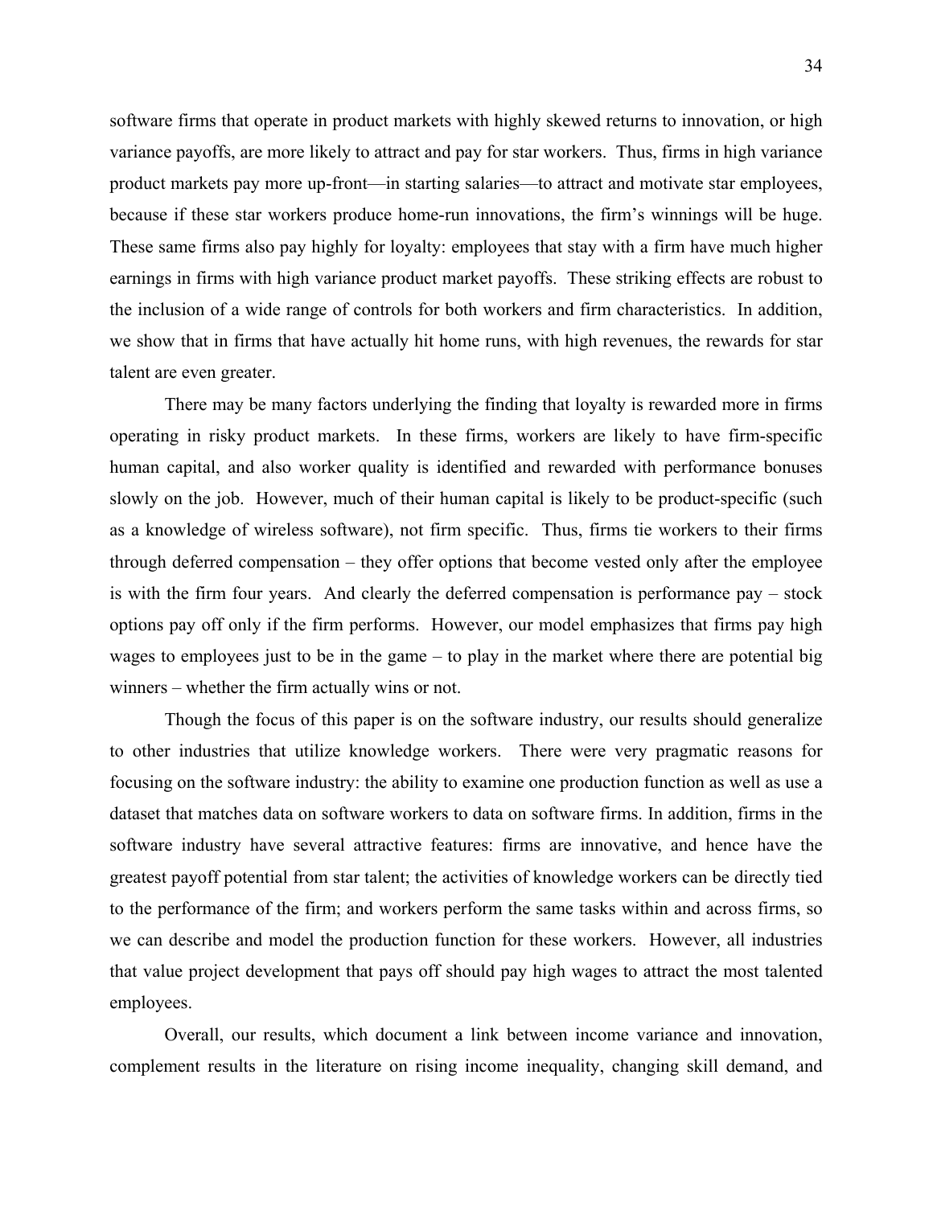software firms that operate in product markets with highly skewed returns to innovation, or high variance payoffs, are more likely to attract and pay for star workers. Thus, firms in high variance product markets pay more up-front—in starting salaries—to attract and motivate star employees, because if these star workers produce home-run innovations, the firm's winnings will be huge. These same firms also pay highly for loyalty: employees that stay with a firm have much higher earnings in firms with high variance product market payoffs. These striking effects are robust to the inclusion of a wide range of controls for both workers and firm characteristics. In addition, we show that in firms that have actually hit home runs, with high revenues, the rewards for star talent are even greater.

There may be many factors underlying the finding that loyalty is rewarded more in firms operating in risky product markets. In these firms, workers are likely to have firm-specific human capital, and also worker quality is identified and rewarded with performance bonuses slowly on the job. However, much of their human capital is likely to be product-specific (such as a knowledge of wireless software), not firm specific. Thus, firms tie workers to their firms through deferred compensation – they offer options that become vested only after the employee is with the firm four years. And clearly the deferred compensation is performance pay – stock options pay off only if the firm performs. However, our model emphasizes that firms pay high wages to employees just to be in the game – to play in the market where there are potential big winners – whether the firm actually wins or not.

Though the focus of this paper is on the software industry, our results should generalize to other industries that utilize knowledge workers. There were very pragmatic reasons for focusing on the software industry: the ability to examine one production function as well as use a dataset that matches data on software workers to data on software firms. In addition, firms in the software industry have several attractive features: firms are innovative, and hence have the greatest payoff potential from star talent; the activities of knowledge workers can be directly tied to the performance of the firm; and workers perform the same tasks within and across firms, so we can describe and model the production function for these workers. However, all industries that value project development that pays off should pay high wages to attract the most talented employees.

Overall, our results, which document a link between income variance and innovation, complement results in the literature on rising income inequality, changing skill demand, and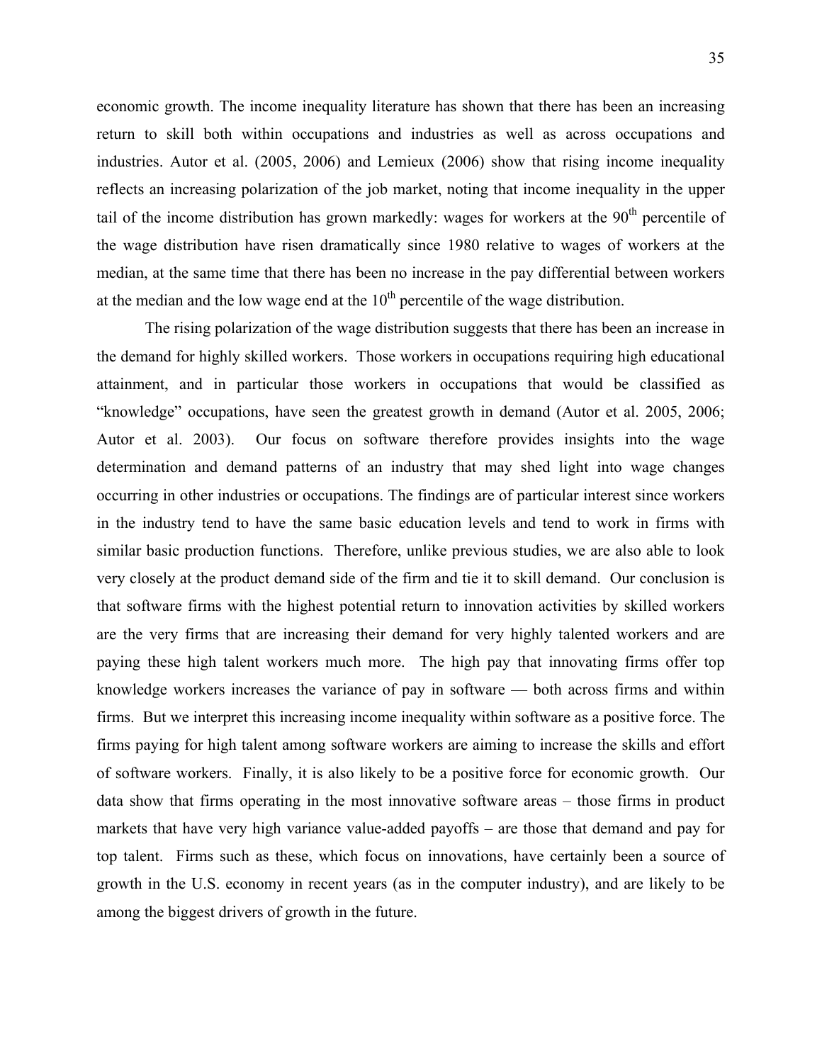economic growth. The income inequality literature has shown that there has been an increasing return to skill both within occupations and industries as well as across occupations and industries. Autor et al. (2005, 2006) and Lemieux (2006) show that rising income inequality reflects an increasing polarization of the job market, noting that income inequality in the upper tail of the income distribution has grown markedly: wages for workers at the 90th percentile of the wage distribution have risen dramatically since 1980 relative to wages of workers at the median, at the same time that there has been no increase in the pay differential between workers at the median and the low wage end at the 10th percentile of the wage distribution.

The rising polarization of the wage distribution suggests that there has been an increase in the demand for highly skilled workers. Those workers in occupations requiring high educational attainment, and in particular those workers in occupations that would be classified as "knowledge" occupations, have seen the greatest growth in demand (Autor et al. 2005, 2006; Autor et al. 2003). Our focus on software therefore provides insights into the wage determination and demand patterns of an industry that may shed light into wage changes occurring in other industries or occupations. The findings are of particular interest since workers in the industry tend to have the same basic education levels and tend to work in firms with similar basic production functions. Therefore, unlike previous studies, we are also able to look very closely at the product demand side of the firm and tie it to skill demand. Our conclusion is that software firms with the highest potential return to innovation activities by skilled workers are the very firms that are increasing their demand for very highly talented workers and are paying these high talent workers much more. The high pay that innovating firms offer top knowledge workers increases the variance of pay in software — both across firms and within firms. But we interpret this increasing income inequality within software as a positive force. The firms paying for high talent among software workers are aiming to increase the skills and effort of software workers. Finally, it is also likely to be a positive force for economic growth. Our data show that firms operating in the most innovative software areas – those firms in product markets that have very high variance value-added payoffs – are those that demand and pay for top talent. Firms such as these, which focus on innovations, have certainly been a source of growth in the U.S. economy in recent years (as in the computer industry), and are likely to be among the biggest drivers of growth in the future.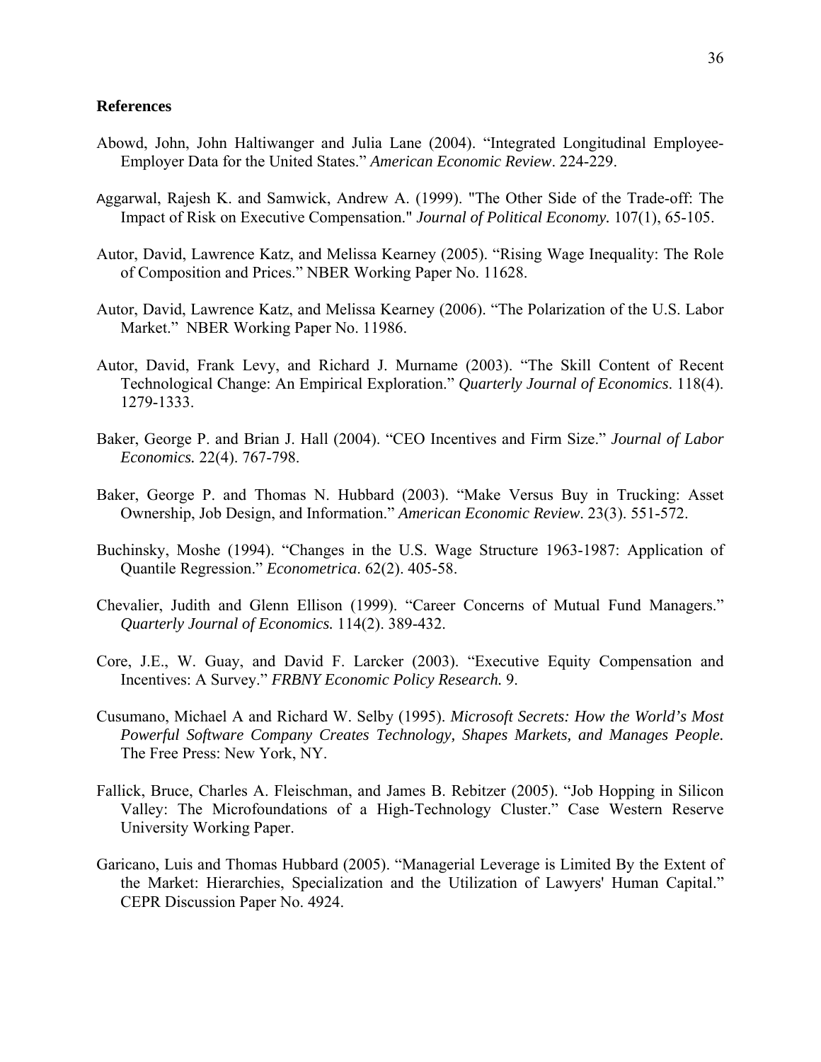## References

Abowd, John, John Haltiwanger and Julia Lane (2004). “Integrated Longitudinal Employee-Employer Data for the United States.” *American Economic Review*. 224-229.

Aggarwal, Rajesh K. and Samwick, Andrew A. (1999). "The Other Side of the Trade-off: The Impact of Risk on Executive Compensation." *Journal of Political Economy.* 107(1), 65-105.

Autor, David, Lawrence Katz, and Melissa Kearney (2005). “Rising Wage Inequality: The Role of Composition and Prices.” NBER Working Paper No. 11628.

Autor, David, Lawrence Katz, and Melissa Kearney (2006). “The Polarization of the U.S. Labor Market.” NBER Working Paper No. 11986.

Autor, David, Frank Levy, and Richard J. Murname (2003). “The Skill Content of Recent Technological Change: An Empirical Exploration.” *Quarterly Journal of Economics*. 118(4). 1279-1333.

Baker, George P. and Brian J. Hall (2004). “CEO Incentives and Firm Size.” *Journal of Labor Economics.* 22(4). 767-798.

Baker, George P. and Thomas N. Hubbard (2003). “Make Versus Buy in Trucking: Asset Ownership, Job Design, and Information.” *American Economic Review*. 23(3). 551-572.

Buchinsky, Moshe (1994). “Changes in the U.S. Wage Structure 1963-1987: Application of Quantile Regression.” *Econometrica*. 62(2). 405-58.

Chevalier, Judith and Glenn Ellison (1999). “Career Concerns of Mutual Fund Managers.” *Quarterly Journal of Economics.* 114(2). 389-432.

Core, J.E., W. Guay, and David F. Larcker (2003). “Executive Equity Compensation and Incentives: A Survey.” *FRBNY Economic Policy Research.* 9.

Cusumano, Michael A and Richard W. Selby (1995). *Microsoft Secrets: How the World’s Most Powerful Software Company Creates Technology, Shapes Markets, and Manages People.* The Free Press: New York, NY.

Fallick, Bruce, Charles A. Fleischman, and James B. Rebitzer (2005). “Job Hopping in Silicon Valley: The Microfoundations of a High-Technology Cluster.” Case Western Reserve University Working Paper.

Garicano, Luis and Thomas Hubbard (2005). “Managerial Leverage is Limited By the Extent of the Market: Hierarchies, Specialization and the Utilization of Lawyers' Human Capital.” CEPR Discussion Paper No. 4924.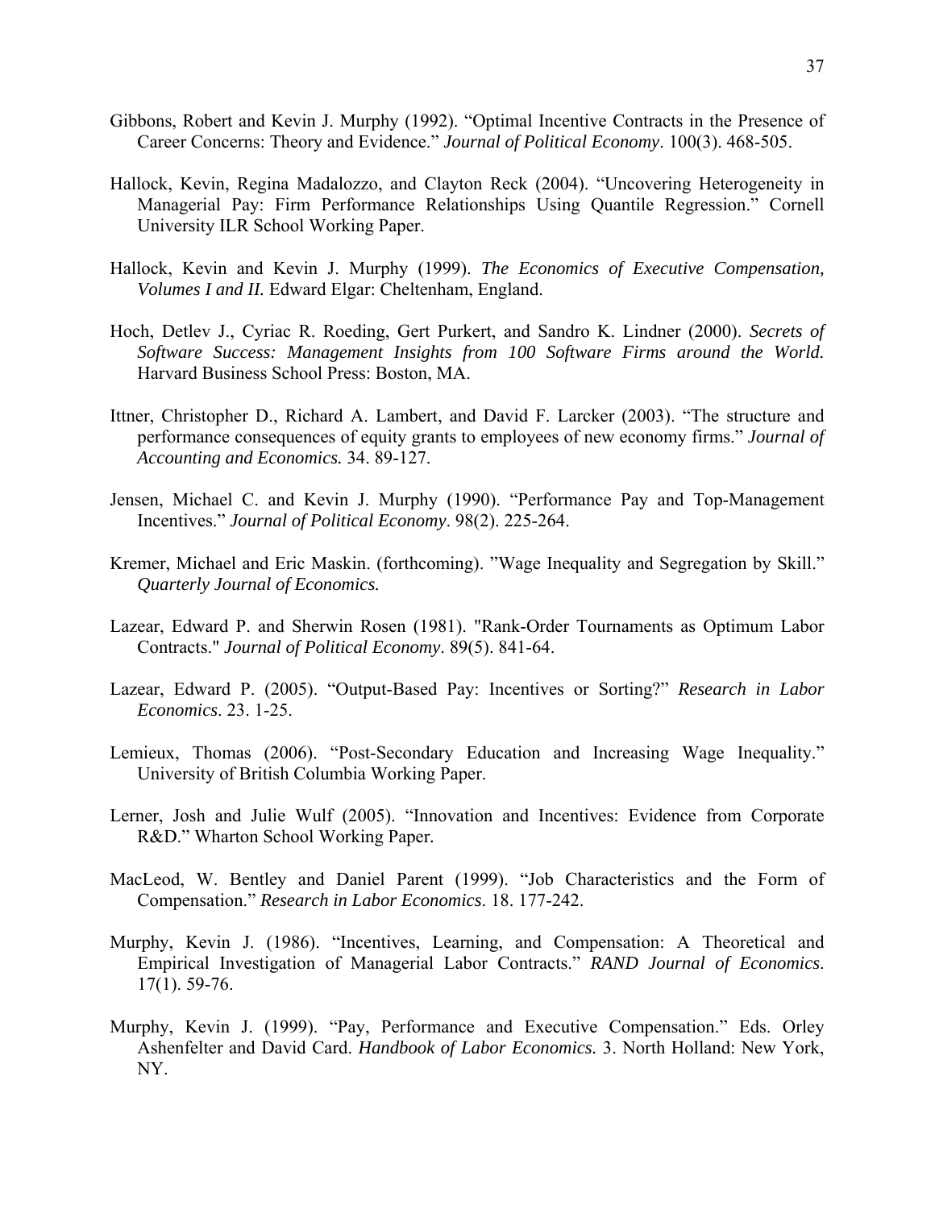Gibbons, Robert and Kevin J. Murphy (1992). "Optimal Incentive Contracts in the Presence of Career Concerns: Theory and Evidence." *Journal of Political Economy*. 100(3). 468-505.

Hallock, Kevin, Regina Madalozzo, and Clayton Reck (2004). "Uncovering Heterogeneity in Managerial Pay: Firm Performance Relationships Using Quantile Regression." Cornell University ILR School Working Paper.

Hallock, Kevin and Kevin J. Murphy (1999). *The Economics of Executive Compensation, Volumes I and II.* Edward Elgar: Cheltenham, England.

Hoch, Detlev J., Cyriac R. Roeding, Gert Purkert, and Sandro K. Lindner (2000). *Secrets of Software Success: Management Insights from 100 Software Firms around the World.* Harvard Business School Press: Boston, MA.

Ittner, Christopher D., Richard A. Lambert, and David F. Larcker (2003). "The structure and performance consequences of equity grants to employees of new economy firms." *Journal of Accounting and Economics.* 34. 89-127.

Jensen, Michael C. and Kevin J. Murphy (1990). "Performance Pay and Top-Management Incentives." *Journal of Political Economy*. 98(2). 225-264.

Kremer, Michael and Eric Maskin. (forthcoming). "Wage Inequality and Segregation by Skill." *Quarterly Journal of Economics.*

Lazear, Edward P. and Sherwin Rosen (1981). "Rank-Order Tournaments as Optimum Labor Contracts." *Journal of Political Economy*. 89(5). 841-64.

Lazear, Edward P. (2005). "Output-Based Pay: Incentives or Sorting?" *Research in Labor Economics*. 23. 1-25.

Lemieux, Thomas (2006). "Post-Secondary Education and Increasing Wage Inequality." University of British Columbia Working Paper.

Lerner, Josh and Julie Wulf (2005). "Innovation and Incentives: Evidence from Corporate R&D." Wharton School Working Paper.

MacLeod, W. Bentley and Daniel Parent (1999). "Job Characteristics and the Form of Compensation." *Research in Labor Economics*. 18. 177-242.

Murphy, Kevin J. (1986). "Incentives, Learning, and Compensation: A Theoretical and Empirical Investigation of Managerial Labor Contracts." *RAND Journal of Economics*. 17(1). 59-76.

Murphy, Kevin J. (1999). "Pay, Performance and Executive Compensation." Eds. Orley Ashenfelter and David Card. *Handbook of Labor Economics.* 3. North Holland: New York, NY.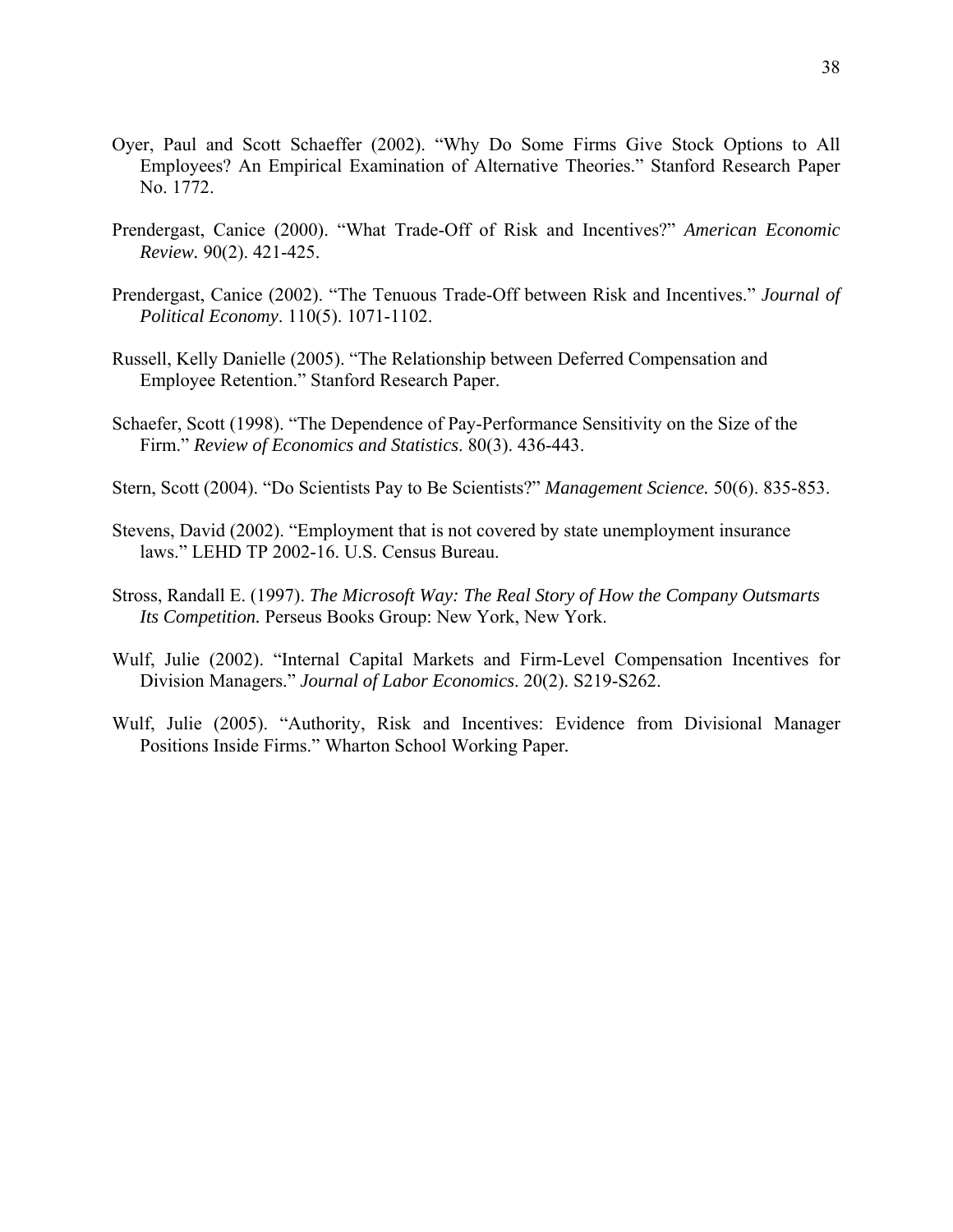Oyer, Paul and Scott Schaeffer (2002). "Why Do Some Firms Give Stock Options to All Employees? An Empirical Examination of Alternative Theories." Stanford Research Paper No. 1772.

Prendergast, Canice (2000). "What Trade-Off of Risk and Incentives?" *American Economic Review.* 90(2). 421-425.

Prendergast, Canice (2002). "The Tenuous Trade-Off between Risk and Incentives." *Journal of Political Economy*. 110(5). 1071-1102.

Russell, Kelly Danielle (2005). "The Relationship between Deferred Compensation and Employee Retention." Stanford Research Paper.

Schaefer, Scott (1998). "The Dependence of Pay-Performance Sensitivity on the Size of the Firm." *Review of Economics and Statistics*. 80(3). 436-443.

Stern, Scott (2004). "Do Scientists Pay to Be Scientists?" *Management Science.* 50(6). 835-853.

Stevens, David (2002). "Employment that is not covered by state unemployment insurance laws." LEHD TP 2002-16. U.S. Census Bureau.

Stross, Randall E. (1997). *The Microsoft Way: The Real Story of How the Company Outsmarts Its Competition.* Perseus Books Group: New York, New York.

Wulf, Julie (2002). "Internal Capital Markets and Firm-Level Compensation Incentives for Division Managers." *Journal of Labor Economics*. 20(2). S219-S262.

Wulf, Julie (2005). "Authority, Risk and Incentives: Evidence from Divisional Manager Positions Inside Firms." Wharton School Working Paper.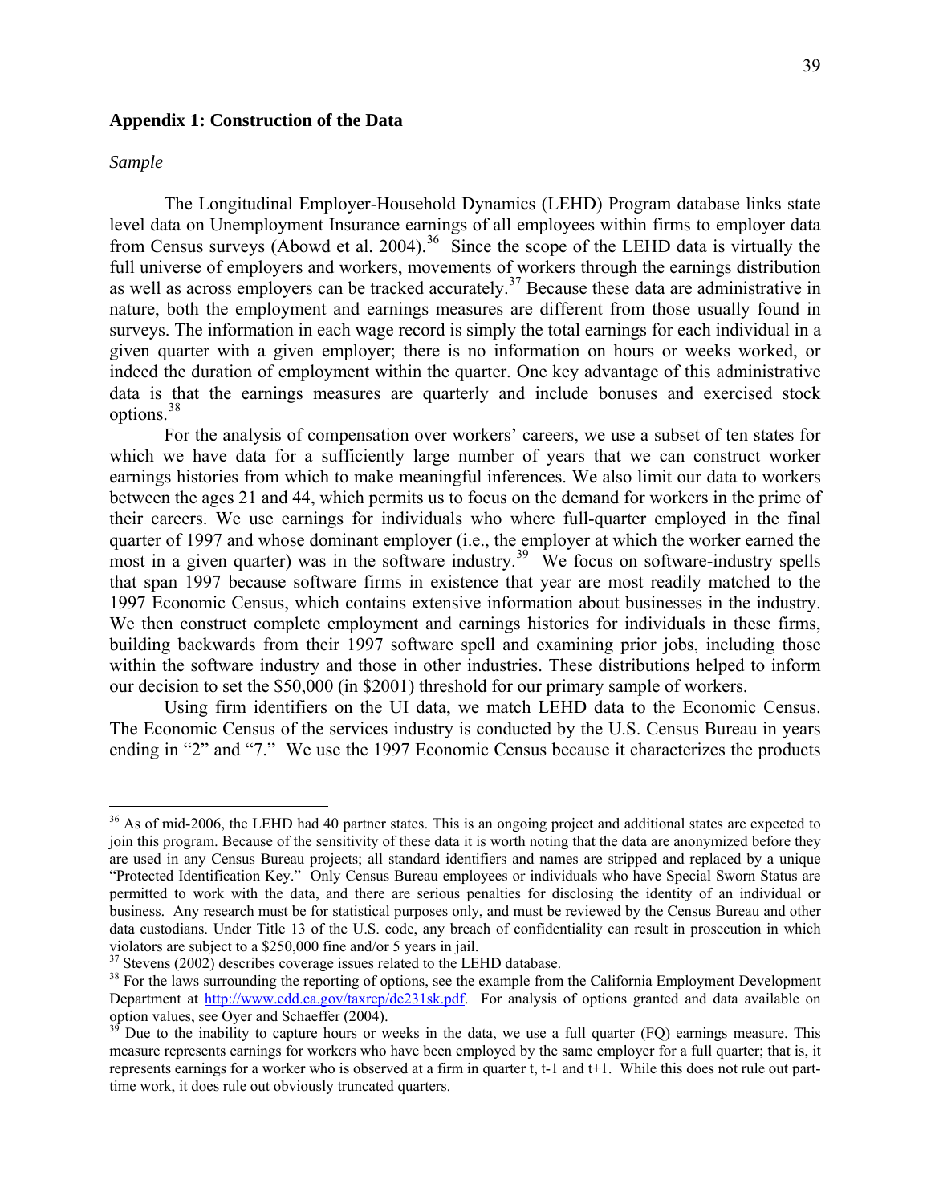## Appendix 1: Construction of the Data

*Sample*

The Longitudinal Employer-Household Dynamics (LEHD) Program database links state level data on Unemployment Insurance earnings of all employees within firms to employer data from Census surveys (Abowd et al. 2004).[36] Since the scope of the LEHD data is virtually the full universe of employers and workers, movements of workers through the earnings distribution as well as across employers can be tracked accurately.[37] Because these data are administrative in nature, both the employment and earnings measures are different from those usually found in surveys. The information in each wage record is simply the total earnings for each individual in a given quarter with a given employer; there is no information on hours or weeks worked, or indeed the duration of employment within the quarter. One key advantage of this administrative data is that the earnings measures are quarterly and include bonuses and exercised stock options.[38]

For the analysis of compensation over workers' careers, we use a subset of ten states for which we have data for a sufficiently large number of years that we can construct worker earnings histories from which to make meaningful inferences. We also limit our data to workers between the ages 21 and 44, which permits us to focus on the demand for workers in the prime of their careers. We use earnings for individuals who where full-quarter employed in the final quarter of 1997 and whose dominant employer (i.e., the employer at which the worker earned the most in a given quarter) was in the software industry.[39] We focus on software-industry spells that span 1997 because software firms in existence that year are most readily matched to the 1997 Economic Census, which contains extensive information about businesses in the industry. We then construct complete employment and earnings histories for individuals in these firms, building backwards from their 1997 software spell and examining prior jobs, including those within the software industry and those in other industries. These distributions helped to inform our decision to set the $50,000 (in $2001) threshold for our primary sample of workers.

Using firm identifiers on the UI data, we match LEHD data to the Economic Census. The Economic Census of the services industry is conducted by the U.S. Census Bureau in years ending in "2" and "7." We use the 1997 Economic Census because it characterizes the products

---

[36] As of mid-2006, the LEHD had 40 partner states. This is an ongoing project and additional states are expected to join this program. Because of the sensitivity of these data it is worth noting that the data are anonymized before they are used in any Census Bureau projects; all standard identifiers and names are stripped and replaced by a unique "Protected Identification Key." Only Census Bureau employees or individuals who have Special Sworn Status are permitted to work with the data, and there are serious penalties for disclosing the identity of an individual or business. Any research must be for statistical purposes only, and must be reviewed by the Census Bureau and other data custodians. Under Title 13 of the U.S. code, any breach of confidentiality can result in prosecution in which violators are subject to a $250,000 fine and/or 5 years in jail.

[37] Stevens (2002) describes coverage issues related to the LEHD database.

[38] For the laws surrounding the reporting of options, see the example from the California Employment Development Department at http://www.edd.ca.gov/taxrep/de231sk.pdf. For analysis of options granted and data available on option values, see Oyer and Schaeffer (2004).

[39] Due to the inability to capture hours or weeks in the data, we use a full quarter (FQ) earnings measure. This measure represents earnings for workers who have been employed by the same employer for a full quarter; that is, it represents earnings for a worker who is observed at a firm in quarter t, t-1 and t+1. While this does not rule out part-time work, it does rule out obviously truncated quarters.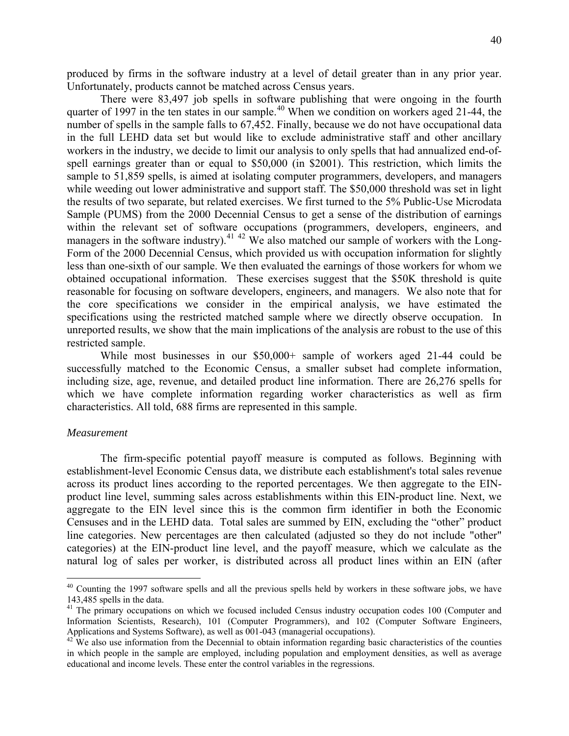produced by firms in the software industry at a level of detail greater than in any prior year. Unfortunately, products cannot be matched across Census years.

There were 83,497 job spells in software publishing that were ongoing in the fourth quarter of 1997 in the ten states in our sample.[40] When we condition on workers aged 21-44, the number of spells in the sample falls to 67,452. Finally, because we do not have occupational data in the full LEHD data set but would like to exclude administrative staff and other ancillary workers in the industry, we decide to limit our analysis to only spells that had annualized end-of-spell earnings greater than or equal to $50,000 (in $2001). This restriction, which limits the sample to 51,859 spells, is aimed at isolating computer programmers, developers, and managers while weeding out lower administrative and support staff. The $50,000 threshold was set in light the results of two separate, but related exercises. We first turned to the 5% Public-Use Microdata Sample (PUMS) from the 2000 Decennial Census to get a sense of the distribution of earnings within the relevant set of software occupations (programmers, developers, engineers, and managers in the software industry).[41] [42] We also matched our sample of workers with the Long-Form of the 2000 Decennial Census, which provided us with occupation information for slightly less than one-sixth of our sample. We then evaluated the earnings of those workers for whom we obtained occupational information. These exercises suggest that the $50K threshold is quite reasonable for focusing on software developers, engineers, and managers. We also note that for the core specifications we consider in the empirical analysis, we have estimated the specifications using the restricted matched sample where we directly observe occupation. In unreported results, we show that the main implications of the analysis are robust to the use of this restricted sample.

While most businesses in our $50,000+ sample of workers aged 21-44 could be successfully matched to the Economic Census, a smaller subset had complete information, including size, age, revenue, and detailed product line information. There are 26,276 spells for which we have complete information regarding worker characteristics as well as firm characteristics. All told, 688 firms are represented in this sample.

*Measurement*

The firm-specific potential payoff measure is computed as follows. Beginning with establishment-level Economic Census data, we distribute each establishment's total sales revenue across its product lines according to the reported percentages. We then aggregate to the EIN-product line level, summing sales across establishments within this EIN-product line. Next, we aggregate to the EIN level since this is the common firm identifier in both the Economic Censuses and in the LEHD data. Total sales are summed by EIN, excluding the "other" product line categories. New percentages are then calculated (adjusted so they do not include "other" categories) at the EIN-product line level, and the payoff measure, which we calculate as the natural log of sales per worker, is distributed across all product lines within an EIN (after

---

[40] Counting the 1997 software spells and all the previous spells held by workers in these software jobs, we have 143,485 spells in the data.

[41] The primary occupations on which we focused included Census industry occupation codes 100 (Computer and Information Scientists, Research), 101 (Computer Programmers), and 102 (Computer Software Engineers, Applications and Systems Software), as well as 001-043 (managerial occupations).

[42] We also use information from the Decennial to obtain information regarding basic characteristics of the counties in which people in the sample are employed, including population and employment densities, as well as average educational and income levels. These enter the control variables in the regressions.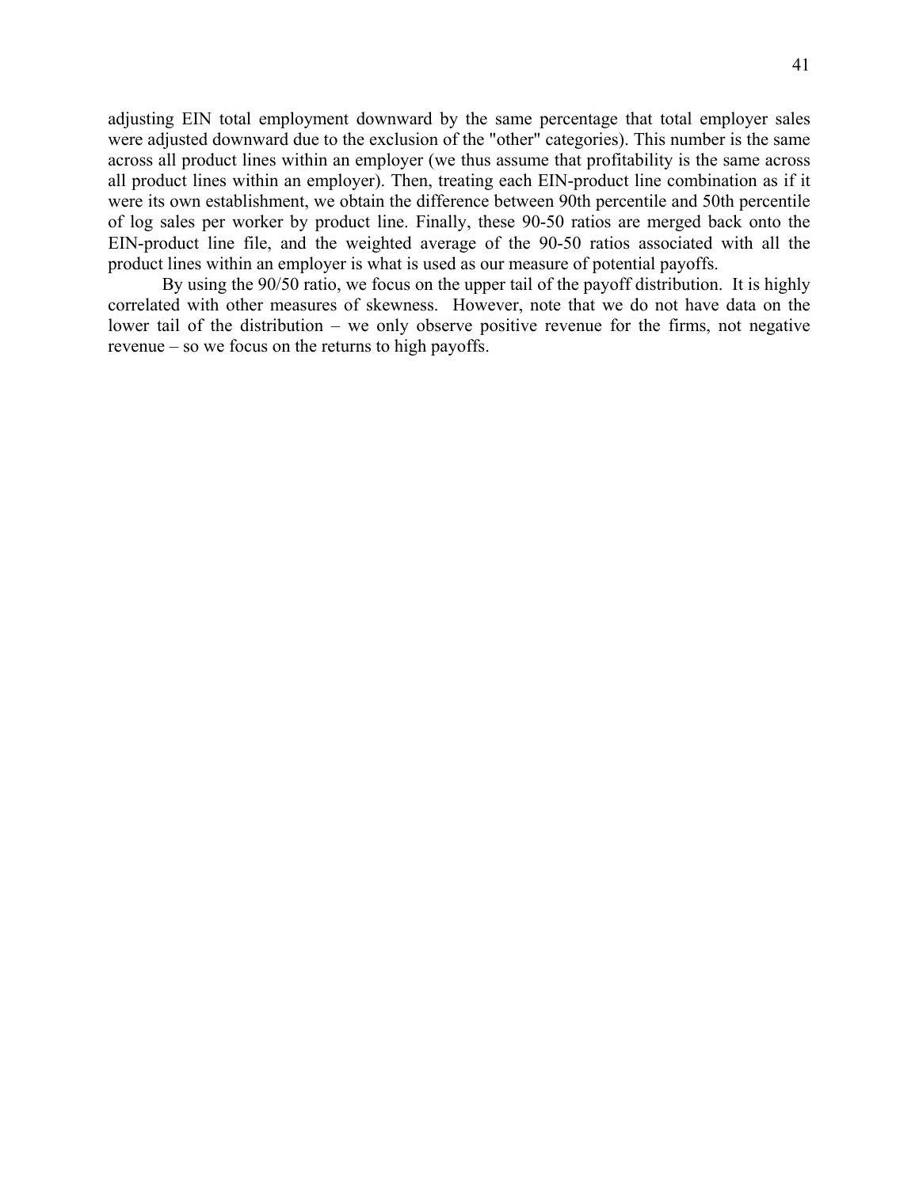adjusting EIN total employment downward by the same percentage that total employer sales were adjusted downward due to the exclusion of the "other" categories). This number is the same across all product lines within an employer (we thus assume that profitability is the same across all product lines within an employer). Then, treating each EIN-product line combination as if it were its own establishment, we obtain the difference between 90th percentile and 50th percentile of log sales per worker by product line. Finally, these 90-50 ratios are merged back onto the EIN-product line file, and the weighted average of the 90-50 ratios associated with all the product lines within an employer is what is used as our measure of potential payoffs.

By using the 90/50 ratio, we focus on the upper tail of the payoff distribution. It is highly correlated with other measures of skewness. However, note that we do not have data on the lower tail of the distribution – we only observe positive revenue for the firms, not negative revenue – so we focus on the returns to high payoffs.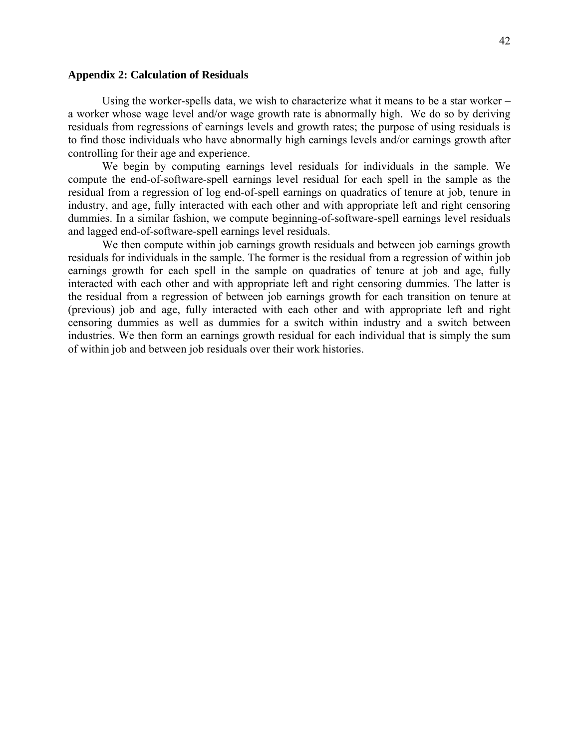## Appendix 2: Calculation of Residuals

Using the worker-spells data, we wish to characterize what it means to be a star worker – a worker whose wage level and/or wage growth rate is abnormally high. We do so by deriving residuals from regressions of earnings levels and growth rates; the purpose of using residuals is to find those individuals who have abnormally high earnings levels and/or earnings growth after controlling for their age and experience.

We begin by computing earnings level residuals for individuals in the sample. We compute the end-of-software-spell earnings level residual for each spell in the sample as the residual from a regression of log end-of-spell earnings on quadratics of tenure at job, tenure in industry, and age, fully interacted with each other and with appropriate left and right censoring dummies. In a similar fashion, we compute beginning-of-software-spell earnings level residuals and lagged end-of-software-spell earnings level residuals.

We then compute within job earnings growth residuals and between job earnings growth residuals for individuals in the sample. The former is the residual from a regression of within job earnings growth for each spell in the sample on quadratics of tenure at job and age, fully interacted with each other and with appropriate left and right censoring dummies. The latter is the residual from a regression of between job earnings growth for each transition on tenure at (previous) job and age, fully interacted with each other and with appropriate left and right censoring dummies as well as dummies for a switch within industry and a switch between industries. We then form an earnings growth residual for each individual that is simply the sum of within job and between job residuals over their work histories.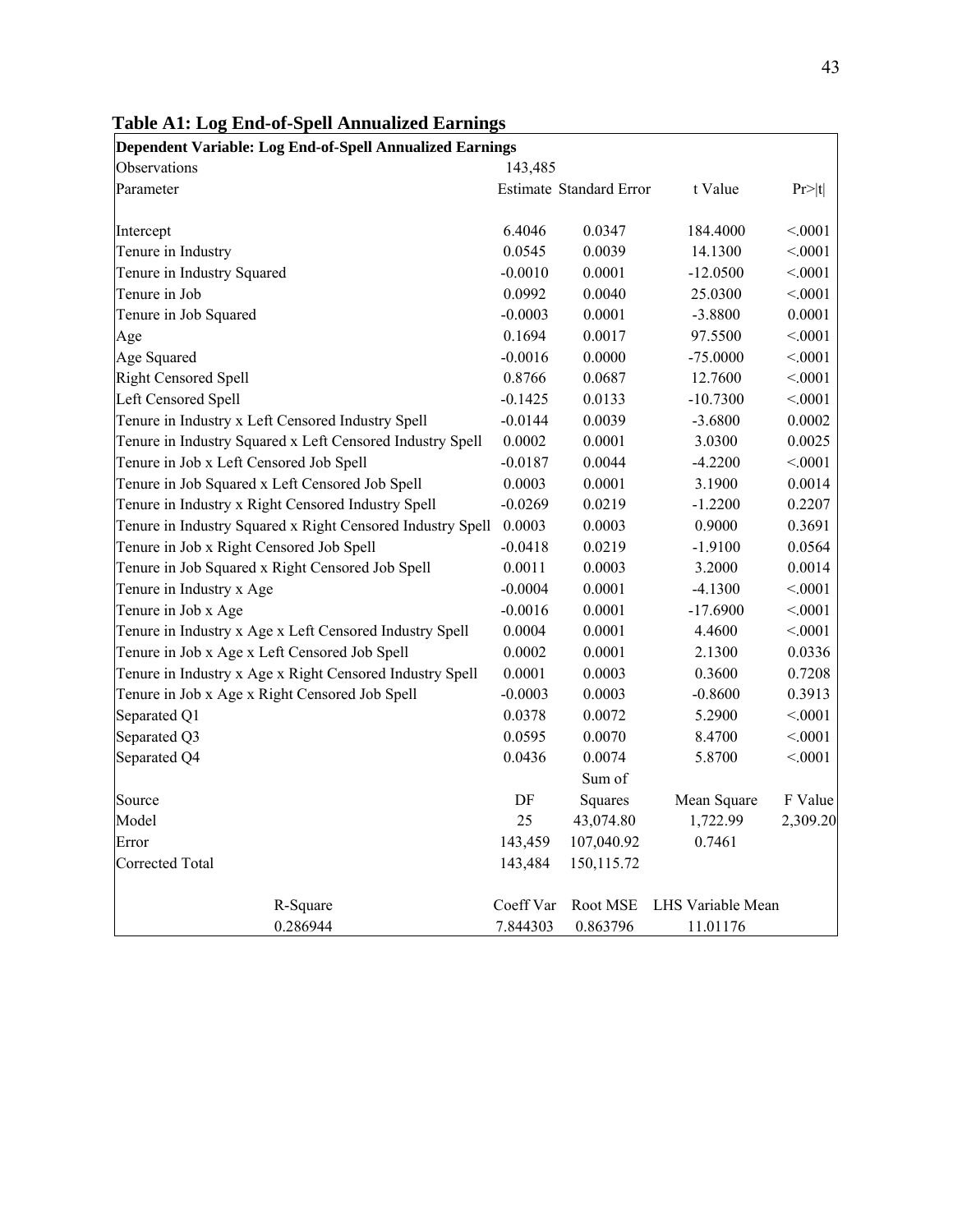**Table A1: Log End-of-Spell Annualized Earnings**

| **Dependent Variable: Log End-of-Spell Annualized Earnings** | | | | |
|---|---|---|---|---|
| Observations | 143,485 | | | |
| Parameter | Estimate | Standard Error | t Value | Pr>\|t\| |
| Intercept | 6.4046 | 0.0347 | 184.4000 | <.0001 |
| Tenure in Industry | 0.0545 | 0.0039 | 14.1300 | <.0001 |
| Tenure in Industry Squared | -0.0010 | 0.0001 | -12.0500 | <.0001 |
| Tenure in Job | 0.0992 | 0.0040 | 25.0300 | <.0001 |
| Tenure in Job Squared | -0.0003 | 0.0001 | -3.8800 | 0.0001 |
| Age | 0.1694 | 0.0017 | 97.5500 | <.0001 |
| Age Squared | -0.0016 | 0.0000 | -75.0000 | <.0001 |
| Right Censored Spell | 0.8766 | 0.0687 | 12.7600 | <.0001 |
| Left Censored Spell | -0.1425 | 0.0133 | -10.7300 | <.0001 |
| Tenure in Industry x Left Censored Industry Spell | -0.0144 | 0.0039 | -3.6800 | 0.0002 |
| Tenure in Industry Squared x Left Censored Industry Spell | 0.0002 | 0.0001 | 3.0300 | 0.0025 |
| Tenure in Job x Left Censored Job Spell | -0.0187 | 0.0044 | -4.2200 | <.0001 |
| Tenure in Job Squared x Left Censored Job Spell | 0.0003 | 0.0001 | 3.1900 | 0.0014 |
| Tenure in Industry x Right Censored Industry Spell | -0.0269 | 0.0219 | -1.2200 | 0.2207 |
| Tenure in Industry Squared x Right Censored Industry Spell | 0.0003 | 0.0003 | 0.9000 | 0.3691 |
| Tenure in Job x Right Censored Job Spell | -0.0418 | 0.0219 | -1.9100 | 0.0564 |
| Tenure in Job Squared x Right Censored Job Spell | 0.0011 | 0.0003 | 3.2000 | 0.0014 |
| Tenure in Industry x Age | -0.0004 | 0.0001 | -4.1300 | <.0001 |
| Tenure in Job x Age | -0.0016 | 0.0001 | -17.6900 | <.0001 |
| Tenure in Industry x Age x Left Censored Industry Spell | 0.0004 | 0.0001 | 4.4600 | <.0001 |
| Tenure in Job x Age x Left Censored Job Spell | 0.0002 | 0.0001 | 2.1300 | 0.0336 |
| Tenure in Industry x Age x Right Censored Industry Spell | 0.0001 | 0.0003 | 0.3600 | 0.7208 |
| Tenure in Job x Age x Right Censored Job Spell | -0.0003 | 0.0003 | -0.8600 | 0.3913 |
| Separated Q1 | 0.0378 | 0.0072 | 5.2900 | <.0001 |
| Separated Q3 | 0.0595 | 0.0070 | 8.4700 | <.0001 |
| Separated Q4 | 0.0436 | 0.0074 | 5.8700 | <.0001 |
| Source | DF | Sum of Squares | Mean Square | F Value |
| Model | 25 | 43,074.80 | 1,722.99 | 2,309.20 |
| Error | 143,459 | 107,040.92 | 0.7461 | |
| Corrected Total | 143,484 | 150,115.72 | | |
| R-Square | Coeff Var | Root MSE | LHS Variable Mean | |
| 0.286944 | 7.844303 | 0.863796 | 11.01176 | |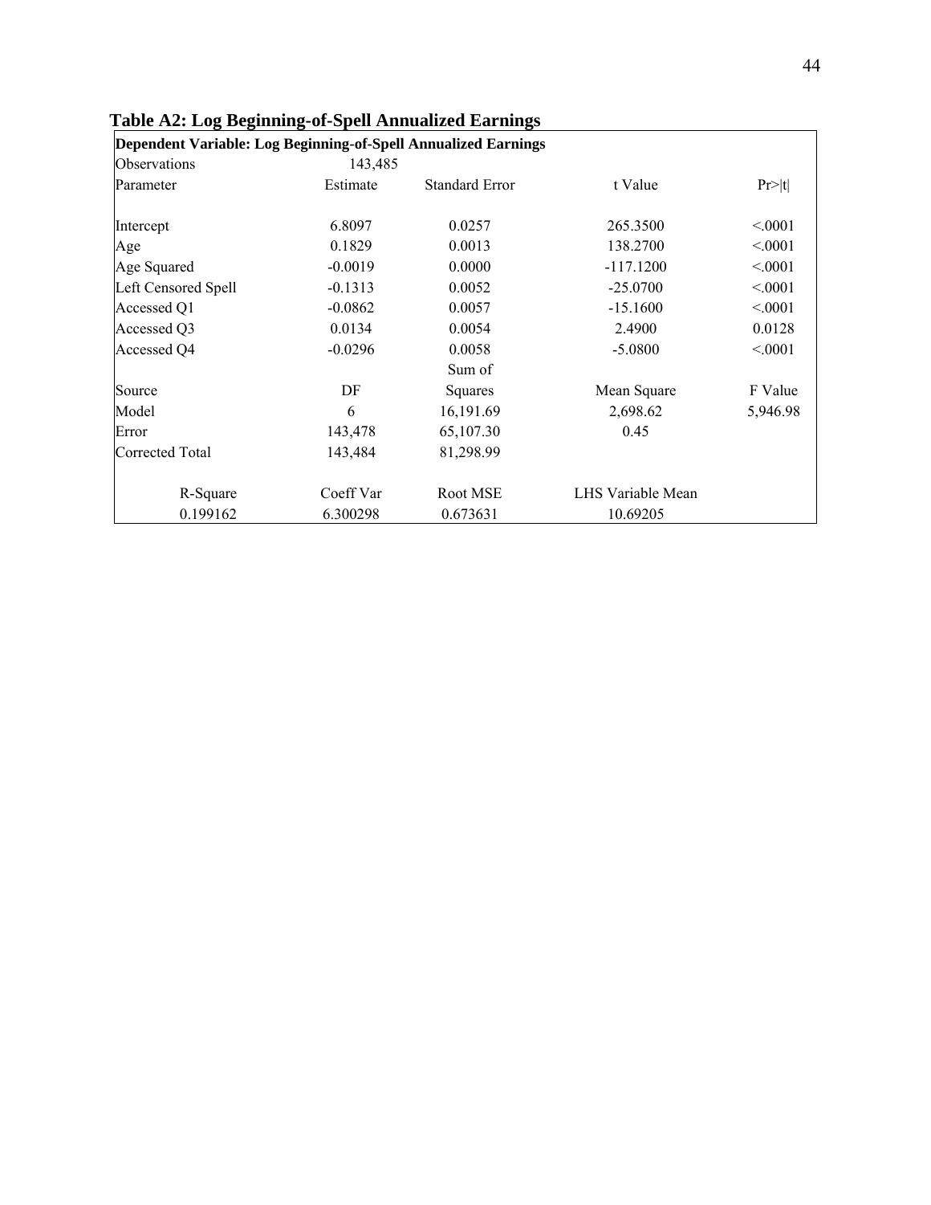**Table A2: Log Beginning-of-Spell Annualized Earnings**

| **Dependent Variable: Log Beginning-of-Spell Annualized Earnings** | | | | |
|---|---|---|---|---|
| Observations | 143,485 | | | |
| Parameter | Estimate | Standard Error | t Value | Pr>\|t\| |
| Intercept | 6.8097 | 0.0257 | 265.3500 | <.0001 |
| Age | 0.1829 | 0.0013 | 138.2700 | <.0001 |
| Age Squared | -0.0019 | 0.0000 | -117.1200 | <.0001 |
| Left Censored Spell | -0.1313 | 0.0052 | -25.0700 | <.0001 |
| Accessed Q1 | -0.0862 | 0.0057 | -15.1600 | <.0001 |
| Accessed Q3 | 0.0134 | 0.0054 | 2.4900 | 0.0128 |
| Accessed Q4 | -0.0296 | 0.0058 | -5.0800 | <.0001 |
| Source | DF | Sum of Squares | Mean Square | F Value |
| Model | 6 | 16,191.69 | 2,698.62 | 5,946.98 |
| Error | 143,478 | 65,107.30 | 0.45 | |
| Corrected Total | 143,484 | 81,298.99 | | |
| R-Square | Coeff Var | Root MSE | LHS Variable Mean | |
| 0.199162 | 6.300298 | 0.673631 | 10.69205 | |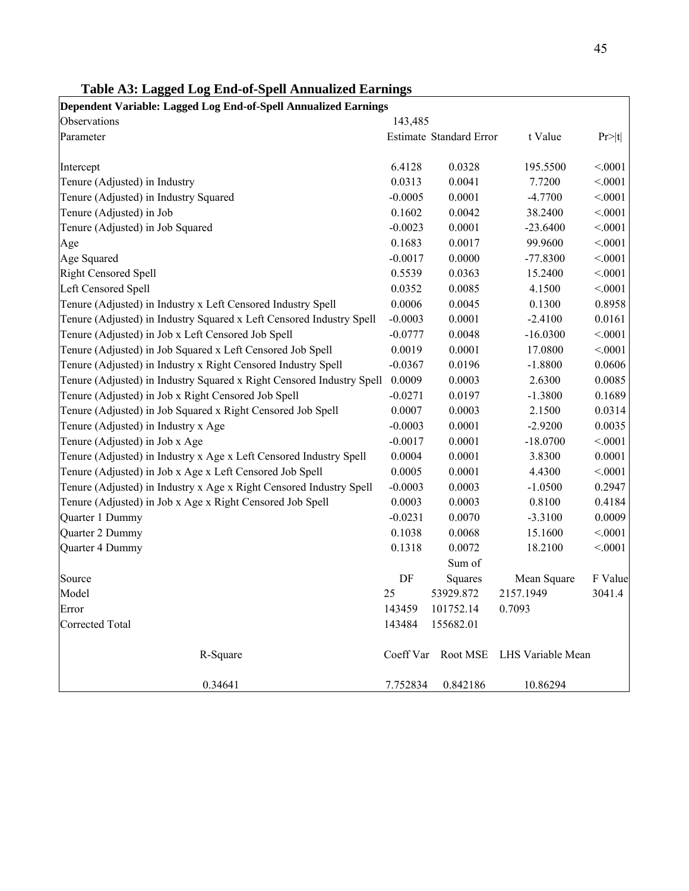## Table A3: Lagged Log End-of-Spell Annualized Earnings

| **Dependent Variable: Lagged Log End-of-Spell Annualized Earnings** | | | | |
|---|---|---|---|---|
| Observations | 143,485 | | | |
| Parameter | Estimate | Standard Error | t Value | Pr>\|t\| |
| Intercept | 6.4128 | 0.0328 | 195.5500 | <.0001 |
| Tenure (Adjusted) in Industry | 0.0313 | 0.0041 | 7.7200 | <.0001 |
| Tenure (Adjusted) in Industry Squared | -0.0005 | 0.0001 | -4.7700 | <.0001 |
| Tenure (Adjusted) in Job | 0.1602 | 0.0042 | 38.2400 | <.0001 |
| Tenure (Adjusted) in Job Squared | -0.0023 | 0.0001 | -23.6400 | <.0001 |
| Age | 0.1683 | 0.0017 | 99.9600 | <.0001 |
| Age Squared | -0.0017 | 0.0000 | -77.8300 | <.0001 |
| Right Censored Spell | 0.5539 | 0.0363 | 15.2400 | <.0001 |
| Left Censored Spell | 0.0352 | 0.0085 | 4.1500 | <.0001 |
| Tenure (Adjusted) in Industry x Left Censored Industry Spell | 0.0006 | 0.0045 | 0.1300 | 0.8958 |
| Tenure (Adjusted) in Industry Squared x Left Censored Industry Spell | -0.0003 | 0.0001 | -2.4100 | 0.0161 |
| Tenure (Adjusted) in Job x Left Censored Job Spell | -0.0777 | 0.0048 | -16.0300 | <.0001 |
| Tenure (Adjusted) in Job Squared x Left Censored Job Spell | 0.0019 | 0.0001 | 17.0800 | <.0001 |
| Tenure (Adjusted) in Industry x Right Censored Industry Spell | -0.0367 | 0.0196 | -1.8800 | 0.0606 |
| Tenure (Adjusted) in Industry Squared x Right Censored Industry Spell | 0.0009 | 0.0003 | 2.6300 | 0.0085 |
| Tenure (Adjusted) in Job x Right Censored Job Spell | -0.0271 | 0.0197 | -1.3800 | 0.1689 |
| Tenure (Adjusted) in Job Squared x Right Censored Job Spell | 0.0007 | 0.0003 | 2.1500 | 0.0314 |
| Tenure (Adjusted) in Industry x Age | -0.0003 | 0.0001 | -2.9200 | 0.0035 |
| Tenure (Adjusted) in Job x Age | -0.0017 | 0.0001 | -18.0700 | <.0001 |
| Tenure (Adjusted) in Industry x Age x Left Censored Industry Spell | 0.0004 | 0.0001 | 3.8300 | 0.0001 |
| Tenure (Adjusted) in Job x Age x Left Censored Job Spell | 0.0005 | 0.0001 | 4.4300 | <.0001 |
| Tenure (Adjusted) in Industry x Age x Right Censored Industry Spell | -0.0003 | 0.0003 | -1.0500 | 0.2947 |
| Tenure (Adjusted) in Job x Age x Right Censored Job Spell | 0.0003 | 0.0003 | 0.8100 | 0.4184 |
| Quarter 1 Dummy | -0.0231 | 0.0070 | -3.3100 | 0.0009 |
| Quarter 2 Dummy | 0.1038 | 0.0068 | 15.1600 | <.0001 |
| Quarter 4 Dummy | 0.1318 | 0.0072 | 18.2100 | <.0001 |
| Source | DF | Sum of Squares | Mean Square | F Value |
| Model | 25 | 53929.872 | 2157.1949 | 3041.4 |
| Error | 143459 | 101752.14 | 0.7093 | |
| Corrected Total | 143484 | 155682.01 | | |
| R-Square | Coeff Var | Root MSE | LHS Variable Mean | |
| 0.34641 | 7.752834 | 0.842186 | 10.86294 | |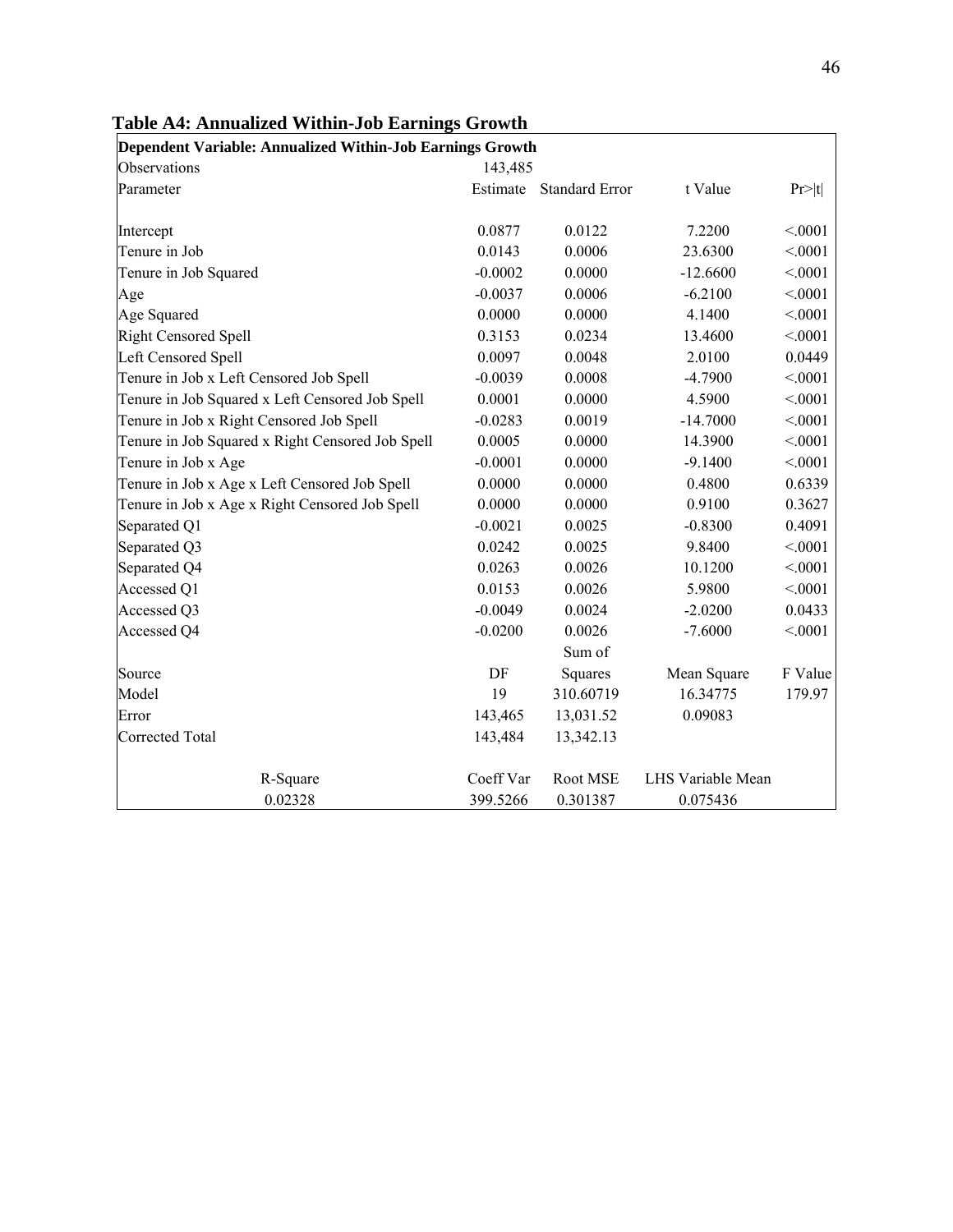## Table A4: Annualized Within-Job Earnings Growth

| **Dependent Variable: Annualized Within-Job Earnings Growth** | | | | |
|---|---|---|---|---|
| Observations | 143,485 | | | |
| Parameter | Estimate | Standard Error | t Value | Pr>\|t\| |
| Intercept | 0.0877 | 0.0122 | 7.2200 | <.0001 |
| Tenure in Job | 0.0143 | 0.0006 | 23.6300 | <.0001 |
| Tenure in Job Squared | -0.0002 | 0.0000 | -12.6600 | <.0001 |
| Age | -0.0037 | 0.0006 | -6.2100 | <.0001 |
| Age Squared | 0.0000 | 0.0000 | 4.1400 | <.0001 |
| Right Censored Spell | 0.3153 | 0.0234 | 13.4600 | <.0001 |
| Left Censored Spell | 0.0097 | 0.0048 | 2.0100 | 0.0449 |
| Tenure in Job x Left Censored Job Spell | -0.0039 | 0.0008 | -4.7900 | <.0001 |
| Tenure in Job Squared x Left Censored Job Spell | 0.0001 | 0.0000 | 4.5900 | <.0001 |
| Tenure in Job x Right Censored Job Spell | -0.0283 | 0.0019 | -14.7000 | <.0001 |
| Tenure in Job Squared x Right Censored Job Spell | 0.0005 | 0.0000 | 14.3900 | <.0001 |
| Tenure in Job x Age | -0.0001 | 0.0000 | -9.1400 | <.0001 |
| Tenure in Job x Age x Left Censored Job Spell | 0.0000 | 0.0000 | 0.4800 | 0.6339 |
| Tenure in Job x Age x Right Censored Job Spell | 0.0000 | 0.0000 | 0.9100 | 0.3627 |
| Separated Q1 | -0.0021 | 0.0025 | -0.8300 | 0.4091 |
| Separated Q3 | 0.0242 | 0.0025 | 9.8400 | <.0001 |
| Separated Q4 | 0.0263 | 0.0026 | 10.1200 | <.0001 |
| Accessed Q1 | 0.0153 | 0.0026 | 5.9800 | <.0001 |
| Accessed Q3 | -0.0049 | 0.0024 | -2.0200 | 0.0433 |
| Accessed Q4 | -0.0200 | 0.0026 | -7.6000 | <.0001 |
| Source | DF | Sum of Squares | Mean Square | F Value |
| Model | 19 | 310.60719 | 16.34775 | 179.97 |
| Error | 143,465 | 13,031.52 | 0.09083 | |
| Corrected Total | 143,484 | 13,342.13 | | |
| R-Square | Coeff Var | Root MSE | LHS Variable Mean | |
| 0.02328 | 399.5266 | 0.301387 | 0.075436 | |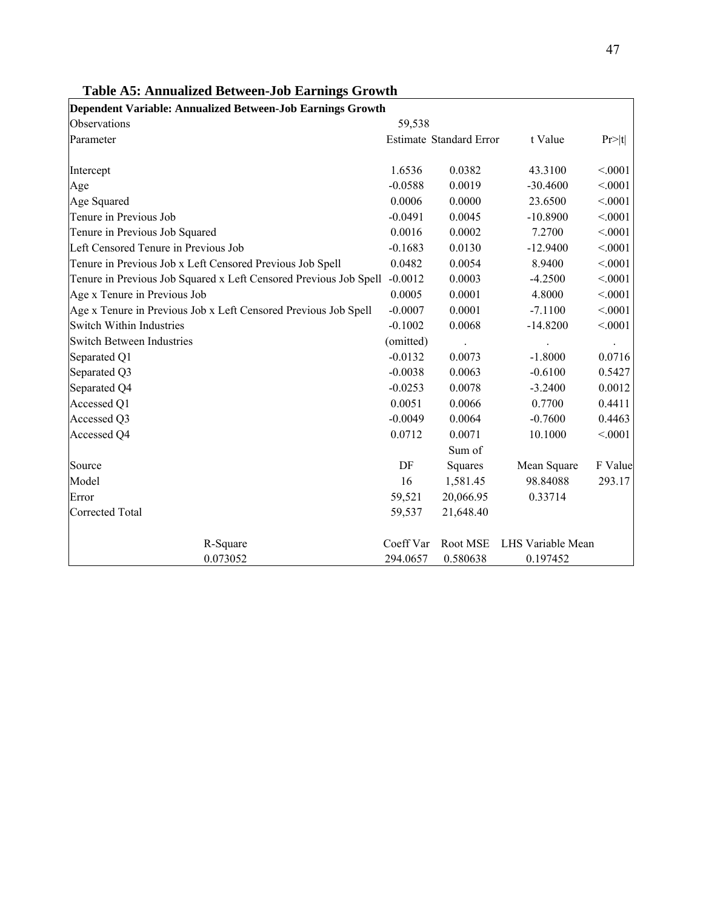**Table A5: Annualized Between-Job Earnings Growth**

| Dependent Variable: Annualized Between-Job Earnings Growth | | | | |
|---|---|---|---|---|
| Observations | 59,538 | | | |
| Parameter | Estimate | Standard Error | t Value | Pr>\|t\| |
| Intercept | 1.6536 | 0.0382 | 43.3100 | <.0001 |
| Age | -0.0588 | 0.0019 | -30.4600 | <.0001 |
| Age Squared | 0.0006 | 0.0000 | 23.6500 | <.0001 |
| Tenure in Previous Job | -0.0491 | 0.0045 | -10.8900 | <.0001 |
| Tenure in Previous Job Squared | 0.0016 | 0.0002 | 7.2700 | <.0001 |
| Left Censored Tenure in Previous Job | -0.1683 | 0.0130 | -12.9400 | <.0001 |
| Tenure in Previous Job x Left Censored Previous Job Spell | 0.0482 | 0.0054 | 8.9400 | <.0001 |
| Tenure in Previous Job Squared x Left Censored Previous Job Spell | -0.0012 | 0.0003 | -4.2500 | <.0001 |
| Age x Tenure in Previous Job | 0.0005 | 0.0001 | 4.8000 | <.0001 |
| Age x Tenure in Previous Job x Left Censored Previous Job Spell | -0.0007 | 0.0001 | -7.1100 | <.0001 |
| Switch Within Industries | -0.1002 | 0.0068 | -14.8200 | <.0001 |
| Switch Between Industries | (omitted) | . | . | . |
| Separated Q1 | -0.0132 | 0.0073 | -1.8000 | 0.0716 |
| Separated Q3 | -0.0038 | 0.0063 | -0.6100 | 0.5427 |
| Separated Q4 | -0.0253 | 0.0078 | -3.2400 | 0.0012 |
| Accessed Q1 | 0.0051 | 0.0066 | 0.7700 | 0.4411 |
| Accessed Q3 | -0.0049 | 0.0064 | -0.7600 | 0.4463 |
| Accessed Q4 | 0.0712 | 0.0071 | 10.1000 | <.0001 |
| Source | DF | Sum of Squares | Mean Square | F Value |
| Model | 16 | 1,581.45 | 98.84088 | 293.17 |
| Error | 59,521 | 20,066.95 | 0.33714 | |
| Corrected Total | 59,537 | 21,648.40 | | |
| R-Square | Coeff Var | Root MSE | LHS Variable Mean | |
| 0.073052 | 294.0657 | 0.580638 | 0.197452 | |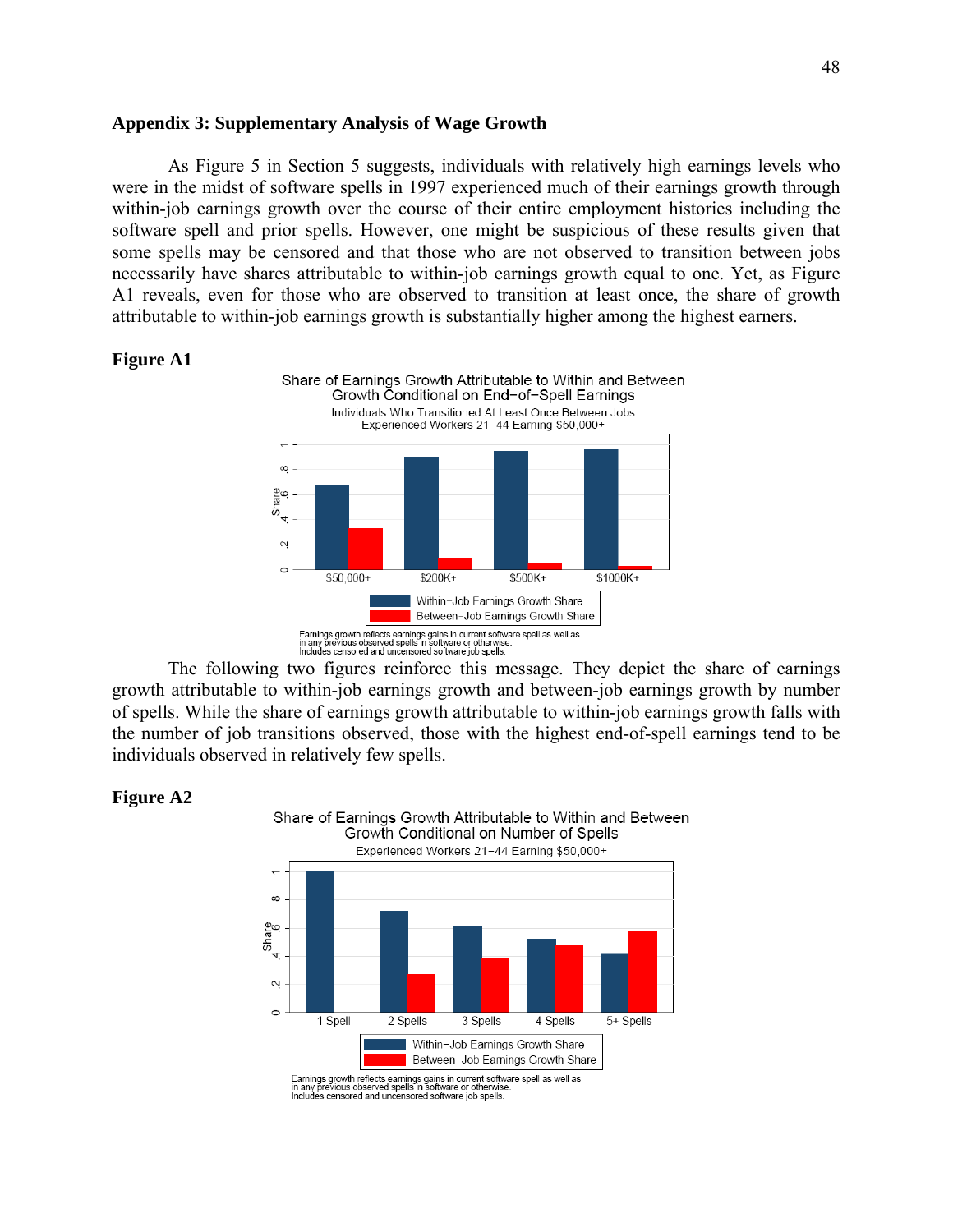## Appendix 3: Supplementary Analysis of Wage Growth

As Figure 5 in Section 5 suggests, individuals with relatively high earnings levels who were in the midst of software spells in 1997 experienced much of their earnings growth through within-job earnings growth over the course of their entire employment histories including the software spell and prior spells. However, one might be suspicious of these results given that some spells may be censored and that those who are not observed to transition between jobs necessarily have shares attributable to within-job earnings growth equal to one. Yet, as Figure A1 reveals, even for those who are observed to transition at least once, the share of growth attributable to within-job earnings growth is substantially higher among the highest earners.

**Figure A1**

The following two figures reinforce this message. They depict the share of earnings growth attributable to within-job earnings growth and between-job earnings growth by number of spells. While the share of earnings growth attributable to within-job earnings growth falls with the number of job transitions observed, those with the highest end-of-spell earnings tend to be individuals observed in relatively few spells.

**Figure A2**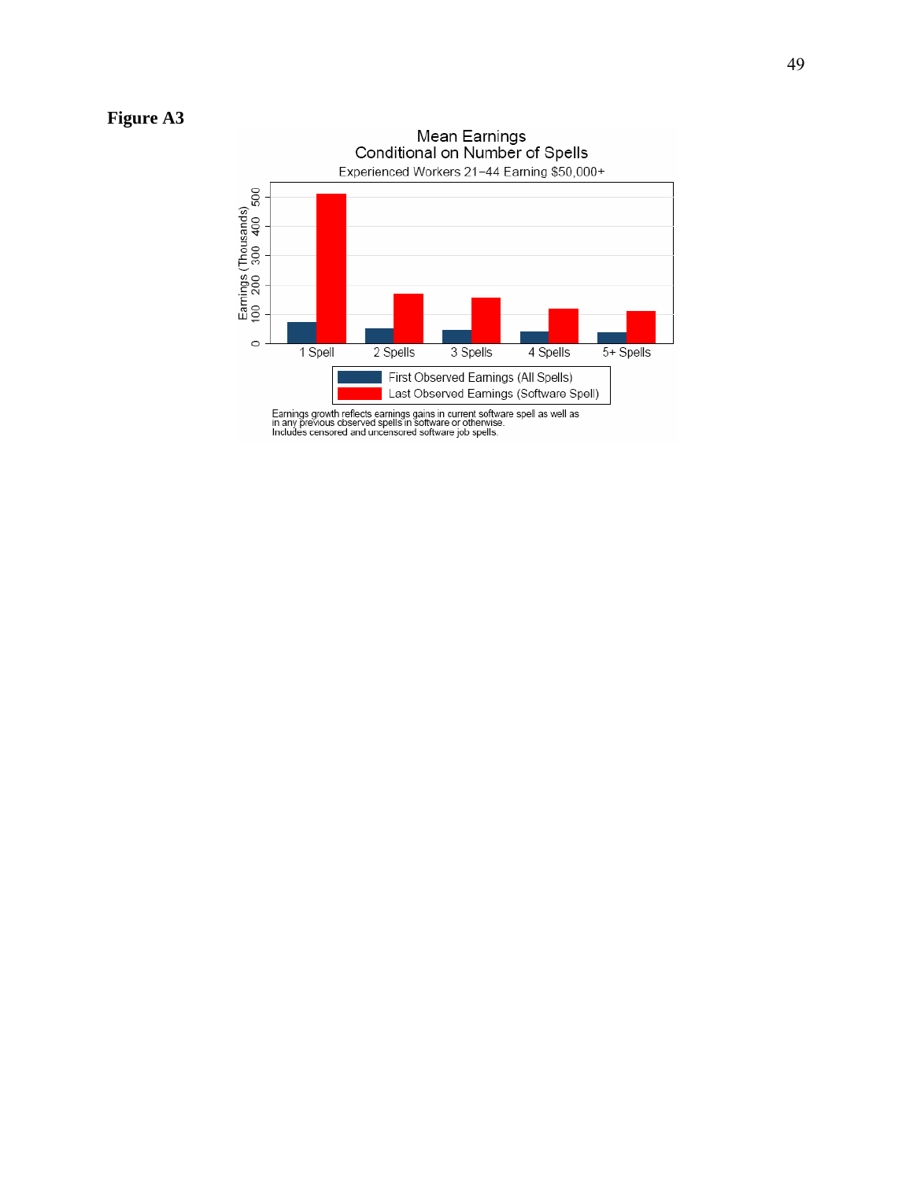**Figure A3**

Mean Earnings
Conditional on Number of Spells
Experienced Workers 21−44 Earning $50,000+

Earnings (Thousands)

0 100 200 300 400 500

1 Spell
2 Spells
3 Spells
4 Spells
5+ Spells

First Observed Earnings (All Spells)
Last Observed Earnings (Software Spell)

Earnings growth reflects earnings gains in current software spell as well as in any previous observed spells in software or otherwise.
Includes censored and uncensored software job spells.